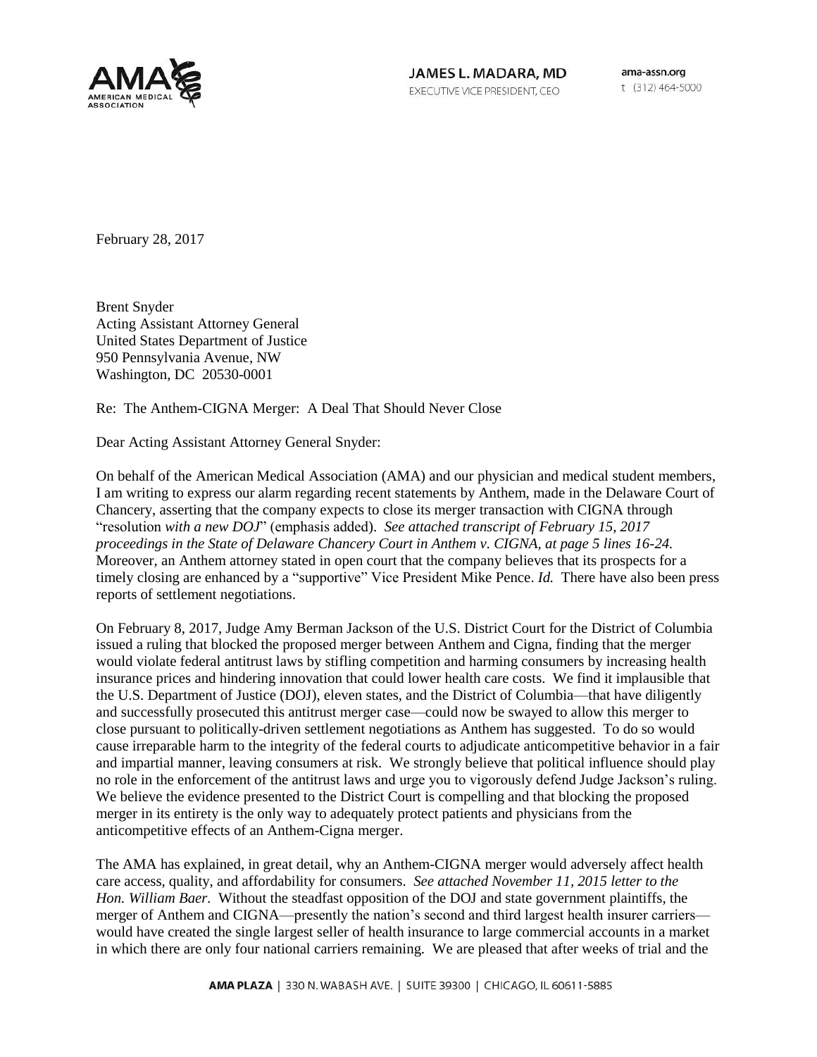JAMES L. MADARA, MD
EXECUTIVE VICE PRESIDENT, CEO

ama-assn.org
t (312) 464-5000

February 28, 2017

Brent Snyder
Acting Assistant Attorney General
United States Department of Justice
950 Pennsylvania Avenue, NW
Washington, DC 20530-0001

Re: The Anthem-CIGNA Merger: A Deal That Should Never Close

Dear Acting Assistant Attorney General Snyder:

On behalf of the American Medical Association (AMA) and our physician and medical student members, I am writing to express our alarm regarding recent statements by Anthem, made in the Delaware Court of Chancery, asserting that the company expects to close its merger transaction with CIGNA through "resolution *with a new DOJ*" (emphasis added). *See attached transcript of February 15, 2017 proceedings in the State of Delaware Chancery Court in Anthem v. CIGNA, at page 5 lines 16-24.* Moreover, an Anthem attorney stated in open court that the company believes that its prospects for a timely closing are enhanced by a "supportive" Vice President Mike Pence. *Id.* There have also been press reports of settlement negotiations.

On February 8, 2017, Judge Amy Berman Jackson of the U.S. District Court for the District of Columbia issued a ruling that blocked the proposed merger between Anthem and Cigna, finding that the merger would violate federal antitrust laws by stifling competition and harming consumers by increasing health insurance prices and hindering innovation that could lower health care costs. We find it implausible that the U.S. Department of Justice (DOJ), eleven states, and the District of Columbia—that have diligently and successfully prosecuted this antitrust merger case—could now be swayed to allow this merger to close pursuant to politically-driven settlement negotiations as Anthem has suggested. To do so would cause irreparable harm to the integrity of the federal courts to adjudicate anticompetitive behavior in a fair and impartial manner, leaving consumers at risk. We strongly believe that political influence should play no role in the enforcement of the antitrust laws and urge you to vigorously defend Judge Jackson's ruling. We believe the evidence presented to the District Court is compelling and that blocking the proposed merger in its entirety is the only way to adequately protect patients and physicians from the anticompetitive effects of an Anthem-Cigna merger.

The AMA has explained, in great detail, why an Anthem-CIGNA merger would adversely affect health care access, quality, and affordability for consumers. *See attached November 11, 2015 letter to the Hon. William Baer.* Without the steadfast opposition of the DOJ and state government plaintiffs, the merger of Anthem and CIGNA—presently the nation's second and third largest health insurer carriers—would have created the single largest seller of health insurance to large commercial accounts in a market in which there are only four national carriers remaining. We are pleased that after weeks of trial and the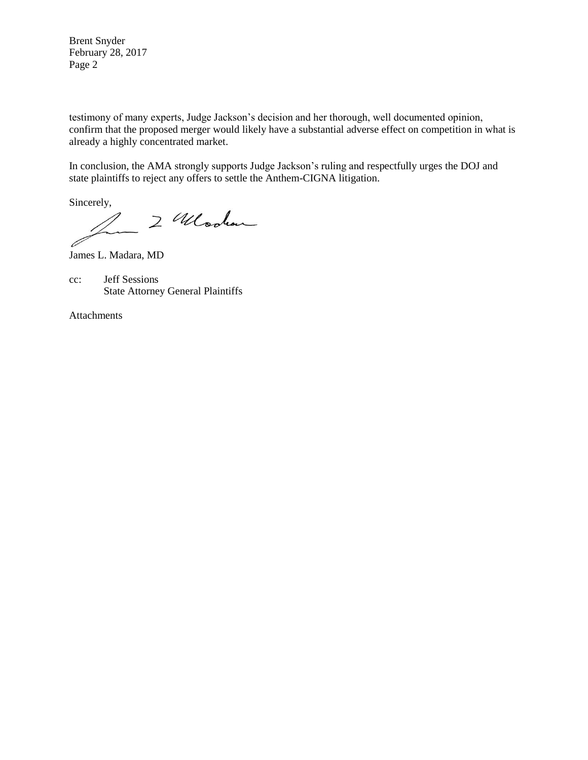testimony of many experts, Judge Jackson's decision and her thorough, well documented opinion, confirm that the proposed merger would likely have a substantial adverse effect on competition in what is already a highly concentrated market.

In conclusion, the AMA strongly supports Judge Jackson's ruling and respectfully urges the DOJ and state plaintiffs to reject any offers to settle the Anthem-CIGNA litigation.

Sincerely,

James L. Madara, MD

cc: Jeff Sessions
State Attorney General Plaintiffs

Attachments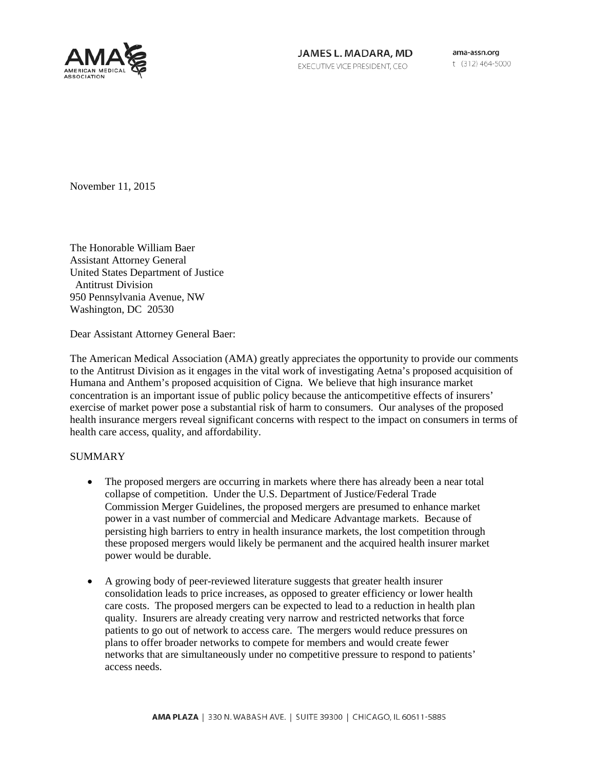JAMES L. MADARA, MD
EXECUTIVE VICE PRESIDENT, CEO

ama-assn.org
t (312) 464-5000

November 11, 2015

The Honorable William Baer
Assistant Attorney General
United States Department of Justice
Antitrust Division
950 Pennsylvania Avenue, NW
Washington, DC 20530

Dear Assistant Attorney General Baer:

The American Medical Association (AMA) greatly appreciates the opportunity to provide our comments to the Antitrust Division as it engages in the vital work of investigating Aetna's proposed acquisition of Humana and Anthem's proposed acquisition of Cigna. We believe that high insurance market concentration is an important issue of public policy because the anticompetitive effects of insurers' exercise of market power pose a substantial risk of harm to consumers. Our analyses of the proposed health insurance mergers reveal significant concerns with respect to the impact on consumers in terms of health care access, quality, and affordability.

SUMMARY

- The proposed mergers are occurring in markets where there has already been a near total collapse of competition. Under the U.S. Department of Justice/Federal Trade Commission Merger Guidelines, the proposed mergers are presumed to enhance market power in a vast number of commercial and Medicare Advantage markets. Because of persisting high barriers to entry in health insurance markets, the lost competition through these proposed mergers would likely be permanent and the acquired health insurer market power would be durable.

- A growing body of peer-reviewed literature suggests that greater health insurer consolidation leads to price increases, as opposed to greater efficiency or lower health care costs. The proposed mergers can be expected to lead to a reduction in health plan quality. Insurers are already creating very narrow and restricted networks that force patients to go out of network to access care. The mergers would reduce pressures on plans to offer broader networks to compete for members and would create fewer networks that are simultaneously under no competitive pressure to respond to patients' access needs.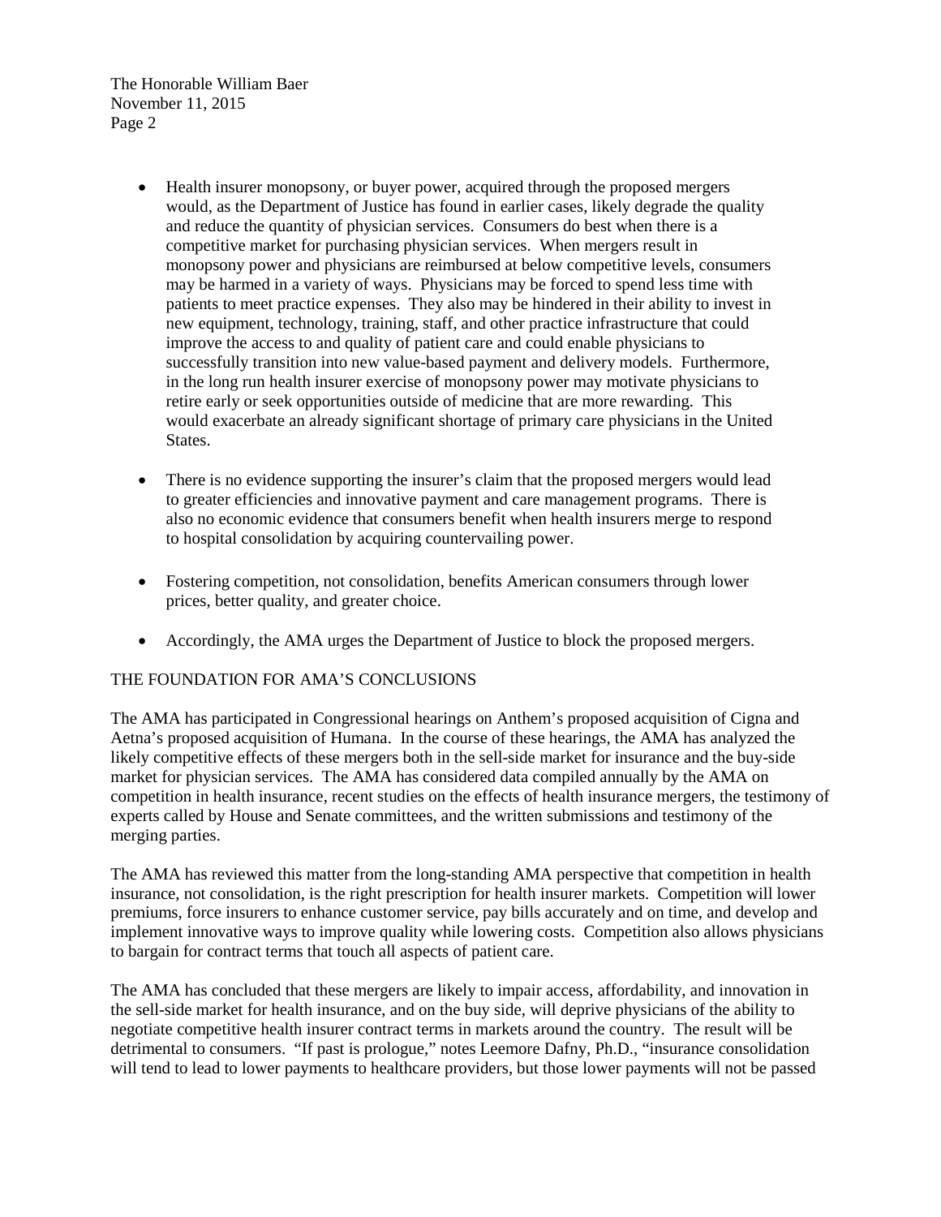- Health insurer monopsony, or buyer power, acquired through the proposed mergers would, as the Department of Justice has found in earlier cases, likely degrade the quality and reduce the quantity of physician services. Consumers do best when there is a competitive market for purchasing physician services. When mergers result in monopsony power and physicians are reimbursed at below competitive levels, consumers may be harmed in a variety of ways. Physicians may be forced to spend less time with patients to meet practice expenses. They also may be hindered in their ability to invest in new equipment, technology, training, staff, and other practice infrastructure that could improve the access to and quality of patient care and could enable physicians to successfully transition into new value-based payment and delivery models. Furthermore, in the long run health insurer exercise of monopsony power may motivate physicians to retire early or seek opportunities outside of medicine that are more rewarding. This would exacerbate an already significant shortage of primary care physicians in the United States.

- There is no evidence supporting the insurer's claim that the proposed mergers would lead to greater efficiencies and innovative payment and care management programs. There is also no economic evidence that consumers benefit when health insurers merge to respond to hospital consolidation by acquiring countervailing power.

- Fostering competition, not consolidation, benefits American consumers through lower prices, better quality, and greater choice.

- Accordingly, the AMA urges the Department of Justice to block the proposed mergers.

## THE FOUNDATION FOR AMA'S CONCLUSIONS

The AMA has participated in Congressional hearings on Anthem's proposed acquisition of Cigna and Aetna's proposed acquisition of Humana. In the course of these hearings, the AMA has analyzed the likely competitive effects of these mergers both in the sell-side market for insurance and the buy-side market for physician services. The AMA has considered data compiled annually by the AMA on competition in health insurance, recent studies on the effects of health insurance mergers, the testimony of experts called by House and Senate committees, and the written submissions and testimony of the merging parties.

The AMA has reviewed this matter from the long-standing AMA perspective that competition in health insurance, not consolidation, is the right prescription for health insurer markets. Competition will lower premiums, force insurers to enhance customer service, pay bills accurately and on time, and develop and implement innovative ways to improve quality while lowering costs. Competition also allows physicians to bargain for contract terms that touch all aspects of patient care.

The AMA has concluded that these mergers are likely to impair access, affordability, and innovation in the sell-side market for health insurance, and on the buy side, will deprive physicians of the ability to negotiate competitive health insurer contract terms in markets around the country. The result will be detrimental to consumers. "If past is prologue," notes Leemore Dafny, Ph.D., "insurance consolidation will tend to lead to lower payments to healthcare providers, but those lower payments will not be passed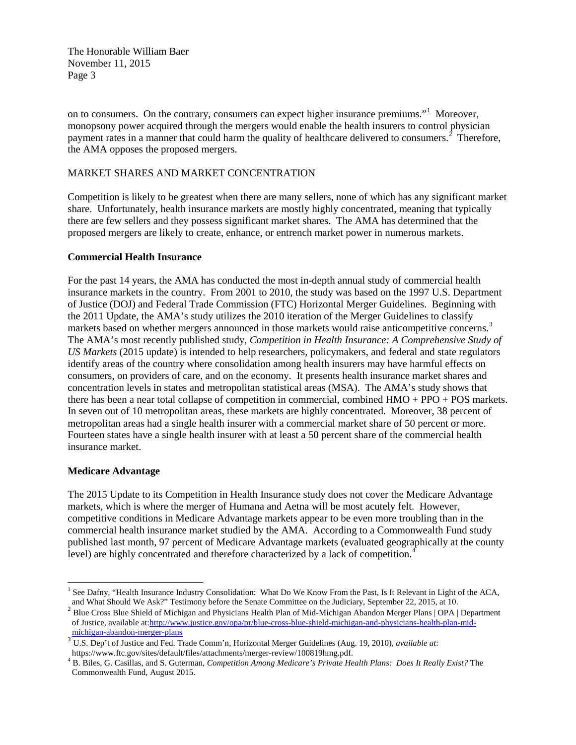on to consumers. On the contrary, consumers can expect higher insurance premiums."[1] Moreover, monopsony power acquired through the mergers would enable the health insurers to control physician payment rates in a manner that could harm the quality of healthcare delivered to consumers.[2] Therefore, the AMA opposes the proposed mergers.

MARKET SHARES AND MARKET CONCENTRATION

Competition is likely to be greatest when there are many sellers, none of which has any significant market share. Unfortunately, health insurance markets are mostly highly concentrated, meaning that typically there are few sellers and they possess significant market shares. The AMA has determined that the proposed mergers are likely to create, enhance, or entrench market power in numerous markets.

**Commercial Health Insurance**

For the past 14 years, the AMA has conducted the most in-depth annual study of commercial health insurance markets in the country. From 2001 to 2010, the study was based on the 1997 U.S. Department of Justice (DOJ) and Federal Trade Commission (FTC) Horizontal Merger Guidelines. Beginning with the 2011 Update, the AMA's study utilizes the 2010 iteration of the Merger Guidelines to classify markets based on whether mergers announced in those markets would raise anticompetitive concerns.[3] The AMA's most recently published study, *Competition in Health Insurance: A Comprehensive Study of US Markets* (2015 update) is intended to help researchers, policymakers, and federal and state regulators identify areas of the country where consolidation among health insurers may have harmful effects on consumers, on providers of care, and on the economy. It presents health insurance market shares and concentration levels in states and metropolitan statistical areas (MSA). The AMA's study shows that there has been a near total collapse of competition in commercial, combined HMO + PPO + POS markets. In seven out of 10 metropolitan areas, these markets are highly concentrated. Moreover, 38 percent of metropolitan areas had a single health insurer with a commercial market share of 50 percent or more. Fourteen states have a single health insurer with at least a 50 percent share of the commercial health insurance market.

**Medicare Advantage**

The 2015 Update to its Competition in Health Insurance study does not cover the Medicare Advantage markets, which is where the merger of Humana and Aetna will be most acutely felt. However, competitive conditions in Medicare Advantage markets appear to be even more troubling than in the commercial health insurance market studied by the AMA. According to a Commonwealth Fund study published last month, 97 percent of Medicare Advantage markets (evaluated geographically at the county level) are highly concentrated and therefore characterized by a lack of competition.[4]

---

[1] See Dafny, "Health Insurance Industry Consolidation: What Do We Know From the Past, Is It Relevant in Light of the ACA, and What Should We Ask?" Testimony before the Senate Committee on the Judiciary, September 22, 2015, at 10.

[2] Blue Cross Blue Shield of Michigan and Physicians Health Plan of Mid-Michigan Abandon Merger Plans | OPA | Department of Justice, available at:http://www.justice.gov/opa/pr/blue-cross-blue-shield-michigan-and-physicians-health-plan-mid-michigan-abandon-merger-plans

[3] U.S. Dep't of Justice and Fed. Trade Comm'n, Horizontal Merger Guidelines (Aug. 19, 2010), *available at*: https://www.ftc.gov/sites/default/files/attachments/merger-review/100819hmg.pdf.

[4] B. Biles, G. Casillas, and S. Guterman, *Competition Among Medicare's Private Health Plans: Does It Really Exist?* The Commonwealth Fund, August 2015.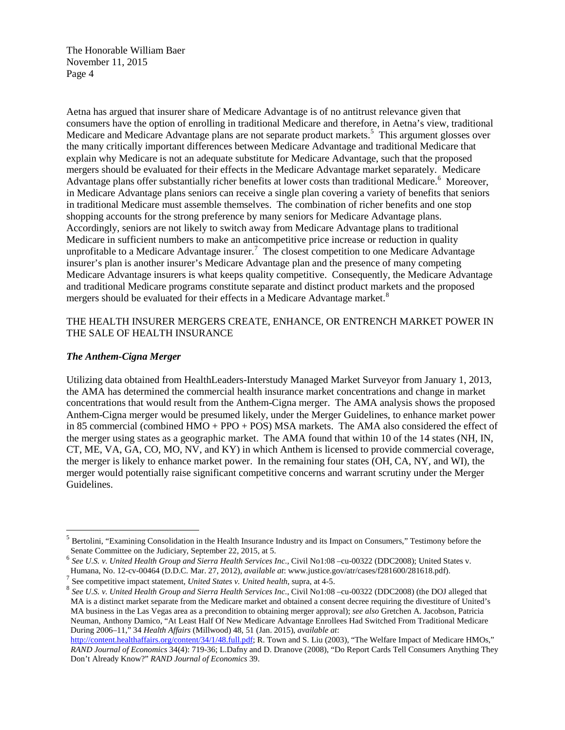Aetna has argued that insurer share of Medicare Advantage is of no antitrust relevance given that consumers have the option of enrolling in traditional Medicare and therefore, in Aetna's view, traditional Medicare and Medicare Advantage plans are not separate product markets.[5] This argument glosses over the many critically important differences between Medicare Advantage and traditional Medicare that explain why Medicare is not an adequate substitute for Medicare Advantage, such that the proposed mergers should be evaluated for their effects in the Medicare Advantage market separately. Medicare Advantage plans offer substantially richer benefits at lower costs than traditional Medicare.[6] Moreover, in Medicare Advantage plans seniors can receive a single plan covering a variety of benefits that seniors in traditional Medicare must assemble themselves. The combination of richer benefits and one stop shopping accounts for the strong preference by many seniors for Medicare Advantage plans. Accordingly, seniors are not likely to switch away from Medicare Advantage plans to traditional Medicare in sufficient numbers to make an anticompetitive price increase or reduction in quality unprofitable to a Medicare Advantage insurer.[7] The closest competition to one Medicare Advantage insurer's plan is another insurer's Medicare Advantage plan and the presence of many competing Medicare Advantage insurers is what keeps quality competitive. Consequently, the Medicare Advantage and traditional Medicare programs constitute separate and distinct product markets and the proposed mergers should be evaluated for their effects in a Medicare Advantage market.[8]

## THE HEALTH INSURER MERGERS CREATE, ENHANCE, OR ENTRENCH MARKET POWER IN THE SALE OF HEALTH INSURANCE

### *The Anthem-Cigna Merger*

Utilizing data obtained from HealthLeaders-Interstudy Managed Market Surveyor from January 1, 2013, the AMA has determined the commercial health insurance market concentrations and change in market concentrations that would result from the Anthem-Cigna merger. The AMA analysis shows the proposed Anthem-Cigna merger would be presumed likely, under the Merger Guidelines, to enhance market power in 85 commercial (combined HMO + PPO + POS) MSA markets. The AMA also considered the effect of the merger using states as a geographic market. The AMA found that within 10 of the 14 states (NH, IN, CT, ME, VA, GA, CO, MO, NV, and KY) in which Anthem is licensed to provide commercial coverage, the merger is likely to enhance market power. In the remaining four states (OH, CA, NY, and WI), the merger would potentially raise significant competitive concerns and warrant scrutiny under the Merger Guidelines.

---

[5] Bertolini, "Examining Consolidation in the Health Insurance Industry and its Impact on Consumers," Testimony before the Senate Committee on the Judiciary, September 22, 2015, at 5.

[6] *See U.S. v. United Health Group and Sierra Health Services Inc.*, Civil No1:08 –cu-00322 (DDC2008); United States v. Humana, No. 12-cv-00464 (D.D.C. Mar. 27, 2012), *available at*: www.justice.gov/atr/cases/f281600/281618.pdf).

[7] See competitive impact statement, *United States v. United health*, supra, at 4-5.

[8] *See U.S. v. United Health Group and Sierra Health Services Inc.*, Civil No1:08 –cu-00322 (DDC2008) (the DOJ alleged that MA is a distinct market separate from the Medicare market and obtained a consent decree requiring the divestiture of United's MA business in the Las Vegas area as a precondition to obtaining merger approval); *see also* Gretchen A. Jacobson, Patricia Neuman, Anthony Damico, "At Least Half Of New Medicare Advantage Enrollees Had Switched From Traditional Medicare During 2006–11," 34 *Health Affairs* (Millwood) 48, 51 (Jan. 2015), *available at*: http://content.healthaffairs.org/content/34/1/48.full.pdf; R. Town and S. Liu (2003), "The Welfare Impact of Medicare HMOs," *RAND Journal of Economics* 34(4): 719-36; L.Dafny and D. Dranove (2008), "Do Report Cards Tell Consumers Anything They Don't Already Know?" *RAND Journal of Economics* 39.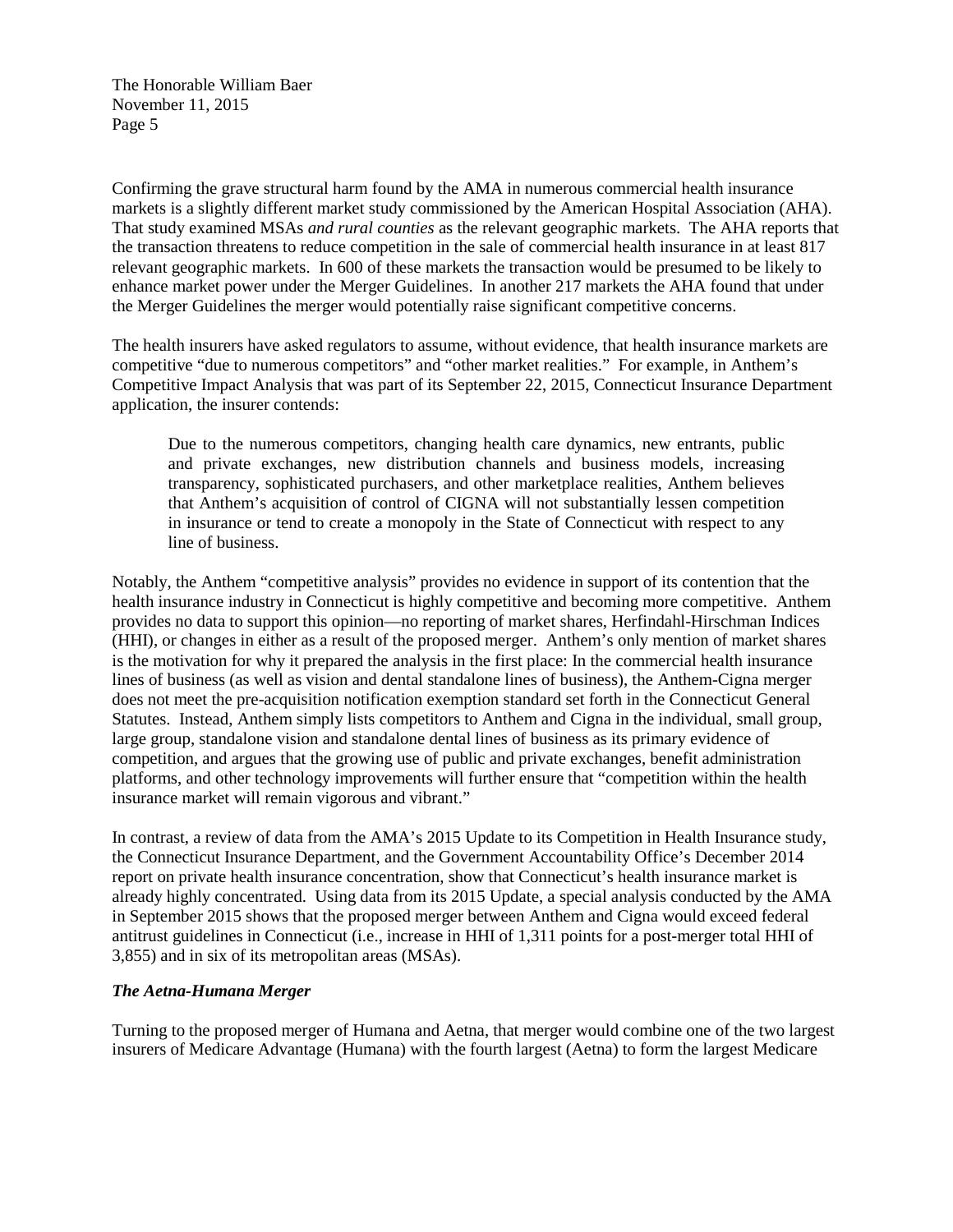Confirming the grave structural harm found by the AMA in numerous commercial health insurance markets is a slightly different market study commissioned by the American Hospital Association (AHA). That study examined MSAs *and rural counties* as the relevant geographic markets. The AHA reports that the transaction threatens to reduce competition in the sale of commercial health insurance in at least 817 relevant geographic markets. In 600 of these markets the transaction would be presumed to be likely to enhance market power under the Merger Guidelines. In another 217 markets the AHA found that under the Merger Guidelines the merger would potentially raise significant competitive concerns.

The health insurers have asked regulators to assume, without evidence, that health insurance markets are competitive "due to numerous competitors" and "other market realities." For example, in Anthem's Competitive Impact Analysis that was part of its September 22, 2015, Connecticut Insurance Department application, the insurer contends:

> Due to the numerous competitors, changing health care dynamics, new entrants, public and private exchanges, new distribution channels and business models, increasing transparency, sophisticated purchasers, and other marketplace realities, Anthem believes that Anthem's acquisition of control of CIGNA will not substantially lessen competition in insurance or tend to create a monopoly in the State of Connecticut with respect to any line of business.

Notably, the Anthem "competitive analysis" provides no evidence in support of its contention that the health insurance industry in Connecticut is highly competitive and becoming more competitive. Anthem provides no data to support this opinion—no reporting of market shares, Herfindahl-Hirschman Indices (HHI), or changes in either as a result of the proposed merger. Anthem's only mention of market shares is the motivation for why it prepared the analysis in the first place: In the commercial health insurance lines of business (as well as vision and dental standalone lines of business), the Anthem-Cigna merger does not meet the pre-acquisition notification exemption standard set forth in the Connecticut General Statutes. Instead, Anthem simply lists competitors to Anthem and Cigna in the individual, small group, large group, standalone vision and standalone dental lines of business as its primary evidence of competition, and argues that the growing use of public and private exchanges, benefit administration platforms, and other technology improvements will further ensure that "competition within the health insurance market will remain vigorous and vibrant."

In contrast, a review of data from the AMA's 2015 Update to its Competition in Health Insurance study, the Connecticut Insurance Department, and the Government Accountability Office's December 2014 report on private health insurance concentration, show that Connecticut's health insurance market is already highly concentrated. Using data from its 2015 Update, a special analysis conducted by the AMA in September 2015 shows that the proposed merger between Anthem and Cigna would exceed federal antitrust guidelines in Connecticut (i.e., increase in HHI of 1,311 points for a post-merger total HHI of 3,855) and in six of its metropolitan areas (MSAs).

***The Aetna-Humana Merger***

Turning to the proposed merger of Humana and Aetna, that merger would combine one of the two largest insurers of Medicare Advantage (Humana) with the fourth largest (Aetna) to form the largest Medicare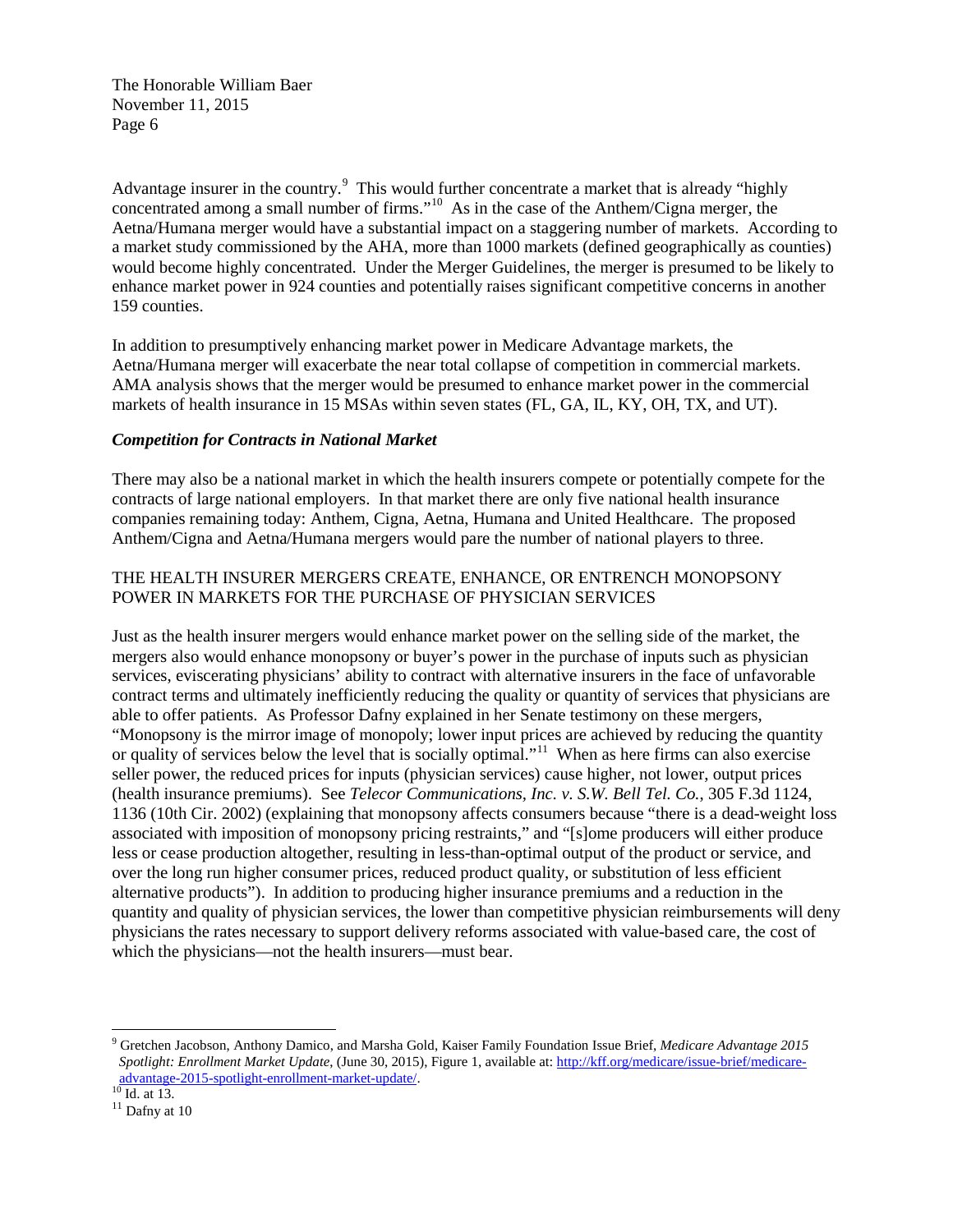Advantage insurer in the country.[9] This would further concentrate a market that is already "highly concentrated among a small number of firms."[10] As in the case of the Anthem/Cigna merger, the Aetna/Humana merger would have a substantial impact on a staggering number of markets. According to a market study commissioned by the AHA, more than 1000 markets (defined geographically as counties) would become highly concentrated. Under the Merger Guidelines, the merger is presumed to be likely to enhance market power in 924 counties and potentially raises significant competitive concerns in another 159 counties.

In addition to presumptively enhancing market power in Medicare Advantage markets, the Aetna/Humana merger will exacerbate the near total collapse of competition in commercial markets. AMA analysis shows that the merger would be presumed to enhance market power in the commercial markets of health insurance in 15 MSAs within seven states (FL, GA, IL, KY, OH, TX, and UT).

***Competition for Contracts in National Market***

There may also be a national market in which the health insurers compete or potentially compete for the contracts of large national employers. In that market there are only five national health insurance companies remaining today: Anthem, Cigna, Aetna, Humana and United Healthcare. The proposed Anthem/Cigna and Aetna/Humana mergers would pare the number of national players to three.

## THE HEALTH INSURER MERGERS CREATE, ENHANCE, OR ENTRENCH MONOPSONY POWER IN MARKETS FOR THE PURCHASE OF PHYSICIAN SERVICES

Just as the health insurer mergers would enhance market power on the selling side of the market, the mergers also would enhance monopsony or buyer's power in the purchase of inputs such as physician services, eviscerating physicians' ability to contract with alternative insurers in the face of unfavorable contract terms and ultimately inefficiently reducing the quality or quantity of services that physicians are able to offer patients. As Professor Dafny explained in her Senate testimony on these mergers, "Monopsony is the mirror image of monopoly; lower input prices are achieved by reducing the quantity or quality of services below the level that is socially optimal."[11] When as here firms can also exercise seller power, the reduced prices for inputs (physician services) cause higher, not lower, output prices (health insurance premiums). See *Telecor Communications, Inc. v. S.W. Bell Tel. Co.*, 305 F.3d 1124, 1136 (10th Cir. 2002) (explaining that monopsony affects consumers because "there is a dead-weight loss associated with imposition of monopsony pricing restraints," and "[s]ome producers will either produce less or cease production altogether, resulting in less-than-optimal output of the product or service, and over the long run higher consumer prices, reduced product quality, or substitution of less efficient alternative products"). In addition to producing higher insurance premiums and a reduction in the quantity and quality of physician services, the lower than competitive physician reimbursements will deny physicians the rates necessary to support delivery reforms associated with value-based care, the cost of which the physicians—not the health insurers—must bear.

---

[9] Gretchen Jacobson, Anthony Damico, and Marsha Gold, Kaiser Family Foundation Issue Brief, *Medicare Advantage 2015 Spotlight: Enrollment Market Update*, (June 30, 2015), Figure 1, available at: http://kff.org/medicare/issue-brief/medicare-advantage-2015-spotlight-enrollment-market-update/.

[10] Id. at 13.

[11] Dafny at 10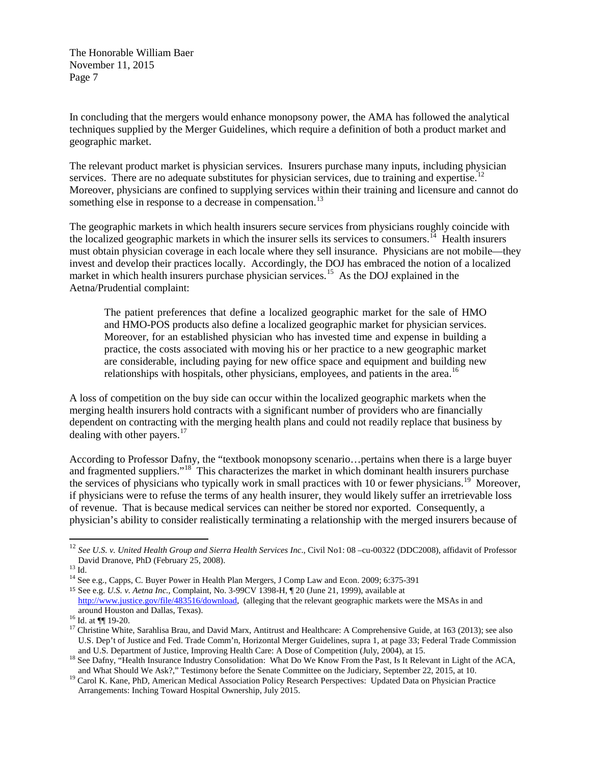In concluding that the mergers would enhance monopsony power, the AMA has followed the analytical techniques supplied by the Merger Guidelines, which require a definition of both a product market and geographic market.

The relevant product market is physician services. Insurers purchase many inputs, including physician services. There are no adequate substitutes for physician services, due to training and expertise.[12] Moreover, physicians are confined to supplying services within their training and licensure and cannot do something else in response to a decrease in compensation.[13]

The geographic markets in which health insurers secure services from physicians roughly coincide with the localized geographic markets in which the insurer sells its services to consumers.[14] Health insurers must obtain physician coverage in each locale where they sell insurance. Physicians are not mobile—they invest and develop their practices locally. Accordingly, the DOJ has embraced the notion of a localized market in which health insurers purchase physician services.[15] As the DOJ explained in the Aetna/Prudential complaint:

> The patient preferences that define a localized geographic market for the sale of HMO and HMO-POS products also define a localized geographic market for physician services. Moreover, for an established physician who has invested time and expense in building a practice, the costs associated with moving his or her practice to a new geographic market are considerable, including paying for new office space and equipment and building new relationships with hospitals, other physicians, employees, and patients in the area.[16]

A loss of competition on the buy side can occur within the localized geographic markets when the merging health insurers hold contracts with a significant number of providers who are financially dependent on contracting with the merging health plans and could not readily replace that business by dealing with other payers.[17]

According to Professor Dafny, the "textbook monopsony scenario…pertains when there is a large buyer and fragmented suppliers."[18] This characterizes the market in which dominant health insurers purchase the services of physicians who typically work in small practices with 10 or fewer physicians.[19] Moreover, if physicians were to refuse the terms of any health insurer, they would likely suffer an irretrievable loss of revenue. That is because medical services can neither be stored nor exported. Consequently, a physician's ability to consider realistically terminating a relationship with the merged insurers because of

---

[12] *See U.S. v. United Health Group and Sierra Health Services Inc.*, Civil No1: 08 –cu-00322 (DDC2008), affidavit of Professor David Dranove, PhD (February 25, 2008).

[13] Id.

[14] See e.g., Capps, C. Buyer Power in Health Plan Mergers, J Comp Law and Econ. 2009; 6:375-391

[15] See e.g. *U.S. v. Aetna Inc.*, Complaint, No. 3-99CV 1398-H, ¶ 20 (June 21, 1999), available at http://www.justice.gov/file/483516/download, (alleging that the relevant geographic markets were the MSAs in and around Houston and Dallas, Texas).

[16] Id. at ¶¶ 19-20.

[17] Christine White, Sarahlisa Brau, and David Marx, Antitrust and Healthcare: A Comprehensive Guide, at 163 (2013); see also U.S. Dep't of Justice and Fed. Trade Comm'n, Horizontal Merger Guidelines, supra 1, at page 33; Federal Trade Commission and U.S. Department of Justice, Improving Health Care: A Dose of Competition (July, 2004), at 15.

[18] See Dafny, "Health Insurance Industry Consolidation: What Do We Know From the Past, Is It Relevant in Light of the ACA, and What Should We Ask?," Testimony before the Senate Committee on the Judiciary, September 22, 2015, at 10.

[19] Carol K. Kane, PhD, American Medical Association Policy Research Perspectives: Updated Data on Physician Practice Arrangements: Inching Toward Hospital Ownership, July 2015.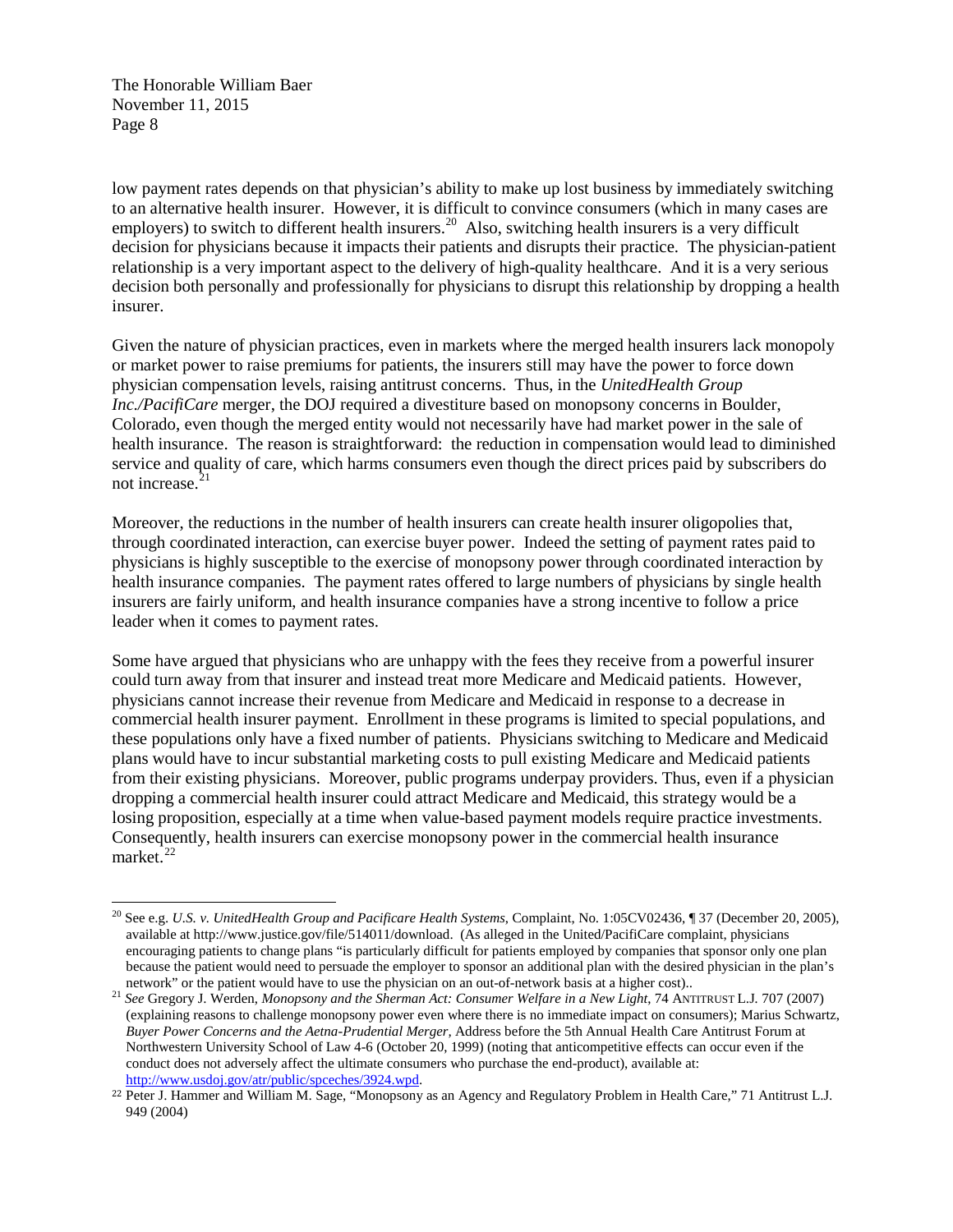low payment rates depends on that physician's ability to make up lost business by immediately switching to an alternative health insurer. However, it is difficult to convince consumers (which in many cases are employers) to switch to different health insurers.[20] Also, switching health insurers is a very difficult decision for physicians because it impacts their patients and disrupts their practice. The physician-patient relationship is a very important aspect to the delivery of high-quality healthcare. And it is a very serious decision both personally and professionally for physicians to disrupt this relationship by dropping a health insurer.

Given the nature of physician practices, even in markets where the merged health insurers lack monopoly or market power to raise premiums for patients, the insurers still may have the power to force down physician compensation levels, raising antitrust concerns. Thus, in the *UnitedHealth Group Inc./PacifiCare* merger, the DOJ required a divestiture based on monopsony concerns in Boulder, Colorado, even though the merged entity would not necessarily have had market power in the sale of health insurance. The reason is straightforward: the reduction in compensation would lead to diminished service and quality of care, which harms consumers even though the direct prices paid by subscribers do not increase.[21]

Moreover, the reductions in the number of health insurers can create health insurer oligopolies that, through coordinated interaction, can exercise buyer power. Indeed the setting of payment rates paid to physicians is highly susceptible to the exercise of monopsony power through coordinated interaction by health insurance companies. The payment rates offered to large numbers of physicians by single health insurers are fairly uniform, and health insurance companies have a strong incentive to follow a price leader when it comes to payment rates.

Some have argued that physicians who are unhappy with the fees they receive from a powerful insurer could turn away from that insurer and instead treat more Medicare and Medicaid patients. However, physicians cannot increase their revenue from Medicare and Medicaid in response to a decrease in commercial health insurer payment. Enrollment in these programs is limited to special populations, and these populations only have a fixed number of patients. Physicians switching to Medicare and Medicaid plans would have to incur substantial marketing costs to pull existing Medicare and Medicaid patients from their existing physicians. Moreover, public programs underpay providers. Thus, even if a physician dropping a commercial health insurer could attract Medicare and Medicaid, this strategy would be a losing proposition, especially at a time when value-based payment models require practice investments. Consequently, health insurers can exercise monopsony power in the commercial health insurance market.[22]

---

[20] See e.g. *U.S. v. UnitedHealth Group and Pacificare Health Systems*, Complaint, No. 1:05CV02436, ¶ 37 (December 20, 2005), available at http://www.justice.gov/file/514011/download. (As alleged in the United/PacifiCare complaint, physicians encouraging patients to change plans "is particularly difficult for patients employed by companies that sponsor only one plan because the patient would need to persuade the employer to sponsor an additional plan with the desired physician in the plan's network" or the patient would have to use the physician on an out-of-network basis at a higher cost)..

[21] *See* Gregory J. Werden, *Monopsony and the Sherman Act: Consumer Welfare in a New Light*, 74 ANTITRUST L.J. 707 (2007) (explaining reasons to challenge monopsony power even where there is no immediate impact on consumers); Marius Schwartz, *Buyer Power Concerns and the Aetna-Prudential Merger*, Address before the 5th Annual Health Care Antitrust Forum at Northwestern University School of Law 4-6 (October 20, 1999) (noting that anticompetitive effects can occur even if the conduct does not adversely affect the ultimate consumers who purchase the end-product), available at: http://www.usdoj.gov/atr/public/spceches/3924.wpd.

[22] Peter J. Hammer and William M. Sage, "Monopsony as an Agency and Regulatory Problem in Health Care," 71 Antitrust L.J. 949 (2004)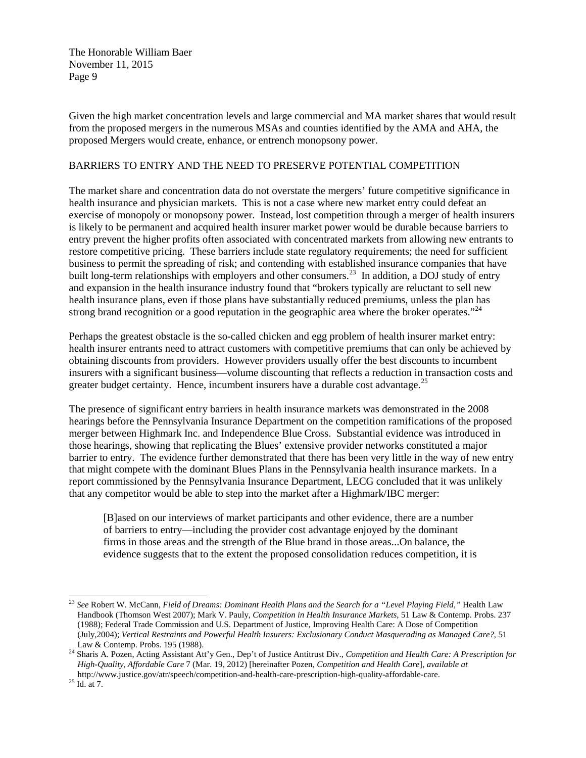Given the high market concentration levels and large commercial and MA market shares that would result from the proposed mergers in the numerous MSAs and counties identified by the AMA and AHA, the proposed Mergers would create, enhance, or entrench monopsony power.

## BARRIERS TO ENTRY AND THE NEED TO PRESERVE POTENTIAL COMPETITION

The market share and concentration data do not overstate the mergers' future competitive significance in health insurance and physician markets. This is not a case where new market entry could defeat an exercise of monopoly or monopsony power. Instead, lost competition through a merger of health insurers is likely to be permanent and acquired health insurer market power would be durable because barriers to entry prevent the higher profits often associated with concentrated markets from allowing new entrants to restore competitive pricing. These barriers include state regulatory requirements; the need for sufficient business to permit the spreading of risk; and contending with established insurance companies that have built long-term relationships with employers and other consumers.[23] In addition, a DOJ study of entry and expansion in the health insurance industry found that "brokers typically are reluctant to sell new health insurance plans, even if those plans have substantially reduced premiums, unless the plan has strong brand recognition or a good reputation in the geographic area where the broker operates."[24]

Perhaps the greatest obstacle is the so-called chicken and egg problem of health insurer market entry: health insurer entrants need to attract customers with competitive premiums that can only be achieved by obtaining discounts from providers. However providers usually offer the best discounts to incumbent insurers with a significant business—volume discounting that reflects a reduction in transaction costs and greater budget certainty. Hence, incumbent insurers have a durable cost advantage.[25]

The presence of significant entry barriers in health insurance markets was demonstrated in the 2008 hearings before the Pennsylvania Insurance Department on the competition ramifications of the proposed merger between Highmark Inc. and Independence Blue Cross. Substantial evidence was introduced in those hearings, showing that replicating the Blues' extensive provider networks constituted a major barrier to entry. The evidence further demonstrated that there has been very little in the way of new entry that might compete with the dominant Blues Plans in the Pennsylvania health insurance markets. In a report commissioned by the Pennsylvania Insurance Department, LECG concluded that it was unlikely that any competitor would be able to step into the market after a Highmark/IBC merger:

> [B]ased on our interviews of market participants and other evidence, there are a number of barriers to entry—including the provider cost advantage enjoyed by the dominant firms in those areas and the strength of the Blue brand in those areas...On balance, the evidence suggests that to the extent the proposed consolidation reduces competition, it is

---

[23] *See* Robert W. McCann, *Field of Dreams: Dominant Health Plans and the Search for a "Level Playing Field,"* Health Law Handbook (Thomson West 2007); Mark V. Pauly, *Competition in Health Insurance Markets*, 51 Law & Contemp. Probs. 237 (1988); Federal Trade Commission and U.S. Department of Justice, Improving Health Care: A Dose of Competition (July,2004); *Vertical Restraints and Powerful Health Insurers: Exclusionary Conduct Masquerading as Managed Care?*, 51 Law & Contemp. Probs. 195 (1988).

[24] Sharis A. Pozen, Acting Assistant Att'y Gen., Dep't of Justice Antitrust Div., *Competition and Health Care: A Prescription for High-Quality, Affordable Care* 7 (Mar. 19, 2012) [hereinafter Pozen, *Competition and Health Care*], *available at* http://www.justice.gov/atr/speech/competition-and-health-care-prescription-high-quality-affordable-care.

[25] Id. at 7.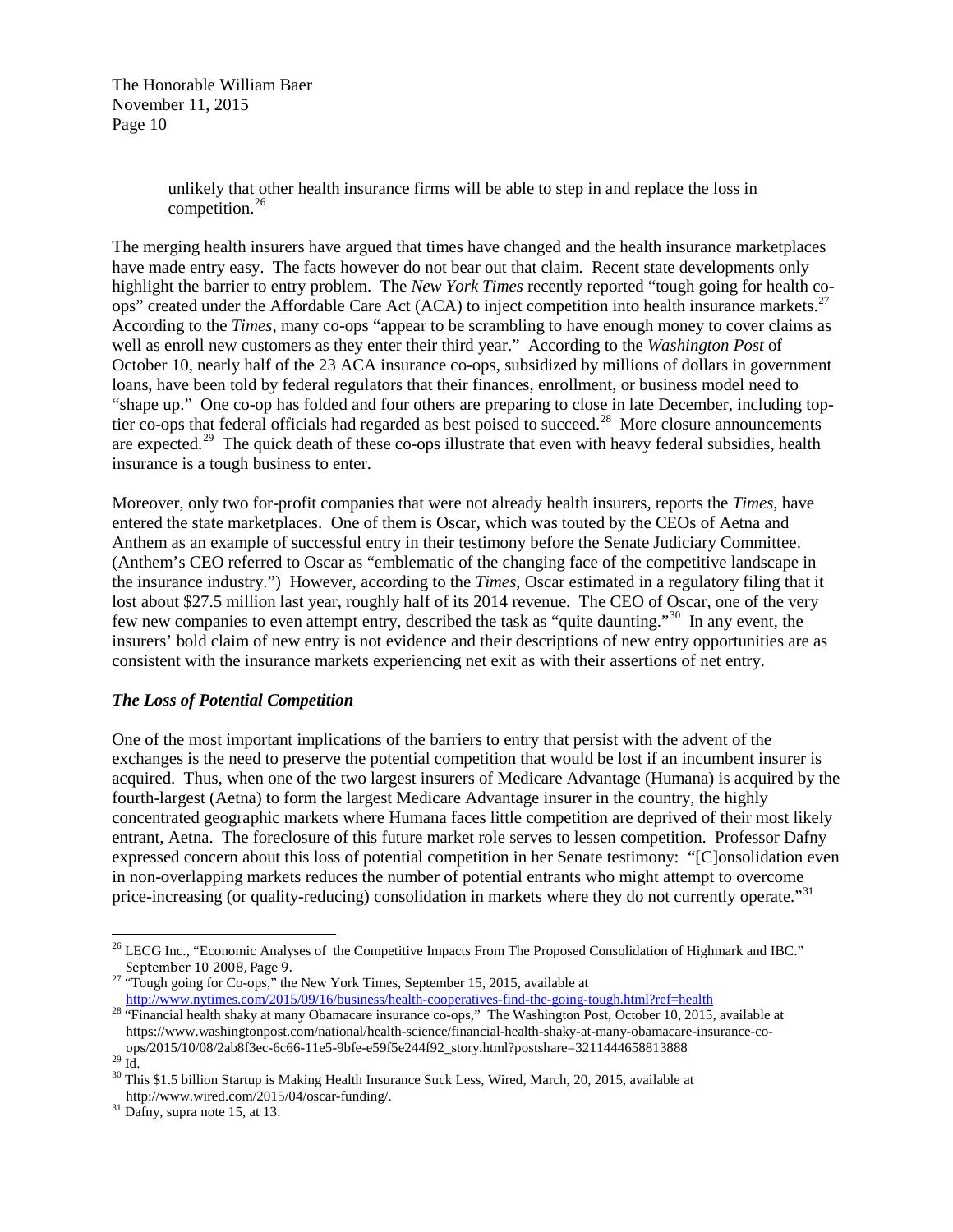> unlikely that other health insurance firms will be able to step in and replace the loss in competition.[26]

The merging health insurers have argued that times have changed and the health insurance marketplaces have made entry easy. The facts however do not bear out that claim. Recent state developments only highlight the barrier to entry problem. The *New York Times* recently reported "tough going for health co-ops" created under the Affordable Care Act (ACA) to inject competition into health insurance markets.[27] According to the *Times*, many co-ops "appear to be scrambling to have enough money to cover claims as well as enroll new customers as they enter their third year." According to the *Washington Post* of October 10, nearly half of the 23 ACA insurance co-ops, subsidized by millions of dollars in government loans, have been told by federal regulators that their finances, enrollment, or business model need to "shape up." One co-op has folded and four others are preparing to close in late December, including top-tier co-ops that federal officials had regarded as best poised to succeed.[28] More closure announcements are expected.[29] The quick death of these co-ops illustrate that even with heavy federal subsidies, health insurance is a tough business to enter.

Moreover, only two for-profit companies that were not already health insurers, reports the *Times*, have entered the state marketplaces. One of them is Oscar, which was touted by the CEOs of Aetna and Anthem as an example of successful entry in their testimony before the Senate Judiciary Committee. (Anthem's CEO referred to Oscar as "emblematic of the changing face of the competitive landscape in the insurance industry.") However, according to the *Times*, Oscar estimated in a regulatory filing that it lost about $27.5 million last year, roughly half of its 2014 revenue. The CEO of Oscar, one of the very few new companies to even attempt entry, described the task as "quite daunting."[30] In any event, the insurers' bold claim of new entry is not evidence and their descriptions of new entry opportunities are as consistent with the insurance markets experiencing net exit as with their assertions of net entry.

### *The Loss of Potential Competition*

One of the most important implications of the barriers to entry that persist with the advent of the exchanges is the need to preserve the potential competition that would be lost if an incumbent insurer is acquired. Thus, when one of the two largest insurers of Medicare Advantage (Humana) is acquired by the fourth-largest (Aetna) to form the largest Medicare Advantage insurer in the country, the highly concentrated geographic markets where Humana faces little competition are deprived of their most likely entrant, Aetna. The foreclosure of this future market role serves to lessen competition. Professor Dafny expressed concern about this loss of potential competition in her Senate testimony: "[C]onsolidation even in non-overlapping markets reduces the number of potential entrants who might attempt to overcome price-increasing (or quality-reducing) consolidation in markets where they do not currently operate."[31]

---

[26] LECG Inc., "Economic Analyses of the Competitive Impacts From The Proposed Consolidation of Highmark and IBC." September 10 2008, Page 9.

[27] "Tough going for Co-ops," the New York Times, September 15, 2015, available at http://www.nytimes.com/2015/09/16/business/health-cooperatives-find-the-going-tough.html?ref=health

[28] "Financial health shaky at many Obamacare insurance co-ops," The Washington Post, October 10, 2015, available at https://www.washingtonpost.com/national/health-science/financial-health-shaky-at-many-obamacare-insurance-co-ops/2015/10/08/2ab8f3ec-6c66-11e5-9bfe-e59f5e244f92_story.html?postshare=3211444658813888

[29] Id.

[30] This $1.5 billion Startup is Making Health Insurance Suck Less, Wired, March, 20, 2015, available at http://www.wired.com/2015/04/oscar-funding/.

[31] Dafny, supra note 15, at 13.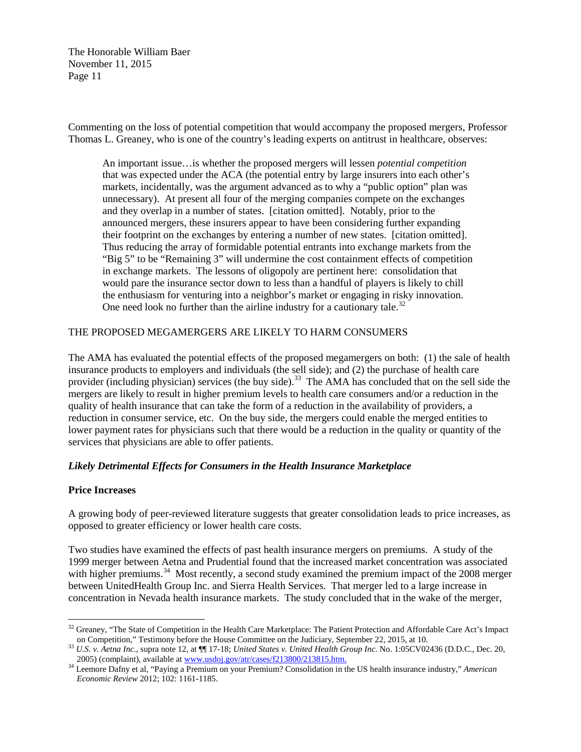Commenting on the loss of potential competition that would accompany the proposed mergers, Professor Thomas L. Greaney, who is one of the country's leading experts on antitrust in healthcare, observes:

> An important issue…is whether the proposed mergers will lessen *potential competition* that was expected under the ACA (the potential entry by large insurers into each other's markets, incidentally, was the argument advanced as to why a "public option" plan was unnecessary). At present all four of the merging companies compete on the exchanges and they overlap in a number of states. [citation omitted]. Notably, prior to the announced mergers, these insurers appear to have been considering further expanding their footprint on the exchanges by entering a number of new states. [citation omitted]. Thus reducing the array of formidable potential entrants into exchange markets from the "Big 5" to be "Remaining 3" will undermine the cost containment effects of competition in exchange markets. The lessons of oligopoly are pertinent here: consolidation that would pare the insurance sector down to less than a handful of players is likely to chill the enthusiasm for venturing into a neighbor's market or engaging in risky innovation. One need look no further than the airline industry for a cautionary tale.[32]

## THE PROPOSED MEGAMERGERS ARE LIKELY TO HARM CONSUMERS

The AMA has evaluated the potential effects of the proposed megamergers on both: (1) the sale of health insurance products to employers and individuals (the sell side); and (2) the purchase of health care provider (including physician) services (the buy side).[33] The AMA has concluded that on the sell side the mergers are likely to result in higher premium levels to health care consumers and/or a reduction in the quality of health insurance that can take the form of a reduction in the availability of providers, a reduction in consumer service, etc. On the buy side, the mergers could enable the merged entities to lower payment rates for physicians such that there would be a reduction in the quality or quantity of the services that physicians are able to offer patients.

### *Likely Detrimental Effects for Consumers in the Health Insurance Marketplace*

#### Price Increases

A growing body of peer-reviewed literature suggests that greater consolidation leads to price increases, as opposed to greater efficiency or lower health care costs.

Two studies have examined the effects of past health insurance mergers on premiums. A study of the 1999 merger between Aetna and Prudential found that the increased market concentration was associated with higher premiums.[34] Most recently, a second study examined the premium impact of the 2008 merger between UnitedHealth Group Inc. and Sierra Health Services. That merger led to a large increase in concentration in Nevada health insurance markets. The study concluded that in the wake of the merger,

---

[32] Greaney, "The State of Competition in the Health Care Marketplace: The Patient Protection and Affordable Care Act's Impact on Competition," Testimony before the House Committee on the Judiciary, September 22, 2015, at 10.

[33] *U.S. v. Aetna Inc.*, supra note 12, at ¶¶ 17-18; *United States v. United Health Group Inc.* No. 1:05CV02436 (D.D.C., Dec. 20, 2005) (complaint), available at www.usdoj.gov/atr/cases/f213800/213815.htm.

[34] Leemore Dafny et al, "Paying a Premium on your Premium? Consolidation in the US health insurance industry," *American Economic Review* 2012; 102: 1161-1185.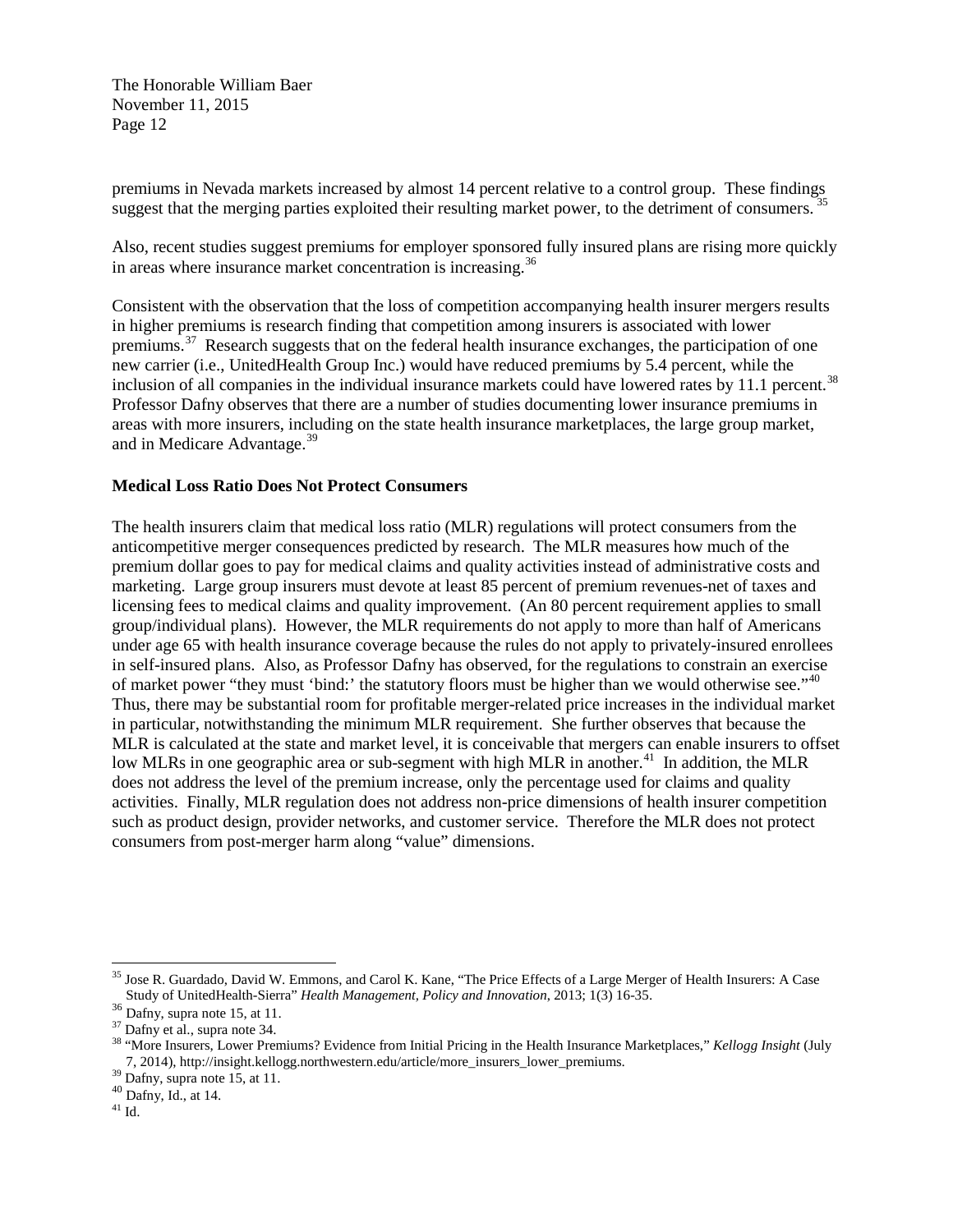premiums in Nevada markets increased by almost 14 percent relative to a control group. These findings suggest that the merging parties exploited their resulting market power, to the detriment of consumers.[35]

Also, recent studies suggest premiums for employer sponsored fully insured plans are rising more quickly in areas where insurance market concentration is increasing.[36]

Consistent with the observation that the loss of competition accompanying health insurer mergers results in higher premiums is research finding that competition among insurers is associated with lower premiums.[37] Research suggests that on the federal health insurance exchanges, the participation of one new carrier (i.e., UnitedHealth Group Inc.) would have reduced premiums by 5.4 percent, while the inclusion of all companies in the individual insurance markets could have lowered rates by 11.1 percent.[38] Professor Dafny observes that there are a number of studies documenting lower insurance premiums in areas with more insurers, including on the state health insurance marketplaces, the large group market, and in Medicare Advantage.[39]

**Medical Loss Ratio Does Not Protect Consumers**

The health insurers claim that medical loss ratio (MLR) regulations will protect consumers from the anticompetitive merger consequences predicted by research. The MLR measures how much of the premium dollar goes to pay for medical claims and quality activities instead of administrative costs and marketing. Large group insurers must devote at least 85 percent of premium revenues-net of taxes and licensing fees to medical claims and quality improvement. (An 80 percent requirement applies to small group/individual plans). However, the MLR requirements do not apply to more than half of Americans under age 65 with health insurance coverage because the rules do not apply to privately-insured enrollees in self-insured plans. Also, as Professor Dafny has observed, for the regulations to constrain an exercise of market power "they must 'bind:' the statutory floors must be higher than we would otherwise see."[40] Thus, there may be substantial room for profitable merger-related price increases in the individual market in particular, notwithstanding the minimum MLR requirement. She further observes that because the MLR is calculated at the state and market level, it is conceivable that mergers can enable insurers to offset low MLRs in one geographic area or sub-segment with high MLR in another.[41] In addition, the MLR does not address the level of the premium increase, only the percentage used for claims and quality activities. Finally, MLR regulation does not address non-price dimensions of health insurer competition such as product design, provider networks, and customer service. Therefore the MLR does not protect consumers from post-merger harm along "value" dimensions.

---

[35] Jose R. Guardado, David W. Emmons, and Carol K. Kane, "The Price Effects of a Large Merger of Health Insurers: A Case Study of UnitedHealth-Sierra" *Health Management, Policy and Innovation*, 2013; 1(3) 16-35.

[36] Dafny, supra note 15, at 11.

[37] Dafny et al., supra note 34.

[38] "More Insurers, Lower Premiums? Evidence from Initial Pricing in the Health Insurance Marketplaces," *Kellogg Insight* (July 7, 2014), http://insight.kellogg.northwestern.edu/article/more_insurers_lower_premiums.

[39] Dafny, supra note 15, at 11.

[40] Dafny, Id., at 14.

[41] Id.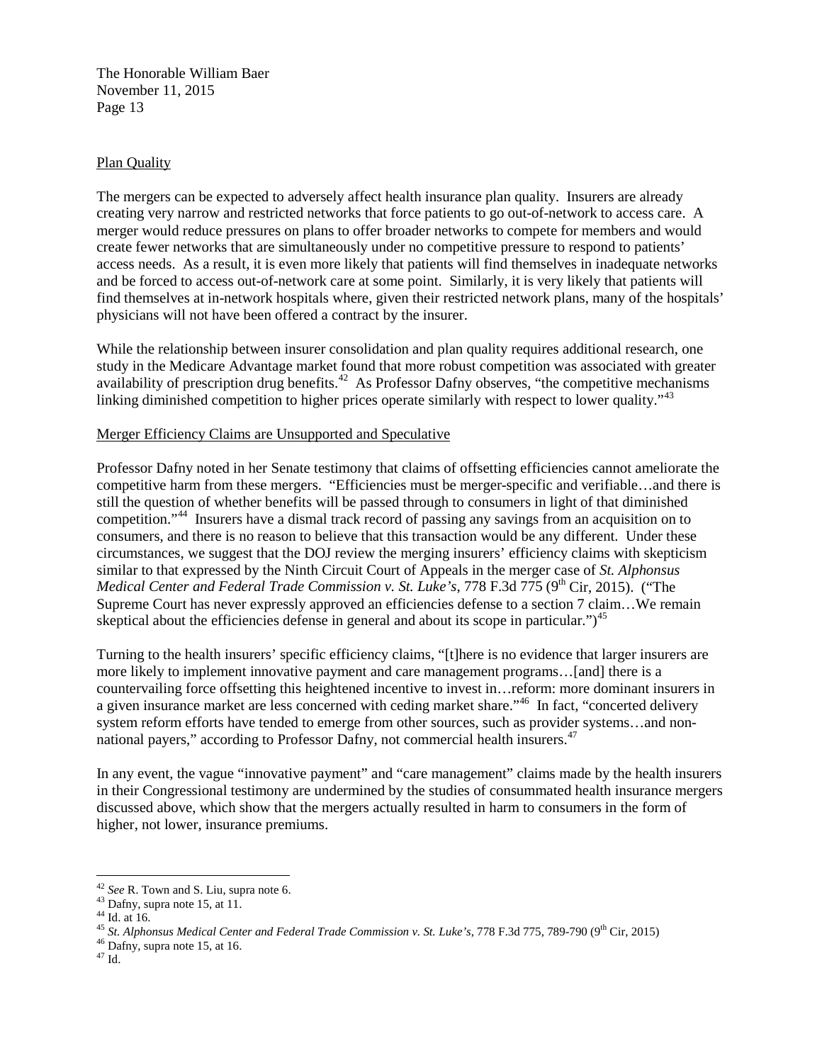Plan Quality

The mergers can be expected to adversely affect health insurance plan quality. Insurers are already creating very narrow and restricted networks that force patients to go out-of-network to access care. A merger would reduce pressures on plans to offer broader networks to compete for members and would create fewer networks that are simultaneously under no competitive pressure to respond to patients' access needs. As a result, it is even more likely that patients will find themselves in inadequate networks and be forced to access out-of-network care at some point. Similarly, it is very likely that patients will find themselves at in-network hospitals where, given their restricted network plans, many of the hospitals' physicians will not have been offered a contract by the insurer.

While the relationship between insurer consolidation and plan quality requires additional research, one study in the Medicare Advantage market found that more robust competition was associated with greater availability of prescription drug benefits.[42] As Professor Dafny observes, "the competitive mechanisms linking diminished competition to higher prices operate similarly with respect to lower quality."[43]

Merger Efficiency Claims are Unsupported and Speculative

Professor Dafny noted in her Senate testimony that claims of offsetting efficiencies cannot ameliorate the competitive harm from these mergers. "Efficiencies must be merger-specific and verifiable…and there is still the question of whether benefits will be passed through to consumers in light of that diminished competition."[44] Insurers have a dismal track record of passing any savings from an acquisition on to consumers, and there is no reason to believe that this transaction would be any different. Under these circumstances, we suggest that the DOJ review the merging insurers' efficiency claims with skepticism similar to that expressed by the Ninth Circuit Court of Appeals in the merger case of *St. Alphonsus Medical Center and Federal Trade Commission v. St. Luke's*, 778 F.3d 775 (9th Cir, 2015). ("The Supreme Court has never expressly approved an efficiencies defense to a section 7 claim…We remain skeptical about the efficiencies defense in general and about its scope in particular.")[45]

Turning to the health insurers' specific efficiency claims, "[t]here is no evidence that larger insurers are more likely to implement innovative payment and care management programs…[and] there is a countervailing force offsetting this heightened incentive to invest in…reform: more dominant insurers in a given insurance market are less concerned with ceding market share."[46] In fact, "concerted delivery system reform efforts have tended to emerge from other sources, such as provider systems…and non-national payers," according to Professor Dafny, not commercial health insurers.[47]

In any event, the vague "innovative payment" and "care management" claims made by the health insurers in their Congressional testimony are undermined by the studies of consummated health insurance mergers discussed above, which show that the mergers actually resulted in harm to consumers in the form of higher, not lower, insurance premiums.

---

[42] *See* R. Town and S. Liu, supra note 6.

[43] Dafny, supra note 15, at 11.

[44] Id. at 16.

[45] *St. Alphonsus Medical Center and Federal Trade Commission v. St. Luke's*, 778 F.3d 775, 789-790 (9th Cir, 2015)

[46] Dafny, supra note 15, at 16.

[47] Id.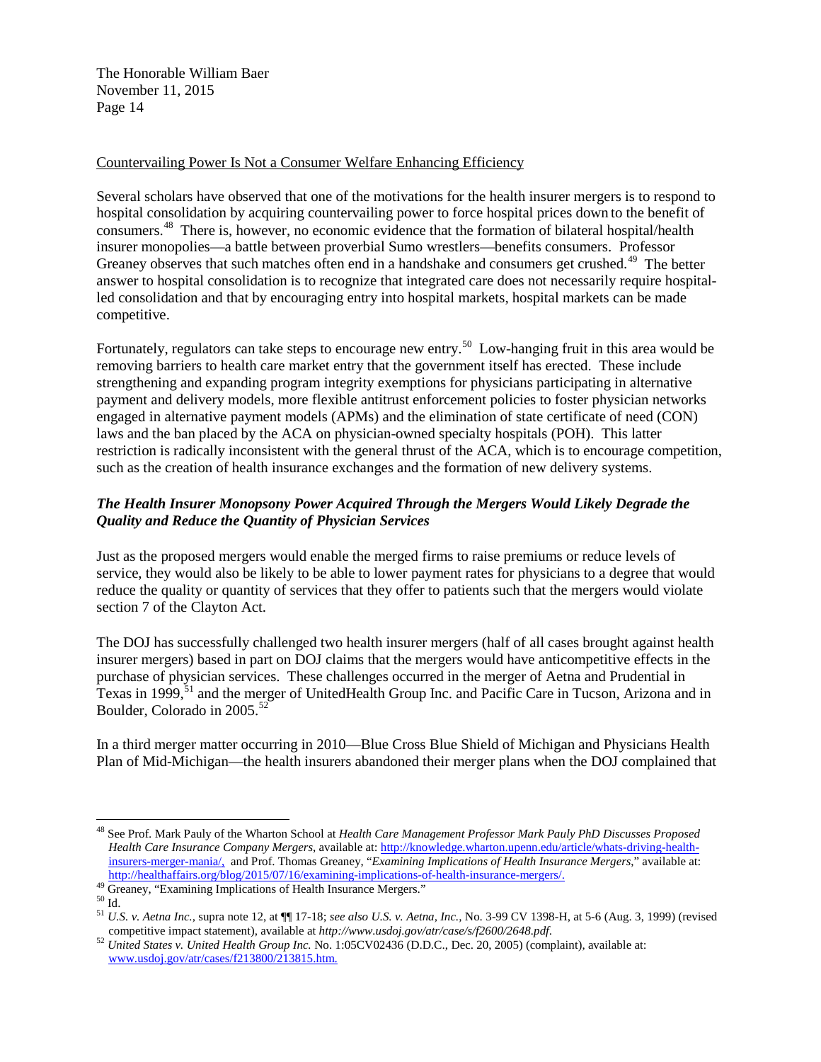Countervailing Power Is Not a Consumer Welfare Enhancing Efficiency

Several scholars have observed that one of the motivations for the health insurer mergers is to respond to hospital consolidation by acquiring countervailing power to force hospital prices down to the benefit of consumers.[48] There is, however, no economic evidence that the formation of bilateral hospital/health insurer monopolies—a battle between proverbial Sumo wrestlers—benefits consumers. Professor Greaney observes that such matches often end in a handshake and consumers get crushed.[49] The better answer to hospital consolidation is to recognize that integrated care does not necessarily require hospital-led consolidation and that by encouraging entry into hospital markets, hospital markets can be made competitive.

Fortunately, regulators can take steps to encourage new entry.[50] Low-hanging fruit in this area would be removing barriers to health care market entry that the government itself has erected. These include strengthening and expanding program integrity exemptions for physicians participating in alternative payment and delivery models, more flexible antitrust enforcement policies to foster physician networks engaged in alternative payment models (APMs) and the elimination of state certificate of need (CON) laws and the ban placed by the ACA on physician-owned specialty hospitals (POH). This latter restriction is radically inconsistent with the general thrust of the ACA, which is to encourage competition, such as the creation of health insurance exchanges and the formation of new delivery systems.

### *The Health Insurer Monopsony Power Acquired Through the Mergers Would Likely Degrade the Quality and Reduce the Quantity of Physician Services*

Just as the proposed mergers would enable the merged firms to raise premiums or reduce levels of service, they would also be likely to be able to lower payment rates for physicians to a degree that would reduce the quality or quantity of services that they offer to patients such that the mergers would violate section 7 of the Clayton Act.

The DOJ has successfully challenged two health insurer mergers (half of all cases brought against health insurer mergers) based in part on DOJ claims that the mergers would have anticompetitive effects in the purchase of physician services. These challenges occurred in the merger of Aetna and Prudential in Texas in 1999,[51] and the merger of UnitedHealth Group Inc. and Pacific Care in Tucson, Arizona and in Boulder, Colorado in 2005.[52]

In a third merger matter occurring in 2010—Blue Cross Blue Shield of Michigan and Physicians Health Plan of Mid-Michigan—the health insurers abandoned their merger plans when the DOJ complained that

---

[48] See Prof. Mark Pauly of the Wharton School at *Health Care Management Professor Mark Pauly PhD Discusses Proposed Health Care Insurance Company Mergers*, available at: http://knowledge.wharton.upenn.edu/article/whats-driving-health-insurers-merger-mania/, and Prof. Thomas Greaney, "*Examining Implications of Health Insurance Mergers*," available at: http://healthaffairs.org/blog/2015/07/16/examining-implications-of-health-insurance-mergers/.

[49] Greaney, "Examining Implications of Health Insurance Mergers."

[50] Id.

[51] *U.S. v. Aetna Inc.*, supra note 12, at ¶¶ 17-18; *see also U.S. v. Aetna, Inc.*, No. 3-99 CV 1398-H, at 5-6 (Aug. 3, 1999) (revised competitive impact statement), available at *http://www.usdoj.gov/atr/case/s/f2600/2648.pdf*.

[52] *United States v. United Health Group Inc.* No. 1:05CV02436 (D.D.C., Dec. 20, 2005) (complaint), available at: www.usdoj.gov/atr/cases/f213800/213815.htm.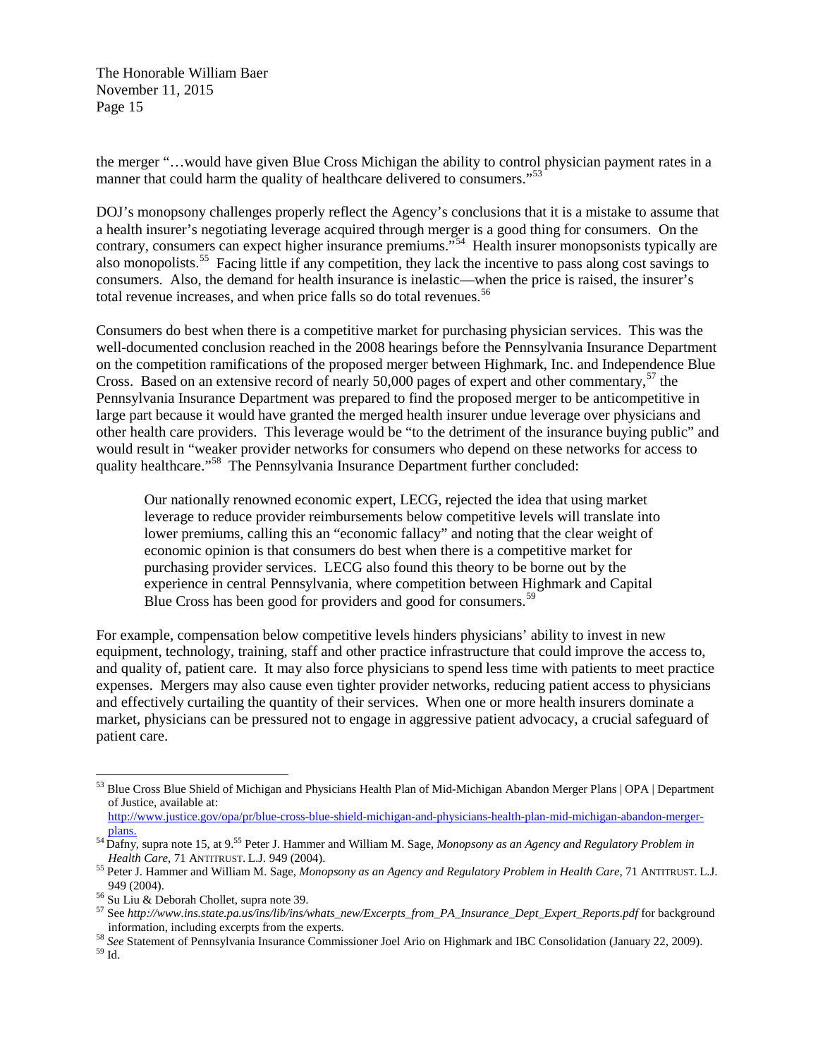the merger "…would have given Blue Cross Michigan the ability to control physician payment rates in a manner that could harm the quality of healthcare delivered to consumers."[53]

DOJ's monopsony challenges properly reflect the Agency's conclusions that it is a mistake to assume that a health insurer's negotiating leverage acquired through merger is a good thing for consumers. On the contrary, consumers can expect higher insurance premiums."[54] Health insurer monopsonists typically are also monopolists.[55] Facing little if any competition, they lack the incentive to pass along cost savings to consumers. Also, the demand for health insurance is inelastic—when the price is raised, the insurer's total revenue increases, and when price falls so do total revenues.[56]

Consumers do best when there is a competitive market for purchasing physician services. This was the well-documented conclusion reached in the 2008 hearings before the Pennsylvania Insurance Department on the competition ramifications of the proposed merger between Highmark, Inc. and Independence Blue Cross. Based on an extensive record of nearly 50,000 pages of expert and other commentary,[57] the Pennsylvania Insurance Department was prepared to find the proposed merger to be anticompetitive in large part because it would have granted the merged health insurer undue leverage over physicians and other health care providers. This leverage would be "to the detriment of the insurance buying public" and would result in "weaker provider networks for consumers who depend on these networks for access to quality healthcare."[58] The Pennsylvania Insurance Department further concluded:

> Our nationally renowned economic expert, LECG, rejected the idea that using market leverage to reduce provider reimbursements below competitive levels will translate into lower premiums, calling this an "economic fallacy" and noting that the clear weight of economic opinion is that consumers do best when there is a competitive market for purchasing provider services. LECG also found this theory to be borne out by the experience in central Pennsylvania, where competition between Highmark and Capital Blue Cross has been good for providers and good for consumers.[59]

For example, compensation below competitive levels hinders physicians' ability to invest in new equipment, technology, training, staff and other practice infrastructure that could improve the access to, and quality of, patient care. It may also force physicians to spend less time with patients to meet practice expenses. Mergers may also cause even tighter provider networks, reducing patient access to physicians and effectively curtailing the quantity of their services. When one or more health insurers dominate a market, physicians can be pressured not to engage in aggressive patient advocacy, a crucial safeguard of patient care.

---

[53] Blue Cross Blue Shield of Michigan and Physicians Health Plan of Mid-Michigan Abandon Merger Plans | OPA | Department of Justice, available at: http://www.justice.gov/opa/pr/blue-cross-blue-shield-michigan-and-physicians-health-plan-mid-michigan-abandon-merger-plans.

[54] Dafny, supra note 15, at 9.[55] Peter J. Hammer and William M. Sage, *Monopsony as an Agency and Regulatory Problem in Health Care*, 71 ANTITRUST. L.J. 949 (2004).

[55] Peter J. Hammer and William M. Sage, *Monopsony as an Agency and Regulatory Problem in Health Care*, 71 ANTITRUST. L.J. 949 (2004).

[56] Su Liu & Deborah Chollet, supra note 39.

[57] See *http://www.ins.state.pa.us/ins/lib/ins/whats_new/Excerpts_from_PA_Insurance_Dept_Expert_Reports.pdf* for background information, including excerpts from the experts.

[58] *See* Statement of Pennsylvania Insurance Commissioner Joel Ario on Highmark and IBC Consolidation (January 22, 2009).

[59] Id.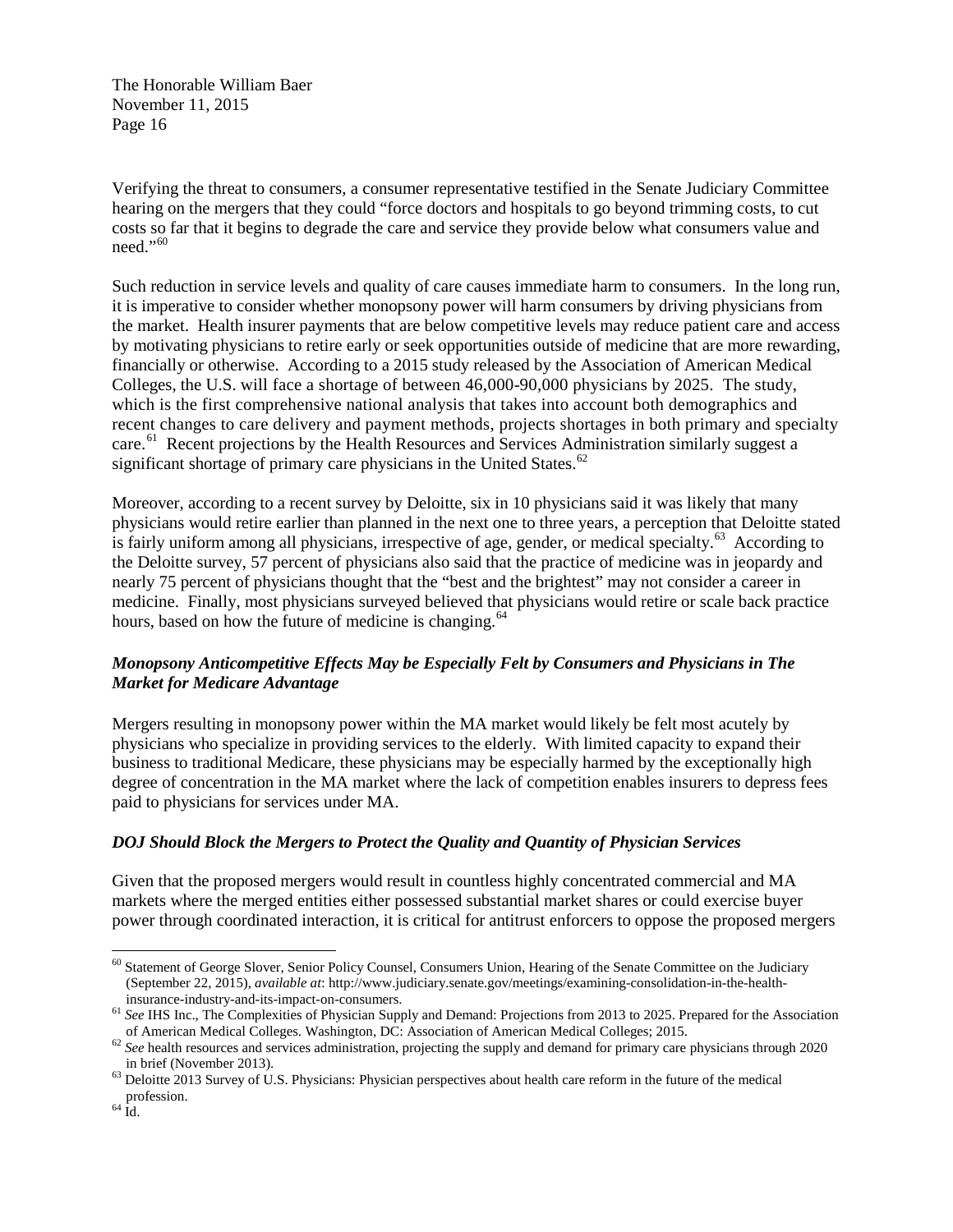Verifying the threat to consumers, a consumer representative testified in the Senate Judiciary Committee hearing on the mergers that they could "force doctors and hospitals to go beyond trimming costs, to cut costs so far that it begins to degrade the care and service they provide below what consumers value and need."[60]

Such reduction in service levels and quality of care causes immediate harm to consumers. In the long run, it is imperative to consider whether monopsony power will harm consumers by driving physicians from the market. Health insurer payments that are below competitive levels may reduce patient care and access by motivating physicians to retire early or seek opportunities outside of medicine that are more rewarding, financially or otherwise. According to a 2015 study released by the Association of American Medical Colleges, the U.S. will face a shortage of between 46,000-90,000 physicians by 2025. The study, which is the first comprehensive national analysis that takes into account both demographics and recent changes to care delivery and payment methods, projects shortages in both primary and specialty care.[61] Recent projections by the Health Resources and Services Administration similarly suggest a significant shortage of primary care physicians in the United States.[62]

Moreover, according to a recent survey by Deloitte, six in 10 physicians said it was likely that many physicians would retire earlier than planned in the next one to three years, a perception that Deloitte stated is fairly uniform among all physicians, irrespective of age, gender, or medical specialty.[63] According to the Deloitte survey, 57 percent of physicians also said that the practice of medicine was in jeopardy and nearly 75 percent of physicians thought that the "best and the brightest" may not consider a career in medicine. Finally, most physicians surveyed believed that physicians would retire or scale back practice hours, based on how the future of medicine is changing.[64]

***Monopsony Anticompetitive Effects May be Especially Felt by Consumers and Physicians in The Market for Medicare Advantage***

Mergers resulting in monopsony power within the MA market would likely be felt most acutely by physicians who specialize in providing services to the elderly. With limited capacity to expand their business to traditional Medicare, these physicians may be especially harmed by the exceptionally high degree of concentration in the MA market where the lack of competition enables insurers to depress fees paid to physicians for services under MA.

***DOJ Should Block the Mergers to Protect the Quality and Quantity of Physician Services***

Given that the proposed mergers would result in countless highly concentrated commercial and MA markets where the merged entities either possessed substantial market shares or could exercise buyer power through coordinated interaction, it is critical for antitrust enforcers to oppose the proposed mergers

---

[60] Statement of George Slover, Senior Policy Counsel, Consumers Union, Hearing of the Senate Committee on the Judiciary (September 22, 2015), *available at*: http://www.judiciary.senate.gov/meetings/examining-consolidation-in-the-health-insurance-industry-and-its-impact-on-consumers.

[61] *See* IHS Inc., The Complexities of Physician Supply and Demand: Projections from 2013 to 2025. Prepared for the Association of American Medical Colleges. Washington, DC: Association of American Medical Colleges; 2015.

[62] *See* health resources and services administration, projecting the supply and demand for primary care physicians through 2020 in brief (November 2013).

[63] Deloitte 2013 Survey of U.S. Physicians: Physician perspectives about health care reform in the future of the medical profession.

[64] Id.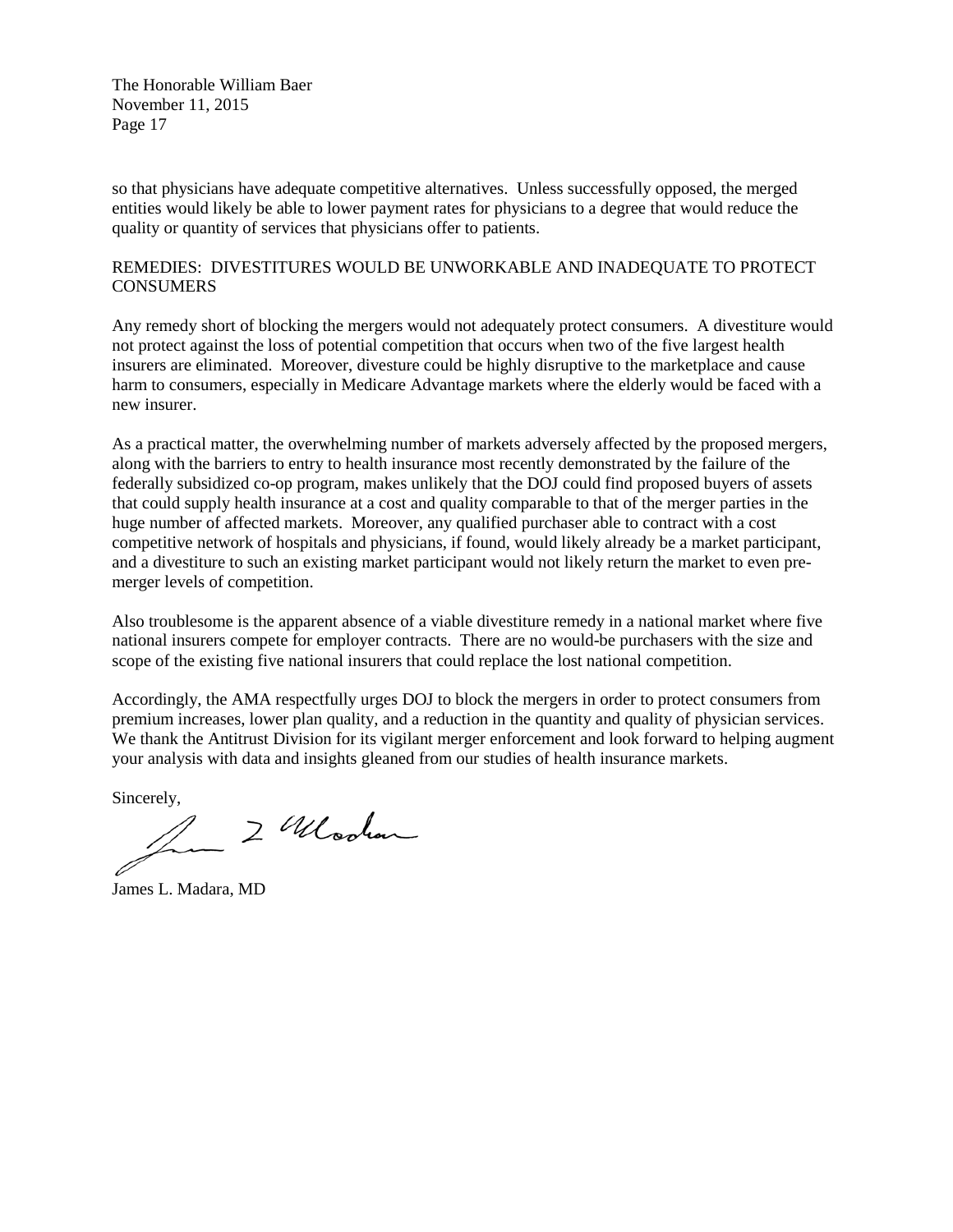so that physicians have adequate competitive alternatives. Unless successfully opposed, the merged entities would likely be able to lower payment rates for physicians to a degree that would reduce the quality or quantity of services that physicians offer to patients.

## REMEDIES: DIVESTITURES WOULD BE UNWORKABLE AND INADEQUATE TO PROTECT CONSUMERS

Any remedy short of blocking the mergers would not adequately protect consumers. A divestiture would not protect against the loss of potential competition that occurs when two of the five largest health insurers are eliminated. Moreover, divesture could be highly disruptive to the marketplace and cause harm to consumers, especially in Medicare Advantage markets where the elderly would be faced with a new insurer.

As a practical matter, the overwhelming number of markets adversely affected by the proposed mergers, along with the barriers to entry to health insurance most recently demonstrated by the failure of the federally subsidized co-op program, makes unlikely that the DOJ could find proposed buyers of assets that could supply health insurance at a cost and quality comparable to that of the merger parties in the huge number of affected markets. Moreover, any qualified purchaser able to contract with a cost competitive network of hospitals and physicians, if found, would likely already be a market participant, and a divestiture to such an existing market participant would not likely return the market to even pre-merger levels of competition.

Also troublesome is the apparent absence of a viable divestiture remedy in a national market where five national insurers compete for employer contracts. There are no would-be purchasers with the size and scope of the existing five national insurers that could replace the lost national competition.

Accordingly, the AMA respectfully urges DOJ to block the mergers in order to protect consumers from premium increases, lower plan quality, and a reduction in the quantity and quality of physician services. We thank the Antitrust Division for its vigilant merger enforcement and look forward to helping augment your analysis with data and insights gleaned from our studies of health insurance markets.

Sincerely,

James L. Madara, MD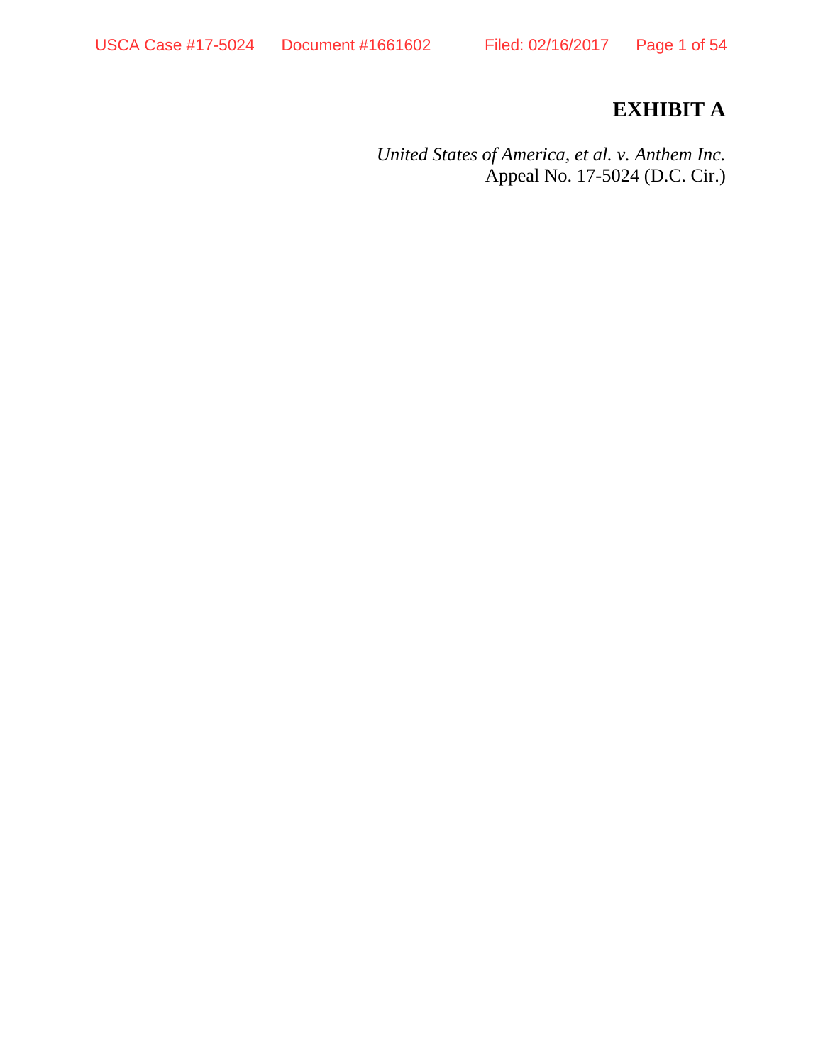# EXHIBIT A

*United States of America, et al. v. Anthem Inc.*
Appeal No. 17-5024 (D.C. Cir.)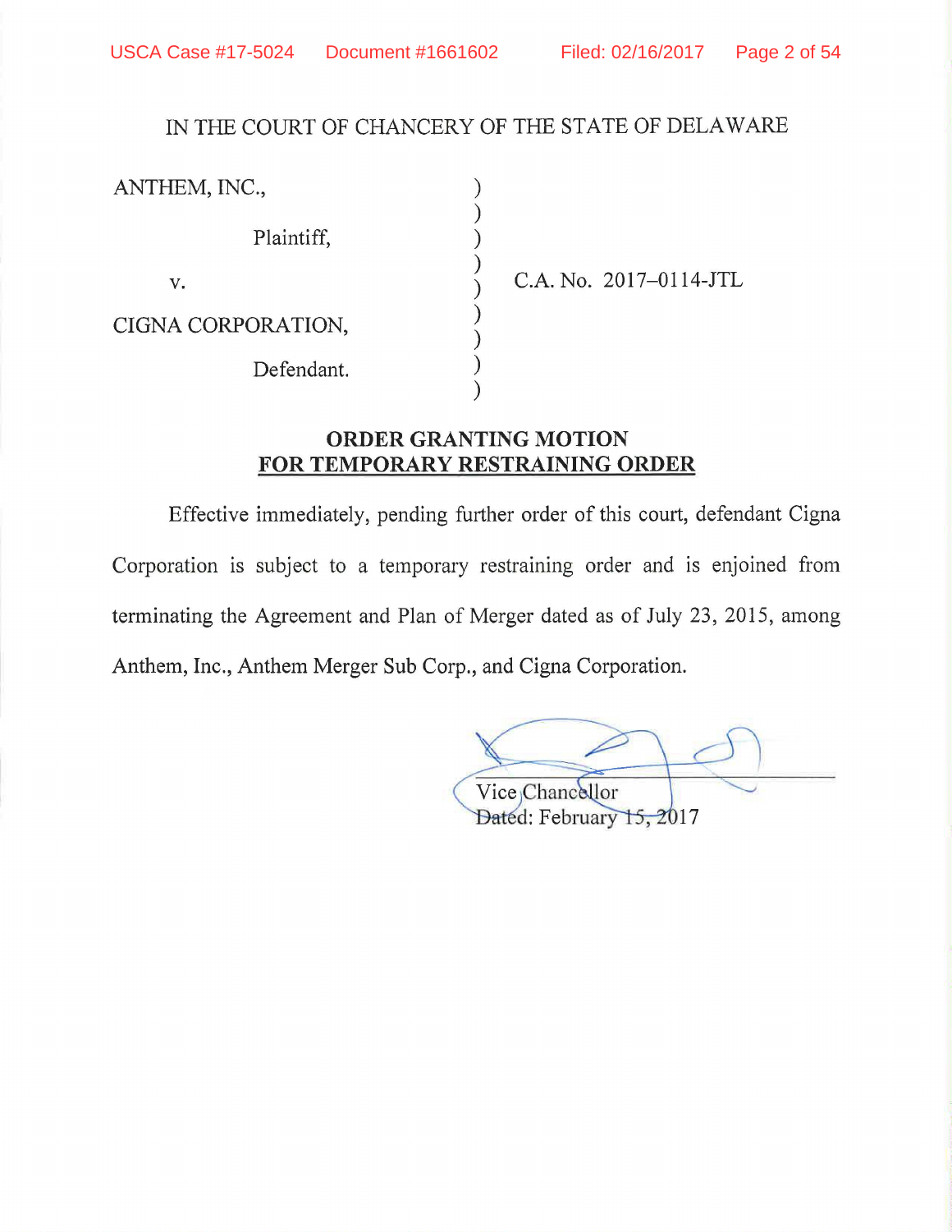IN THE COURT OF CHANCERY OF THE STATE OF DELAWARE

| | | |
|---|---|---|
| ANTHEM, INC., | ) | |
| Plaintiff, | ) | |
| v. | ) | C.A. No. 2017–0114-JTL |
| CIGNA CORPORATION, | ) | |
| Defendant. | ) | |

**ORDER GRANTING MOTION**
**FOR TEMPORARY RESTRAINING ORDER**

Effective immediately, pending further order of this court, defendant Cigna Corporation is subject to a temporary restraining order and is enjoined from terminating the Agreement and Plan of Merger dated as of July 23, 2015, among Anthem, Inc., Anthem Merger Sub Corp., and Cigna Corporation.

Vice Chancellor
Dated: February 15, 2017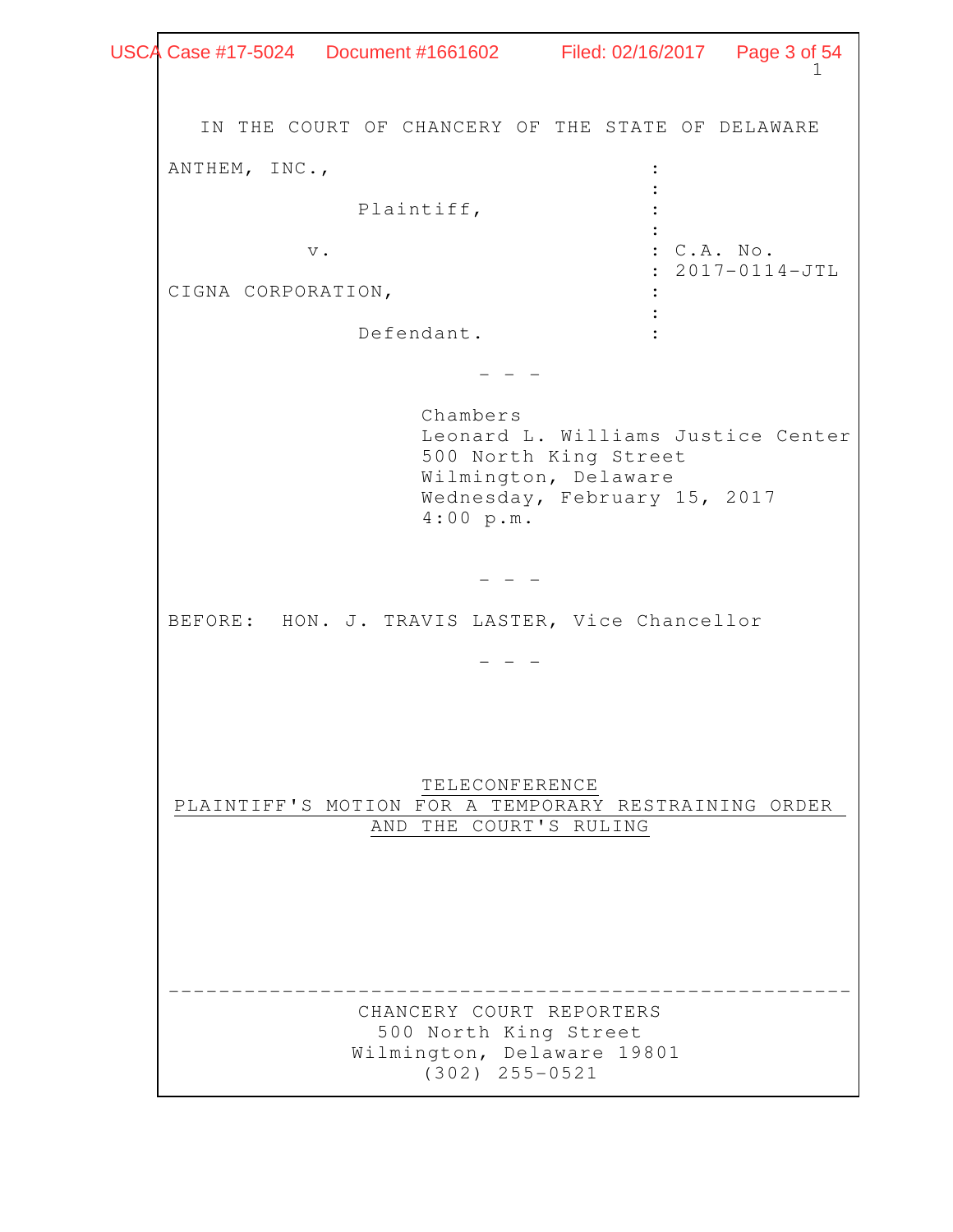IN THE COURT OF CHANCERY OF THE STATE OF DELAWARE

ANTHEM, INC., : Plaintiff, : v. : C.A. No. 2017-0114-JTL CIGNA CORPORATION, : Defendant. :

| | |
|---|---|
| ANTHEM, INC., | : |
| | : |
| Plaintiff, | : |
| | : |
| v. | : C.A. No. |
| | : 2017-0114-JTL |
| CIGNA CORPORATION, | : |
| | : |
| Defendant. | : |

- - -

Chambers
Leonard L. Williams Justice Center
500 North King Street
Wilmington, Delaware
Wednesday, February 15, 2017
4:00 p.m.

- - -

BEFORE: HON. J. TRAVIS LASTER, Vice Chancellor

- - -

TELECONFERENCE
PLAINTIFF'S MOTION FOR A TEMPORARY RESTRAINING ORDER
AND THE COURT'S RULING

---

CHANCERY COURT REPORTERS
500 North King Street
Wilmington, Delaware 19801
(302) 255-0521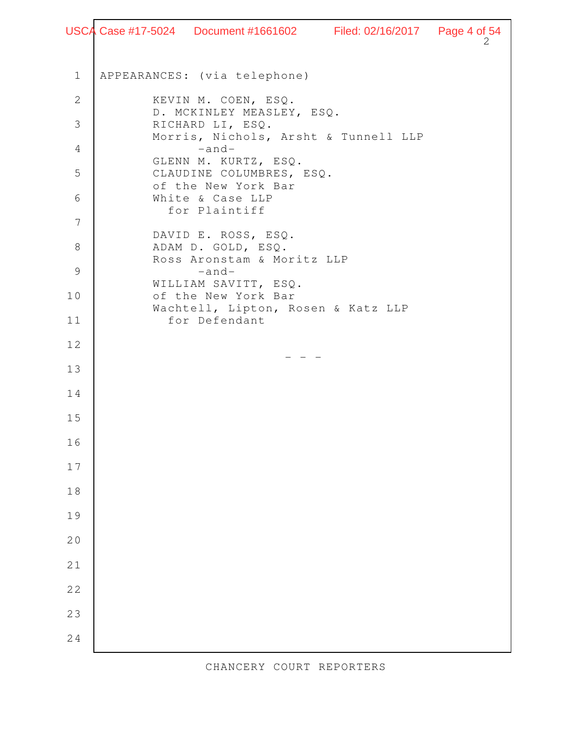APPEARANCES: (via telephone)

KEVIN M. COEN, ESQ.
D. MCKINLEY MEASLEY, ESQ.
RICHARD LI, ESQ.
Morris, Nichols, Arsht & Tunnell LLP
-and-
GLENN M. KURTZ, ESQ.
CLAUDINE COLUMBRES, ESQ.
of the New York Bar
White & Case LLP
for Plaintiff

DAVID E. ROSS, ESQ.
ADAM D. GOLD, ESQ.
Ross Aronstam & Moritz LLP
-and-
WILLIAM SAVITT, ESQ.
of the New York Bar
Wachtell, Lipton, Rosen & Katz LLP
for Defendant

- - -

CHANCERY COURT REPORTERS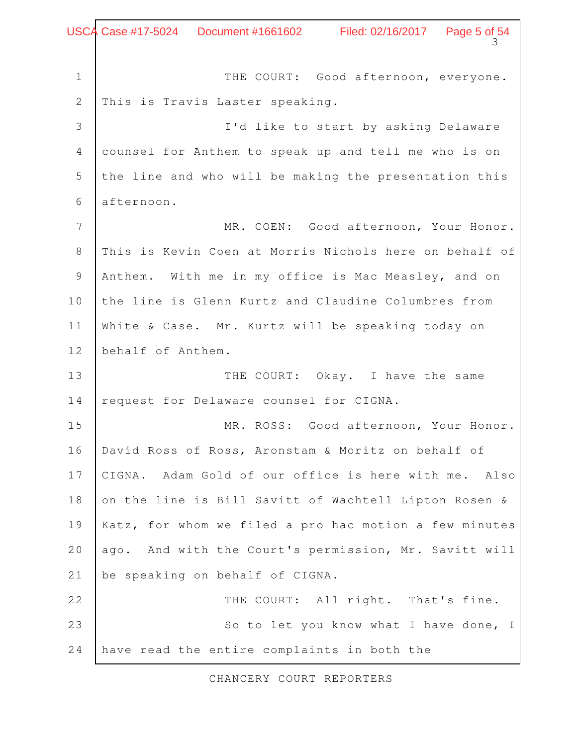THE COURT: Good afternoon, everyone. This is Travis Laster speaking.

I'd like to start by asking Delaware counsel for Anthem to speak up and tell me who is on the line and who will be making the presentation this afternoon.

MR. COEN: Good afternoon, Your Honor. This is Kevin Coen at Morris Nichols here on behalf of Anthem. With me in my office is Mac Measley, and on the line is Glenn Kurtz and Claudine Columbres from White & Case. Mr. Kurtz will be speaking today on behalf of Anthem.

THE COURT: Okay. I have the same request for Delaware counsel for CIGNA.

MR. ROSS: Good afternoon, Your Honor. David Ross of Ross, Aronstam & Moritz on behalf of CIGNA. Adam Gold of our office is here with me. Also on the line is Bill Savitt of Wachtell Lipton Rosen & Katz, for whom we filed a pro hac motion a few minutes ago. And with the Court's permission, Mr. Savitt will be speaking on behalf of CIGNA.

THE COURT: All right. That's fine.

So to let you know what I have done, I have read the entire complaints in both the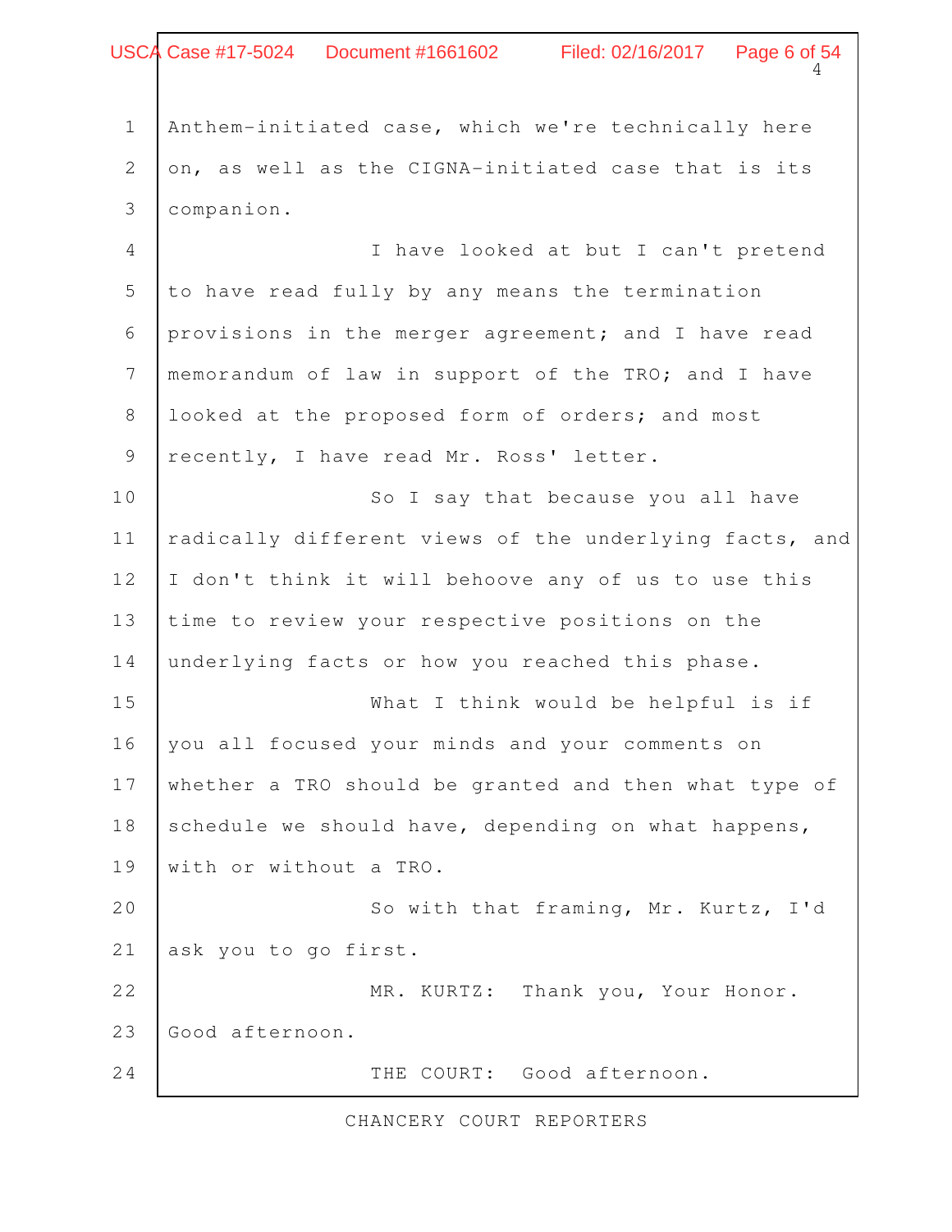Anthem-initiated case, which we're technically here on, as well as the CIGNA-initiated case that is its companion.

I have looked at but I can't pretend to have read fully by any means the termination provisions in the merger agreement; and I have read memorandum of law in support of the TRO; and I have looked at the proposed form of orders; and most recently, I have read Mr. Ross' letter.

So I say that because you all have radically different views of the underlying facts, and I don't think it will behoove any of us to use this time to review your respective positions on the underlying facts or how you reached this phase.

What I think would be helpful is if you all focused your minds and your comments on whether a TRO should be granted and then what type of schedule we should have, depending on what happens, with or without a TRO.

So with that framing, Mr. Kurtz, I'd ask you to go first.

MR. KURTZ: Thank you, Your Honor. Good afternoon.

THE COURT: Good afternoon.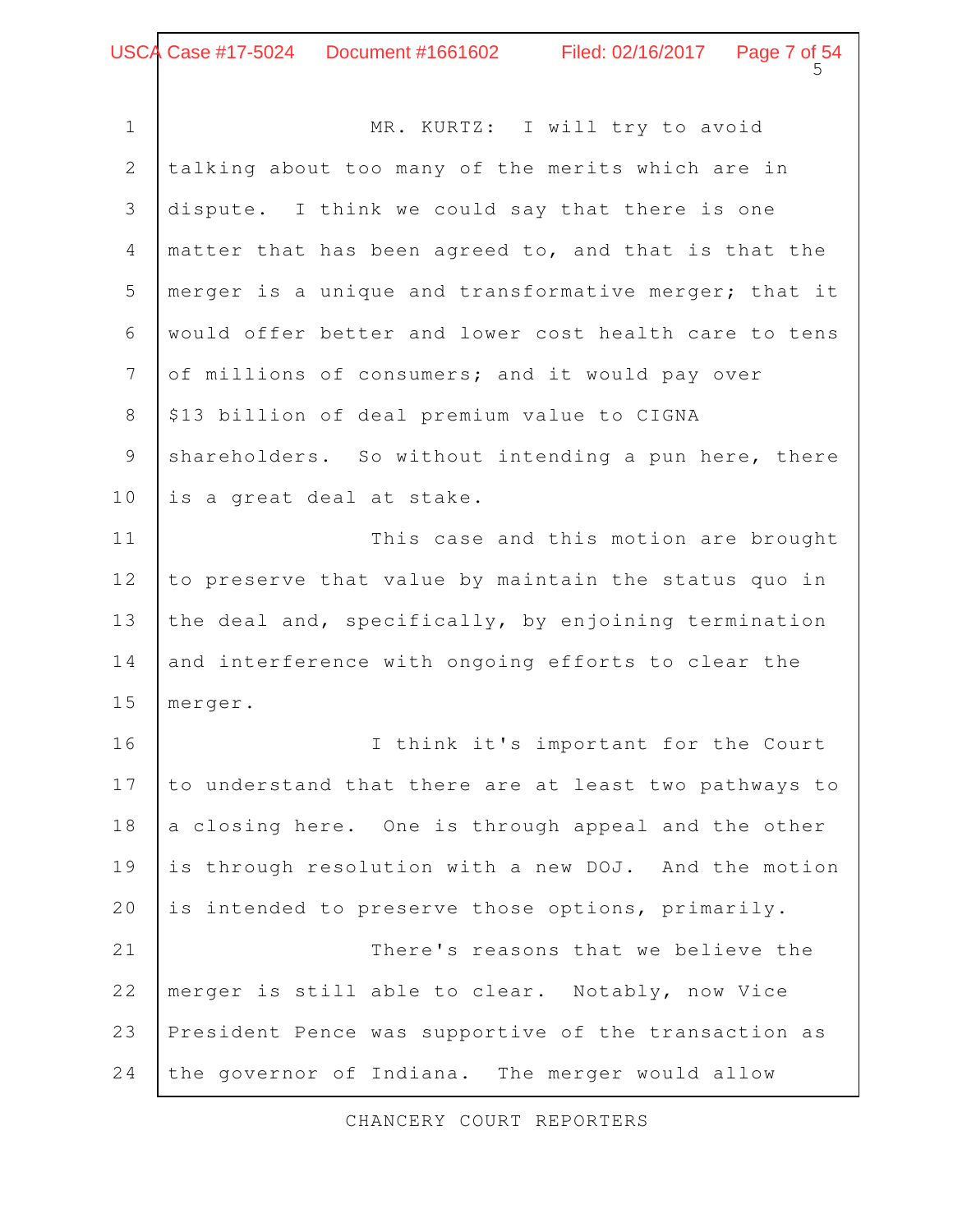MR. KURTZ: I will try to avoid talking about too many of the merits which are in dispute. I think we could say that there is one matter that has been agreed to, and that is that the merger is a unique and transformative merger; that it would offer better and lower cost health care to tens of millions of consumers; and it would pay over $13 billion of deal premium value to CIGNA shareholders. So without intending a pun here, there is a great deal at stake.

This case and this motion are brought to preserve that value by maintain the status quo in the deal and, specifically, by enjoining termination and interference with ongoing efforts to clear the merger.

I think it's important for the Court to understand that there are at least two pathways to a closing here. One is through appeal and the other is through resolution with a new DOJ. And the motion is intended to preserve those options, primarily.

There's reasons that we believe the merger is still able to clear. Notably, now Vice President Pence was supportive of the transaction as the governor of Indiana. The merger would allow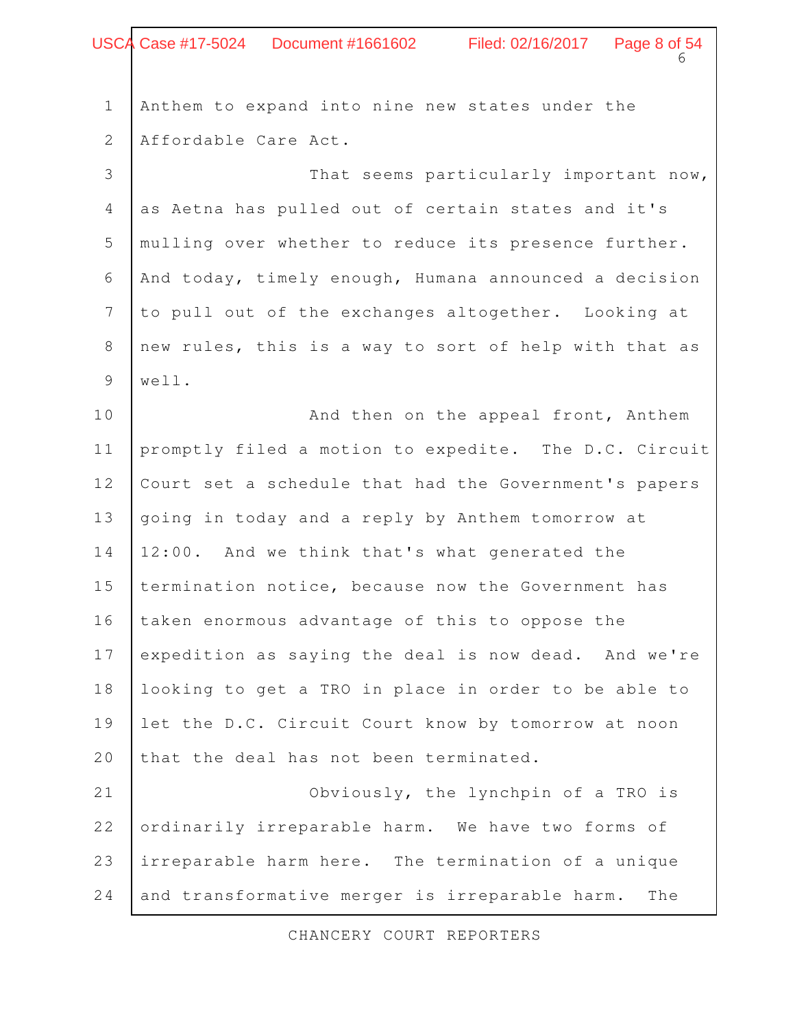Anthem to expand into nine new states under the Affordable Care Act.

That seems particularly important now, as Aetna has pulled out of certain states and it's mulling over whether to reduce its presence further. And today, timely enough, Humana announced a decision to pull out of the exchanges altogether. Looking at new rules, this is a way to sort of help with that as well.

And then on the appeal front, Anthem promptly filed a motion to expedite. The D.C. Circuit Court set a schedule that had the Government's papers going in today and a reply by Anthem tomorrow at 12:00. And we think that's what generated the termination notice, because now the Government has taken enormous advantage of this to oppose the expedition as saying the deal is now dead. And we're looking to get a TRO in place in order to be able to let the D.C. Circuit Court know by tomorrow at noon that the deal has not been terminated.

Obviously, the lynchpin of a TRO is ordinarily irreparable harm. We have two forms of irreparable harm here. The termination of a unique and transformative merger is irreparable harm. The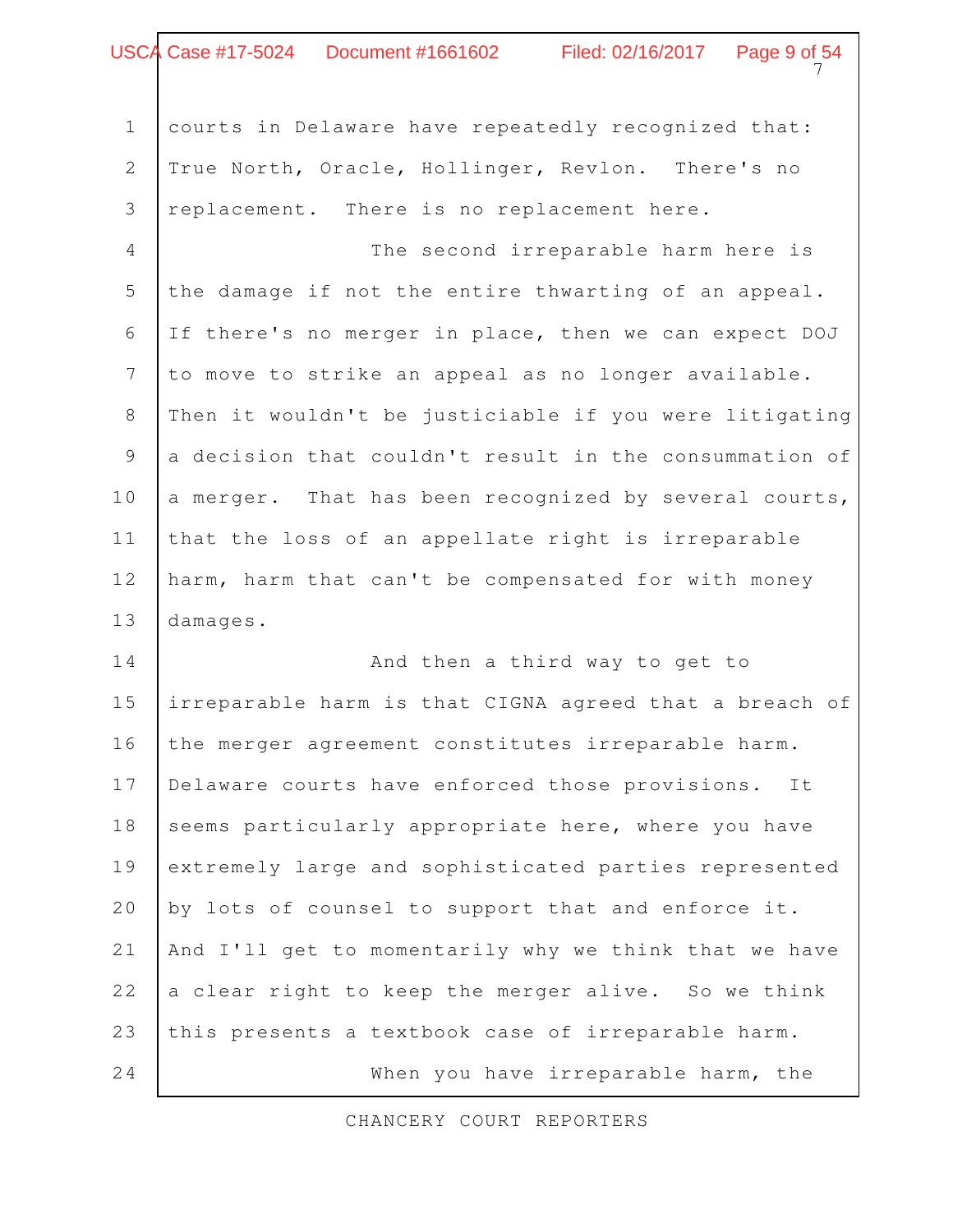courts in Delaware have repeatedly recognized that: True North, Oracle, Hollinger, Revlon. There's no replacement. There is no replacement here.

The second irreparable harm here is the damage if not the entire thwarting of an appeal. If there's no merger in place, then we can expect DOJ to move to strike an appeal as no longer available. Then it wouldn't be justiciable if you were litigating a decision that couldn't result in the consummation of a merger. That has been recognized by several courts, that the loss of an appellate right is irreparable harm, harm that can't be compensated for with money damages.

And then a third way to get to irreparable harm is that CIGNA agreed that a breach of the merger agreement constitutes irreparable harm. Delaware courts have enforced those provisions. It seems particularly appropriate here, where you have extremely large and sophisticated parties represented by lots of counsel to support that and enforce it. And I'll get to momentarily why we think that we have a clear right to keep the merger alive. So we think this presents a textbook case of irreparable harm.

When you have irreparable harm, the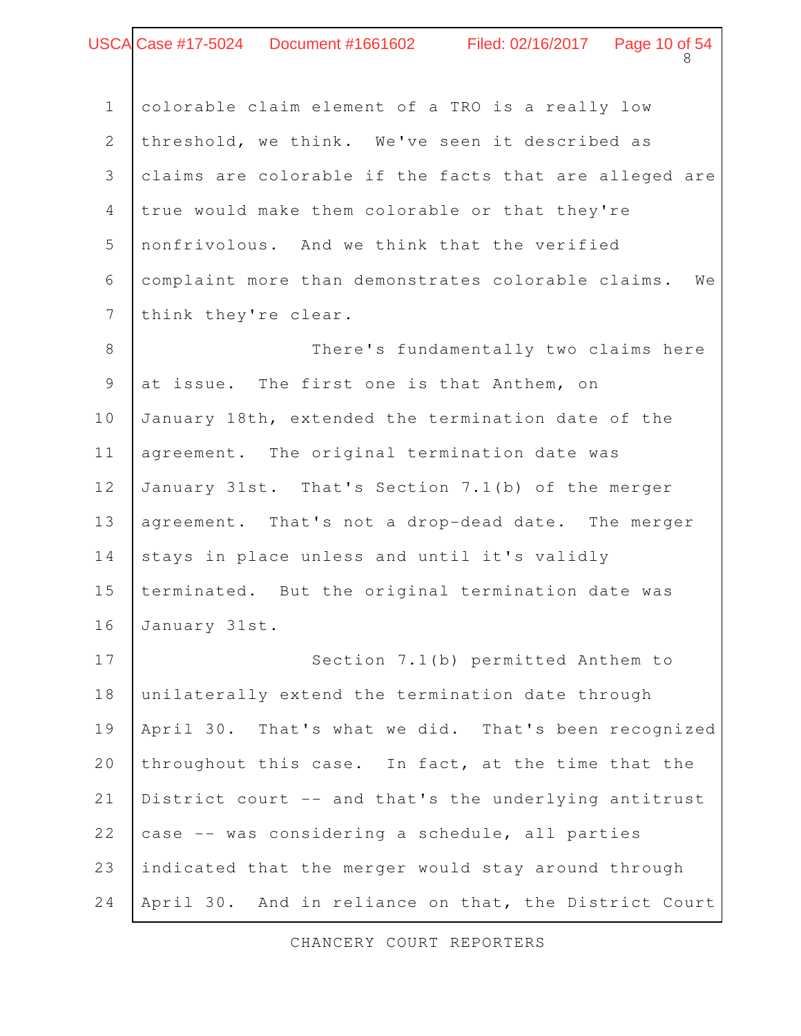colorable claim element of a TRO is a really low threshold, we think. We've seen it described as claims are colorable if the facts that are alleged are true would make them colorable or that they're nonfrivolous. And we think that the verified complaint more than demonstrates colorable claims. We think they're clear.

There's fundamentally two claims here at issue. The first one is that Anthem, on January 18th, extended the termination date of the agreement. The original termination date was January 31st. That's Section 7.1(b) of the merger agreement. That's not a drop-dead date. The merger stays in place unless and until it's validly terminated. But the original termination date was January 31st.

Section 7.1(b) permitted Anthem to unilaterally extend the termination date through April 30. That's what we did. That's been recognized throughout this case. In fact, at the time that the District court -- and that's the underlying antitrust case -- was considering a schedule, all parties indicated that the merger would stay around through April 30. And in reliance on that, the District Court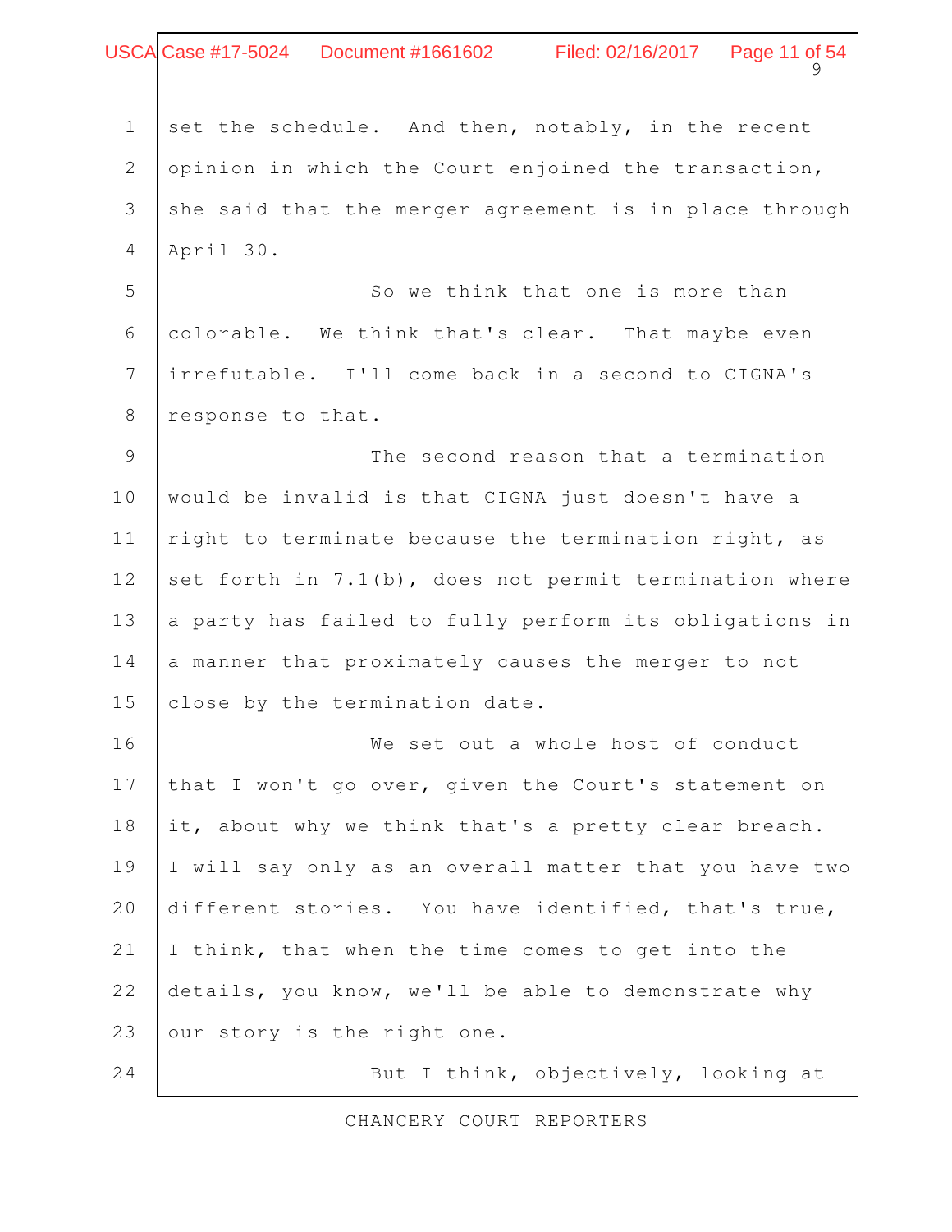set the schedule. And then, notably, in the recent opinion in which the Court enjoined the transaction, she said that the merger agreement is in place through April 30.

So we think that one is more than colorable. We think that's clear. That maybe even irrefutable. I'll come back in a second to CIGNA's response to that.

The second reason that a termination would be invalid is that CIGNA just doesn't have a right to terminate because the termination right, as set forth in 7.1(b), does not permit termination where a party has failed to fully perform its obligations in a manner that proximately causes the merger to not close by the termination date.

We set out a whole host of conduct that I won't go over, given the Court's statement on it, about why we think that's a pretty clear breach. I will say only as an overall matter that you have two different stories. You have identified, that's true, I think, that when the time comes to get into the details, you know, we'll be able to demonstrate why our story is the right one.

But I think, objectively, looking at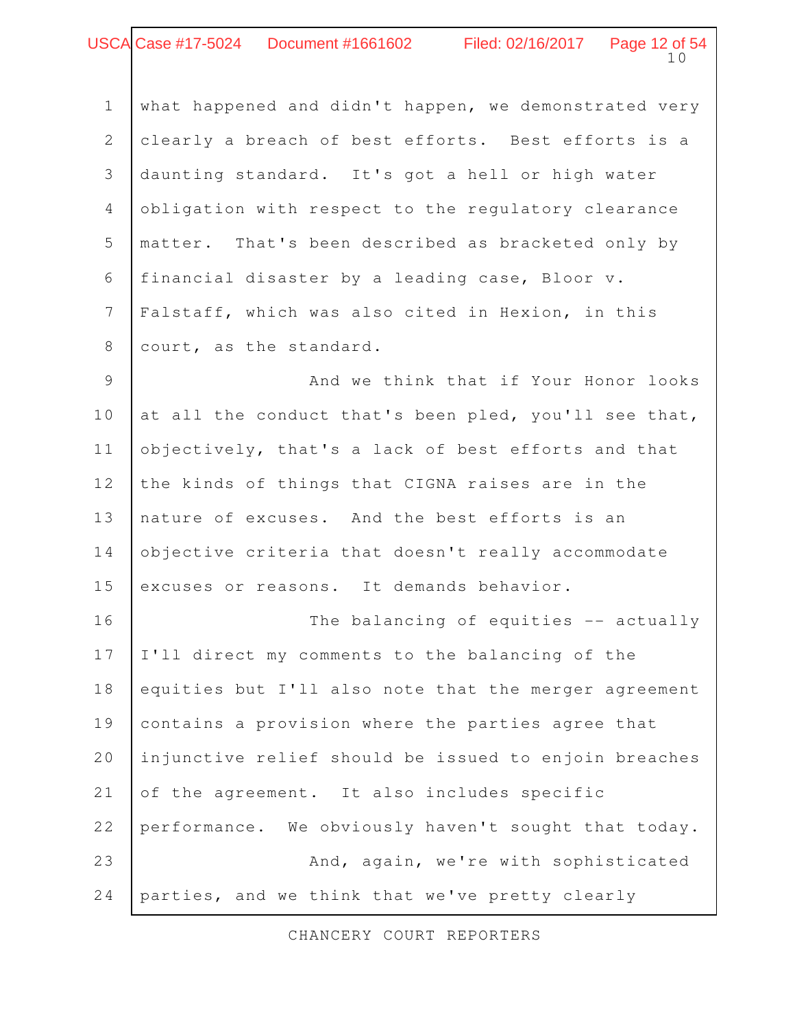what happened and didn't happen, we demonstrated very clearly a breach of best efforts. Best efforts is a daunting standard. It's got a hell or high water obligation with respect to the regulatory clearance matter. That's been described as bracketed only by financial disaster by a leading case, Bloor v. Falstaff, which was also cited in Hexion, in this court, as the standard.

And we think that if Your Honor looks at all the conduct that's been pled, you'll see that, objectively, that's a lack of best efforts and that the kinds of things that CIGNA raises are in the nature of excuses. And the best efforts is an objective criteria that doesn't really accommodate excuses or reasons. It demands behavior.

The balancing of equities -- actually I'll direct my comments to the balancing of the equities but I'll also note that the merger agreement contains a provision where the parties agree that injunctive relief should be issued to enjoin breaches of the agreement. It also includes specific performance. We obviously haven't sought that today.

And, again, we're with sophisticated parties, and we think that we've pretty clearly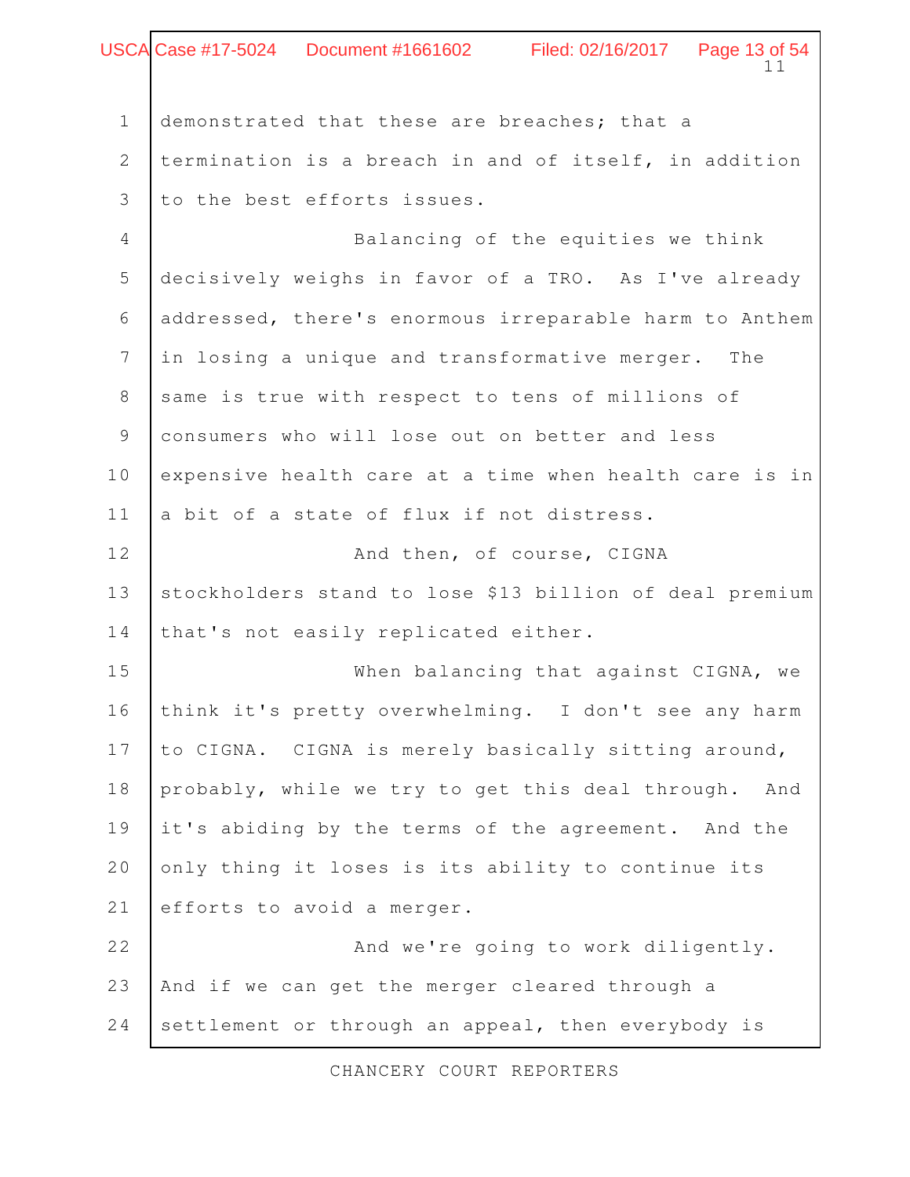demonstrated that these are breaches; that a termination is a breach in and of itself, in addition to the best efforts issues.

Balancing of the equities we think decisively weighs in favor of a TRO. As I've already addressed, there's enormous irreparable harm to Anthem in losing a unique and transformative merger. The same is true with respect to tens of millions of consumers who will lose out on better and less expensive health care at a time when health care is in a bit of a state of flux if not distress.

And then, of course, CIGNA stockholders stand to lose $13 billion of deal premium that's not easily replicated either.

When balancing that against CIGNA, we think it's pretty overwhelming. I don't see any harm to CIGNA. CIGNA is merely basically sitting around, probably, while we try to get this deal through. And it's abiding by the terms of the agreement. And the only thing it loses is its ability to continue its efforts to avoid a merger.

And we're going to work diligently. And if we can get the merger cleared through a settlement or through an appeal, then everybody is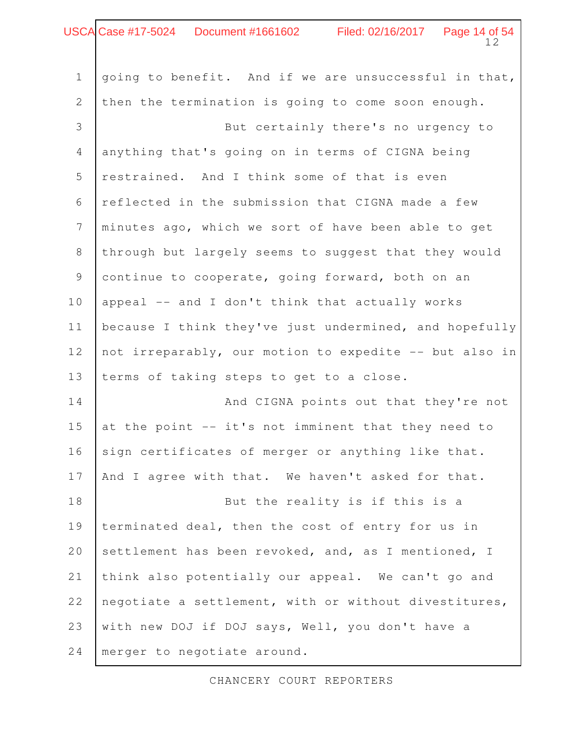going to benefit. And if we are unsuccessful in that, then the termination is going to come soon enough.

But certainly there's no urgency to anything that's going on in terms of CIGNA being restrained. And I think some of that is even reflected in the submission that CIGNA made a few minutes ago, which we sort of have been able to get through but largely seems to suggest that they would continue to cooperate, going forward, both on an appeal -- and I don't think that actually works because I think they've just undermined, and hopefully not irreparably, our motion to expedite -- but also in terms of taking steps to get to a close.

And CIGNA points out that they're not at the point -- it's not imminent that they need to sign certificates of merger or anything like that. And I agree with that. We haven't asked for that.

But the reality is if this is a terminated deal, then the cost of entry for us in settlement has been revoked, and, as I mentioned, I think also potentially our appeal. We can't go and negotiate a settlement, with or without divestitures, with new DOJ if DOJ says, Well, you don't have a merger to negotiate around.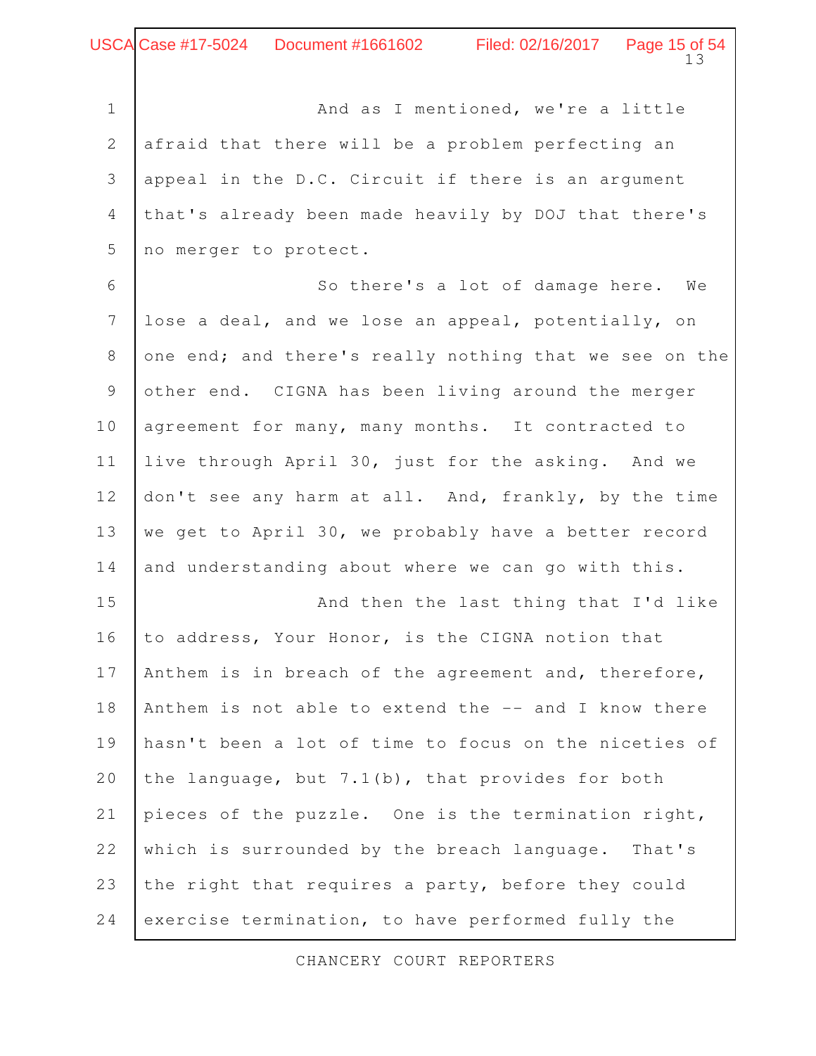And as I mentioned, we're a little afraid that there will be a problem perfecting an appeal in the D.C. Circuit if there is an argument that's already been made heavily by DOJ that there's no merger to protect.

So there's a lot of damage here. We lose a deal, and we lose an appeal, potentially, on one end; and there's really nothing that we see on the other end. CIGNA has been living around the merger agreement for many, many months. It contracted to live through April 30, just for the asking. And we don't see any harm at all. And, frankly, by the time we get to April 30, we probably have a better record and understanding about where we can go with this.

And then the last thing that I'd like to address, Your Honor, is the CIGNA notion that Anthem is in breach of the agreement and, therefore, Anthem is not able to extend the -- and I know there hasn't been a lot of time to focus on the niceties of the language, but 7.1(b), that provides for both pieces of the puzzle. One is the termination right, which is surrounded by the breach language. That's the right that requires a party, before they could exercise termination, to have performed fully the

CHANCERY COURT REPORTERS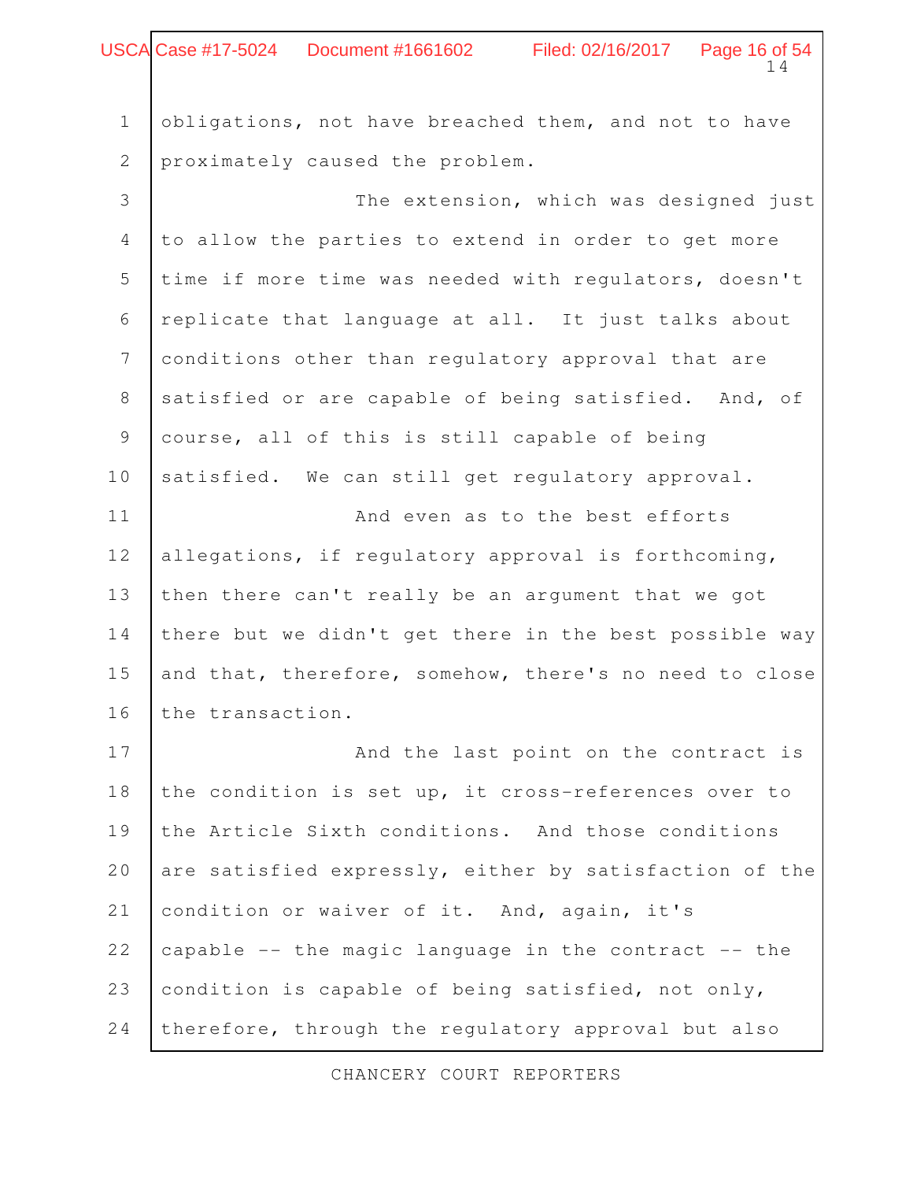obligations, not have breached them, and not to have proximately caused the problem.

The extension, which was designed just to allow the parties to extend in order to get more time if more time was needed with regulators, doesn't replicate that language at all. It just talks about conditions other than regulatory approval that are satisfied or are capable of being satisfied. And, of course, all of this is still capable of being satisfied. We can still get regulatory approval.

And even as to the best efforts allegations, if regulatory approval is forthcoming, then there can't really be an argument that we got there but we didn't get there in the best possible way and that, therefore, somehow, there's no need to close the transaction.

And the last point on the contract is the condition is set up, it cross-references over to the Article Sixth conditions. And those conditions are satisfied expressly, either by satisfaction of the condition or waiver of it. And, again, it's capable -- the magic language in the contract -- the condition is capable of being satisfied, not only, therefore, through the regulatory approval but also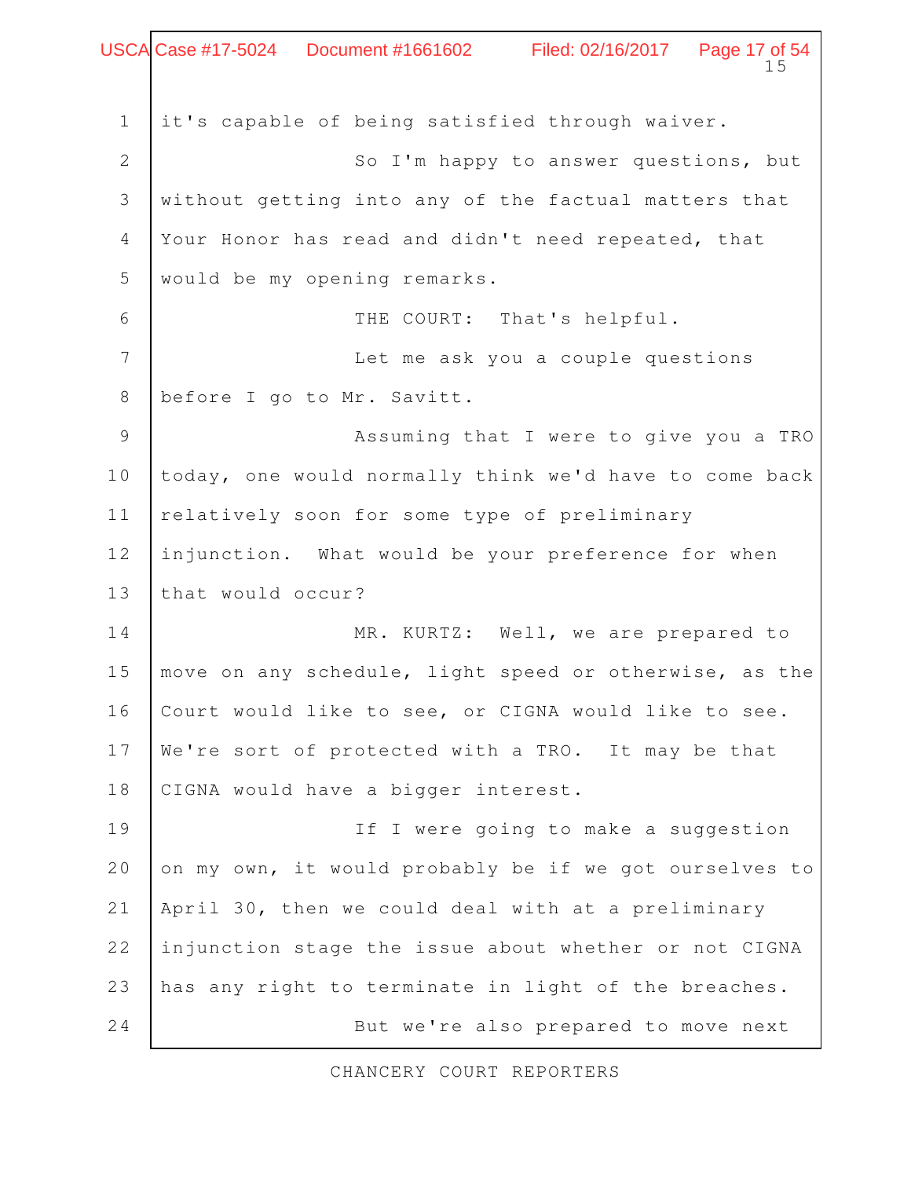it's capable of being satisfied through waiver.

So I'm happy to answer questions, but without getting into any of the factual matters that Your Honor has read and didn't need repeated, that would be my opening remarks.

THE COURT: That's helpful.

Let me ask you a couple questions before I go to Mr. Savitt.

Assuming that I were to give you a TRO today, one would normally think we'd have to come back relatively soon for some type of preliminary injunction. What would be your preference for when that would occur?

MR. KURTZ: Well, we are prepared to move on any schedule, light speed or otherwise, as the Court would like to see, or CIGNA would like to see. We're sort of protected with a TRO. It may be that CIGNA would have a bigger interest.

If I were going to make a suggestion on my own, it would probably be if we got ourselves to April 30, then we could deal with at a preliminary injunction stage the issue about whether or not CIGNA has any right to terminate in light of the breaches.

But we're also prepared to move next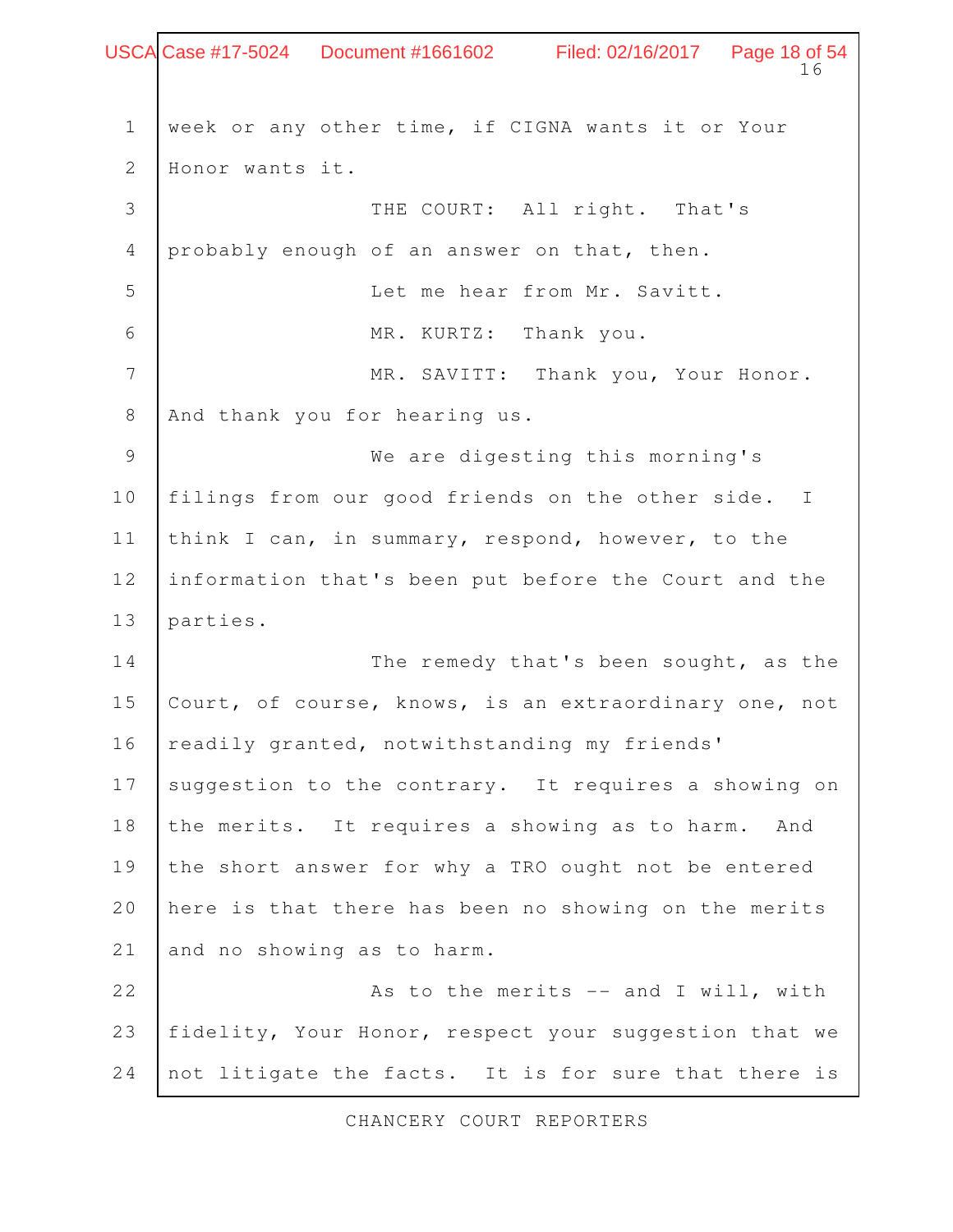week or any other time, if CIGNA wants it or Your Honor wants it.

THE COURT: All right. That's probably enough of an answer on that, then.

Let me hear from Mr. Savitt.

MR. KURTZ: Thank you.

MR. SAVITT: Thank you, Your Honor. And thank you for hearing us.

We are digesting this morning's filings from our good friends on the other side. I think I can, in summary, respond, however, to the information that's been put before the Court and the parties.

The remedy that's been sought, as the Court, of course, knows, is an extraordinary one, not readily granted, notwithstanding my friends' suggestion to the contrary. It requires a showing on the merits. It requires a showing as to harm. And the short answer for why a TRO ought not be entered here is that there has been no showing on the merits and no showing as to harm.

As to the merits -- and I will, with fidelity, Your Honor, respect your suggestion that we not litigate the facts. It is for sure that there is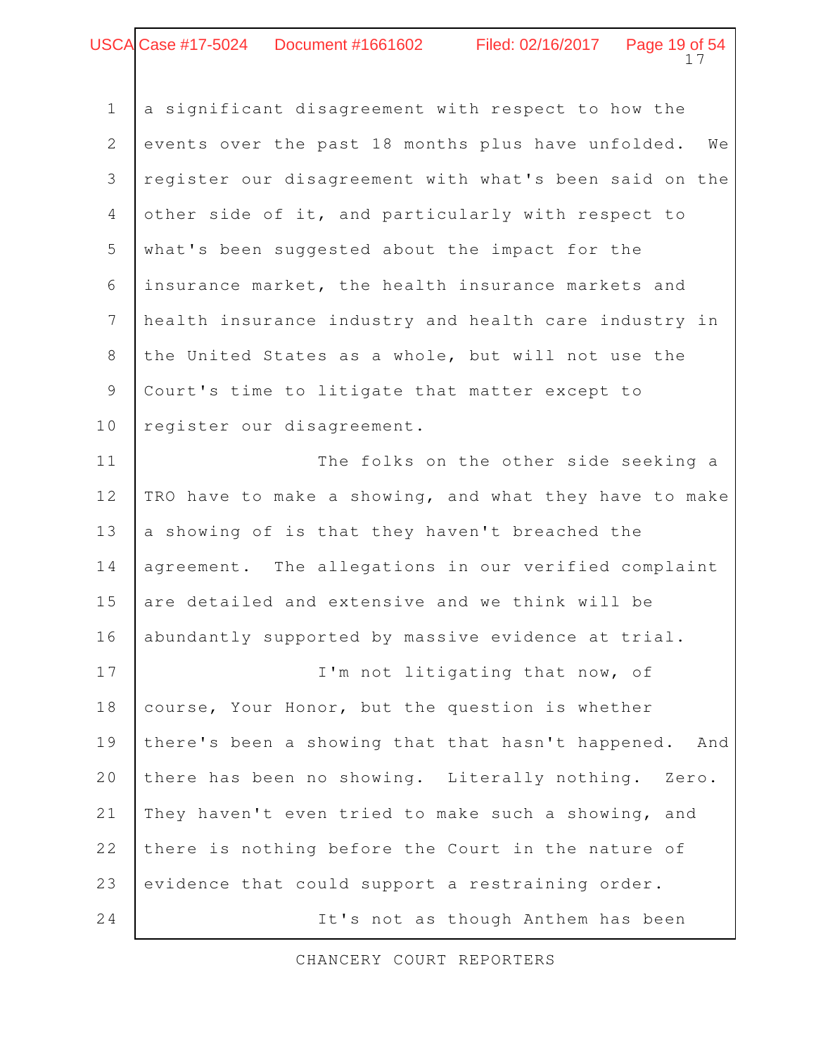a significant disagreement with respect to how the events over the past 18 months plus have unfolded. We register our disagreement with what's been said on the other side of it, and particularly with respect to what's been suggested about the impact for the insurance market, the health insurance markets and health insurance industry and health care industry in the United States as a whole, but will not use the Court's time to litigate that matter except to register our disagreement.

The folks on the other side seeking a TRO have to make a showing, and what they have to make a showing of is that they haven't breached the agreement. The allegations in our verified complaint are detailed and extensive and we think will be abundantly supported by massive evidence at trial.

I'm not litigating that now, of course, Your Honor, but the question is whether there's been a showing that that hasn't happened. And there has been no showing. Literally nothing. Zero. They haven't even tried to make such a showing, and there is nothing before the Court in the nature of evidence that could support a restraining order.

It's not as though Anthem has been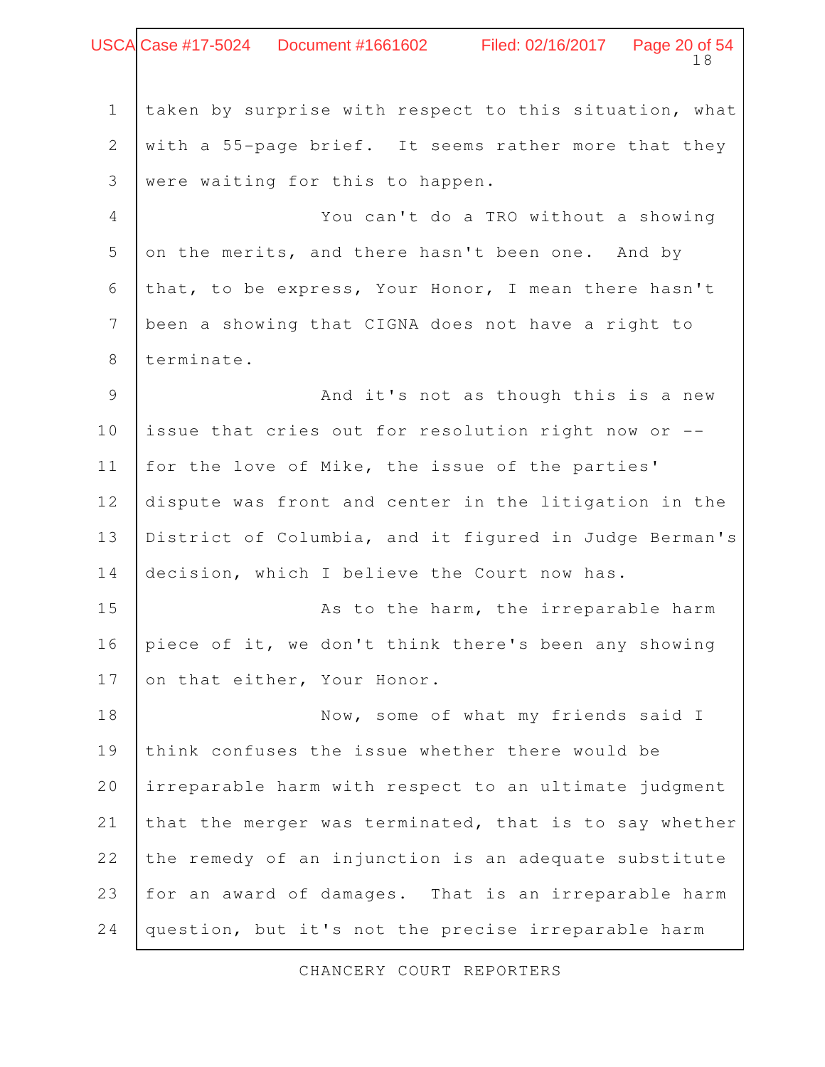taken by surprise with respect to this situation, what with a 55-page brief. It seems rather more that they were waiting for this to happen.

You can't do a TRO without a showing on the merits, and there hasn't been one. And by that, to be express, Your Honor, I mean there hasn't been a showing that CIGNA does not have a right to terminate.

And it's not as though this is a new issue that cries out for resolution right now or -- for the love of Mike, the issue of the parties' dispute was front and center in the litigation in the District of Columbia, and it figured in Judge Berman's decision, which I believe the Court now has.

As to the harm, the irreparable harm piece of it, we don't think there's been any showing on that either, Your Honor.

Now, some of what my friends said I think confuses the issue whether there would be irreparable harm with respect to an ultimate judgment that the merger was terminated, that is to say whether the remedy of an injunction is an adequate substitute for an award of damages. That is an irreparable harm question, but it's not the precise irreparable harm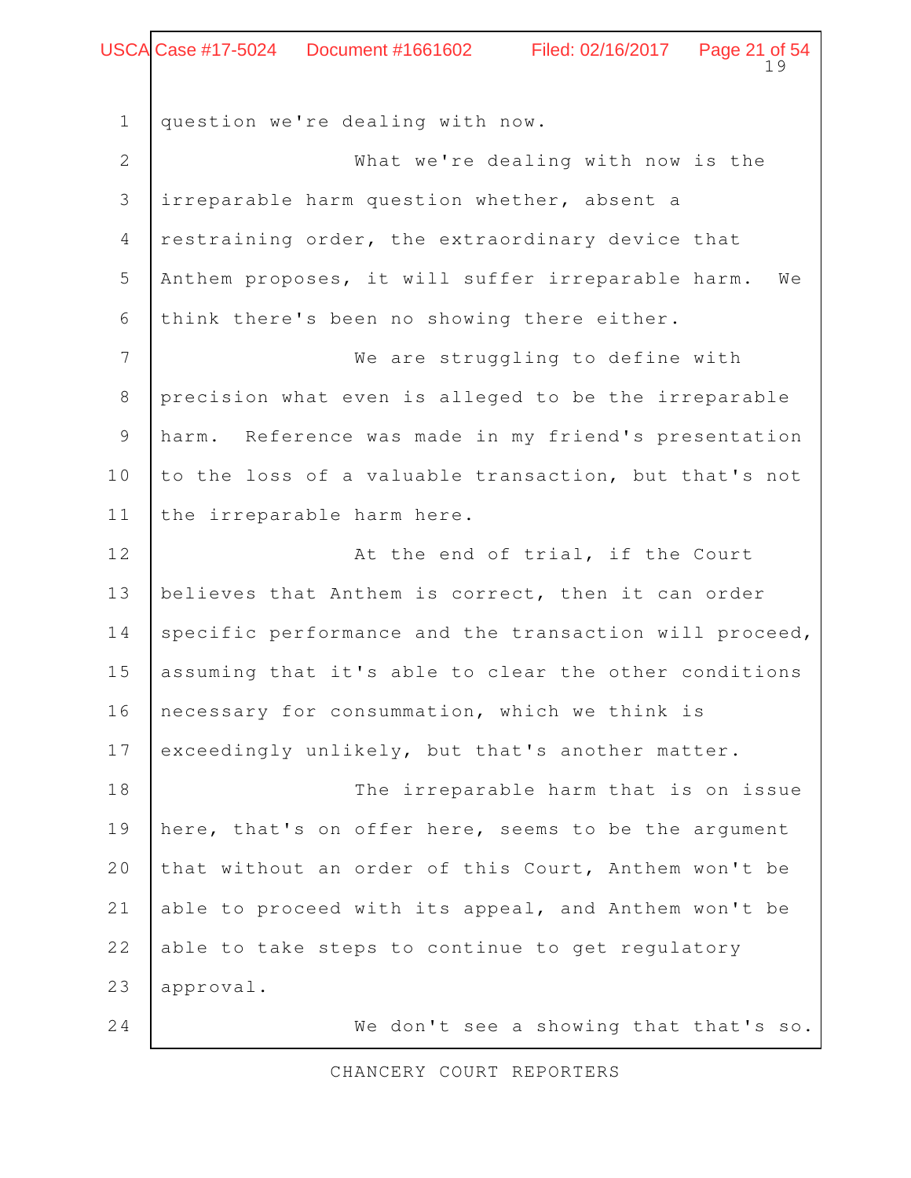question we're dealing with now.

What we're dealing with now is the irreparable harm question whether, absent a restraining order, the extraordinary device that Anthem proposes, it will suffer irreparable harm. We think there's been no showing there either.

We are struggling to define with precision what even is alleged to be the irreparable harm. Reference was made in my friend's presentation to the loss of a valuable transaction, but that's not the irreparable harm here.

At the end of trial, if the Court believes that Anthem is correct, then it can order specific performance and the transaction will proceed, assuming that it's able to clear the other conditions necessary for consummation, which we think is exceedingly unlikely, but that's another matter.

The irreparable harm that is on issue here, that's on offer here, seems to be the argument that without an order of this Court, Anthem won't be able to proceed with its appeal, and Anthem won't be able to take steps to continue to get regulatory approval.

We don't see a showing that that's so.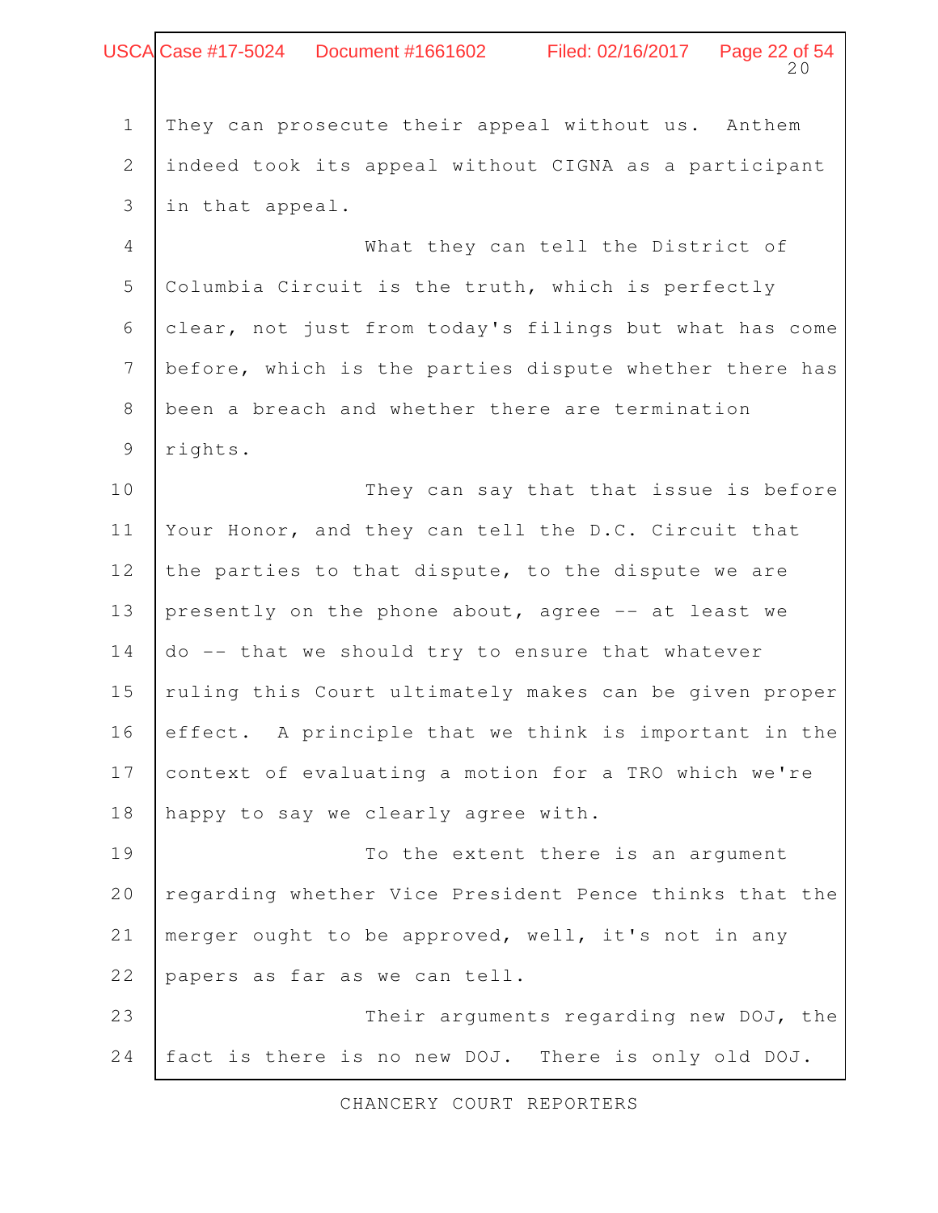They can prosecute their appeal without us. Anthem indeed took its appeal without CIGNA as a participant in that appeal.

What they can tell the District of Columbia Circuit is the truth, which is perfectly clear, not just from today's filings but what has come before, which is the parties dispute whether there has been a breach and whether there are termination rights.

They can say that that issue is before Your Honor, and they can tell the D.C. Circuit that the parties to that dispute, to the dispute we are presently on the phone about, agree -- at least we do -- that we should try to ensure that whatever ruling this Court ultimately makes can be given proper effect. A principle that we think is important in the context of evaluating a motion for a TRO which we're happy to say we clearly agree with.

To the extent there is an argument regarding whether Vice President Pence thinks that the merger ought to be approved, well, it's not in any papers as far as we can tell.

Their arguments regarding new DOJ, the fact is there is no new DOJ. There is only old DOJ.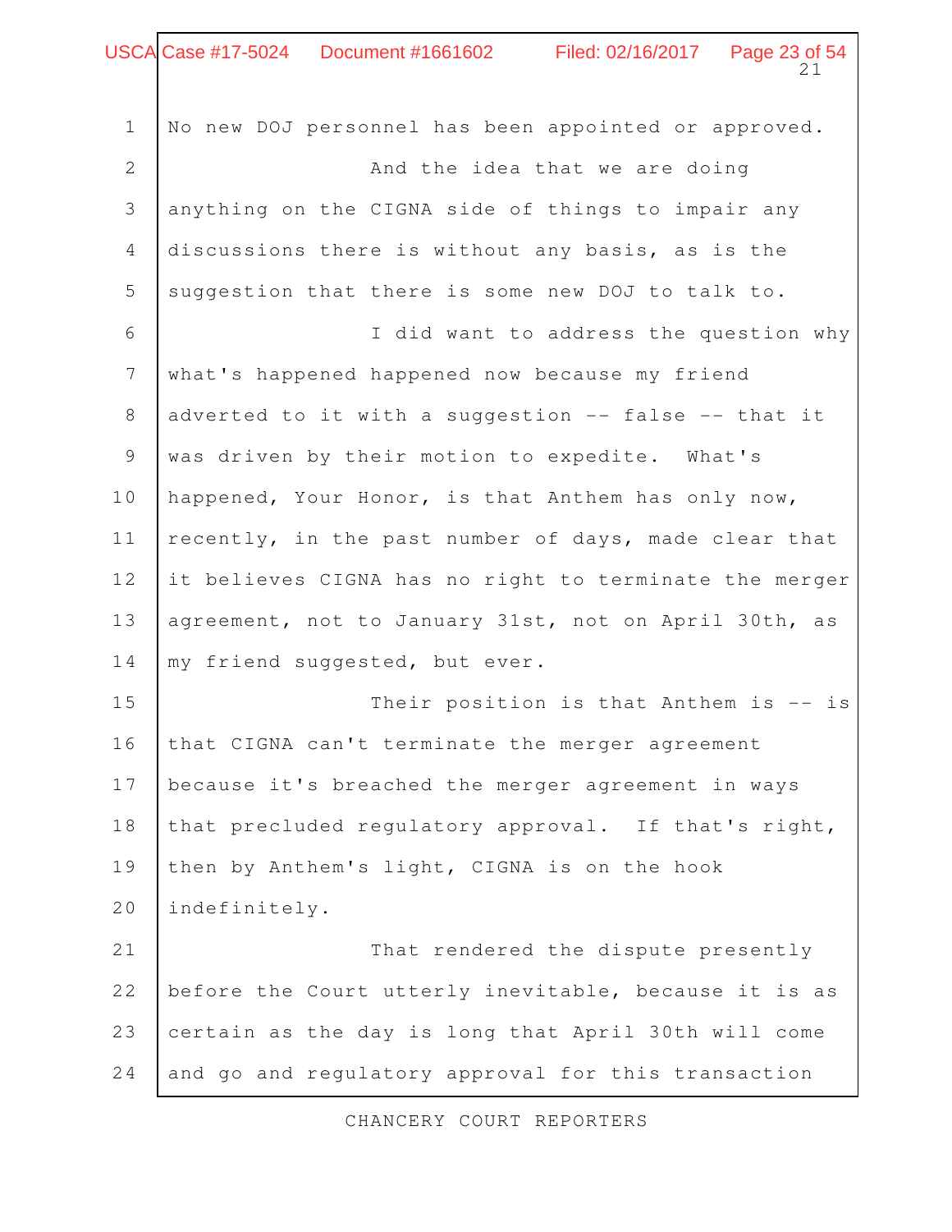No new DOJ personnel has been appointed or approved.

And the idea that we are doing anything on the CIGNA side of things to impair any discussions there is without any basis, as is the suggestion that there is some new DOJ to talk to.

I did want to address the question why what's happened happened now because my friend adverted to it with a suggestion -- false -- that it was driven by their motion to expedite. What's happened, Your Honor, is that Anthem has only now, recently, in the past number of days, made clear that it believes CIGNA has no right to terminate the merger agreement, not to January 31st, not on April 30th, as my friend suggested, but ever.

Their position is that Anthem is -- is that CIGNA can't terminate the merger agreement because it's breached the merger agreement in ways that precluded regulatory approval. If that's right, then by Anthem's light, CIGNA is on the hook indefinitely.

That rendered the dispute presently before the Court utterly inevitable, because it is as certain as the day is long that April 30th will come and go and regulatory approval for this transaction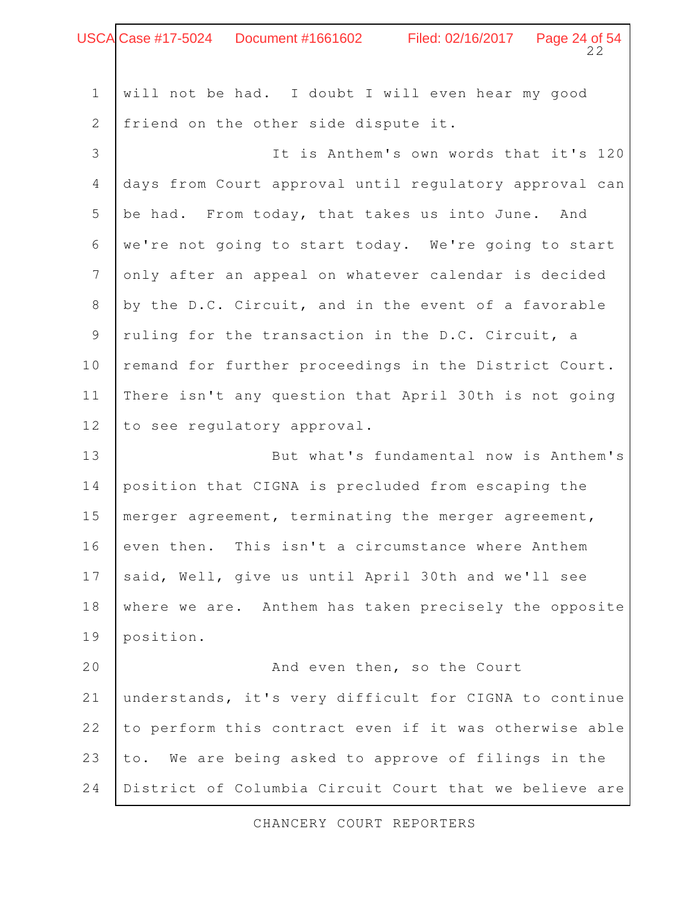will not be had. I doubt I will even hear my good friend on the other side dispute it.

It is Anthem's own words that it's 120 days from Court approval until regulatory approval can be had. From today, that takes us into June. And we're not going to start today. We're going to start only after an appeal on whatever calendar is decided by the D.C. Circuit, and in the event of a favorable ruling for the transaction in the D.C. Circuit, a remand for further proceedings in the District Court. There isn't any question that April 30th is not going to see regulatory approval.

But what's fundamental now is Anthem's position that CIGNA is precluded from escaping the merger agreement, terminating the merger agreement, even then. This isn't a circumstance where Anthem said, Well, give us until April 30th and we'll see where we are. Anthem has taken precisely the opposite position.

And even then, so the Court understands, it's very difficult for CIGNA to continue to perform this contract even if it was otherwise able to. We are being asked to approve of filings in the District of Columbia Circuit Court that we believe are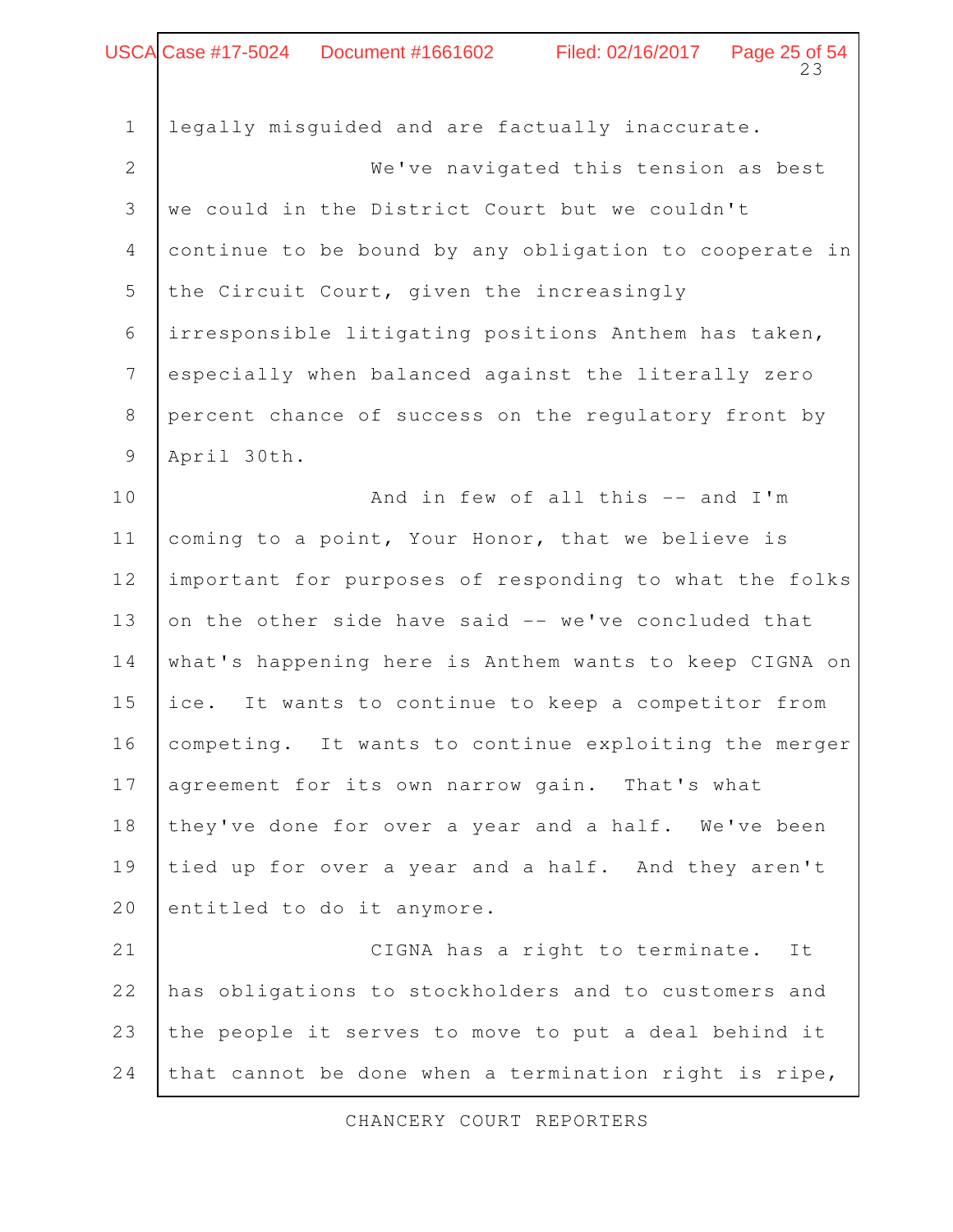legally misguided and are factually inaccurate.

We've navigated this tension as best we could in the District Court but we couldn't continue to be bound by any obligation to cooperate in the Circuit Court, given the increasingly irresponsible litigating positions Anthem has taken, especially when balanced against the literally zero percent chance of success on the regulatory front by April 30th.

And in few of all this -- and I'm coming to a point, Your Honor, that we believe is important for purposes of responding to what the folks on the other side have said -- we've concluded that what's happening here is Anthem wants to keep CIGNA on ice. It wants to continue to keep a competitor from competing. It wants to continue exploiting the merger agreement for its own narrow gain. That's what they've done for over a year and a half. We've been tied up for over a year and a half. And they aren't entitled to do it anymore.

CIGNA has a right to terminate. It has obligations to stockholders and to customers and the people it serves to move to put a deal behind it that cannot be done when a termination right is ripe,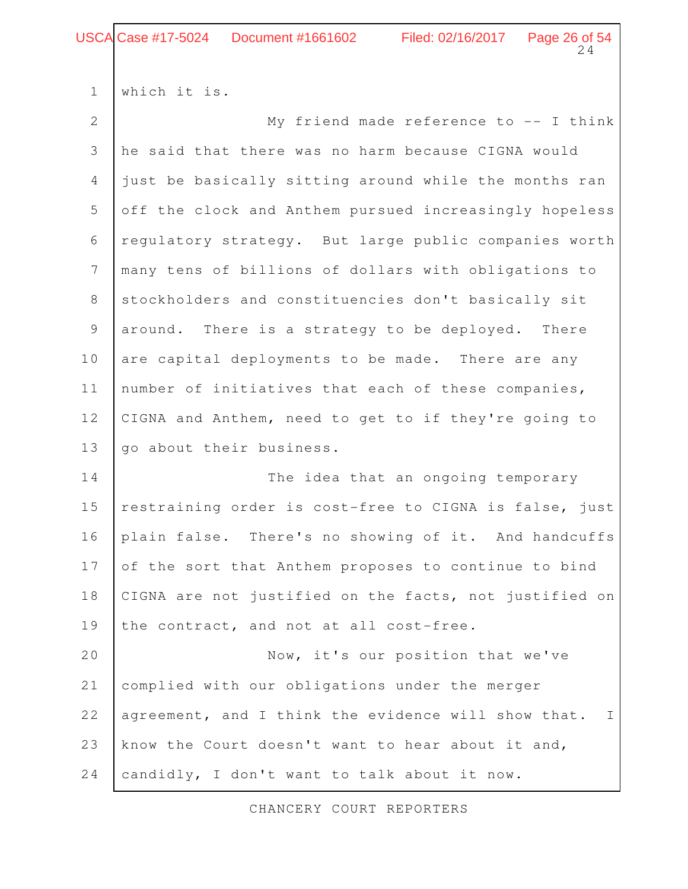which it is.

My friend made reference to -- I think he said that there was no harm because CIGNA would just be basically sitting around while the months ran off the clock and Anthem pursued increasingly hopeless regulatory strategy. But large public companies worth many tens of billions of dollars with obligations to stockholders and constituencies don't basically sit around. There is a strategy to be deployed. There are capital deployments to be made. There are any number of initiatives that each of these companies, CIGNA and Anthem, need to get to if they're going to go about their business.

The idea that an ongoing temporary restraining order is cost-free to CIGNA is false, just plain false. There's no showing of it. And handcuffs of the sort that Anthem proposes to continue to bind CIGNA are not justified on the facts, not justified on the contract, and not at all cost-free.

Now, it's our position that we've complied with our obligations under the merger agreement, and I think the evidence will show that. I know the Court doesn't want to hear about it and, candidly, I don't want to talk about it now.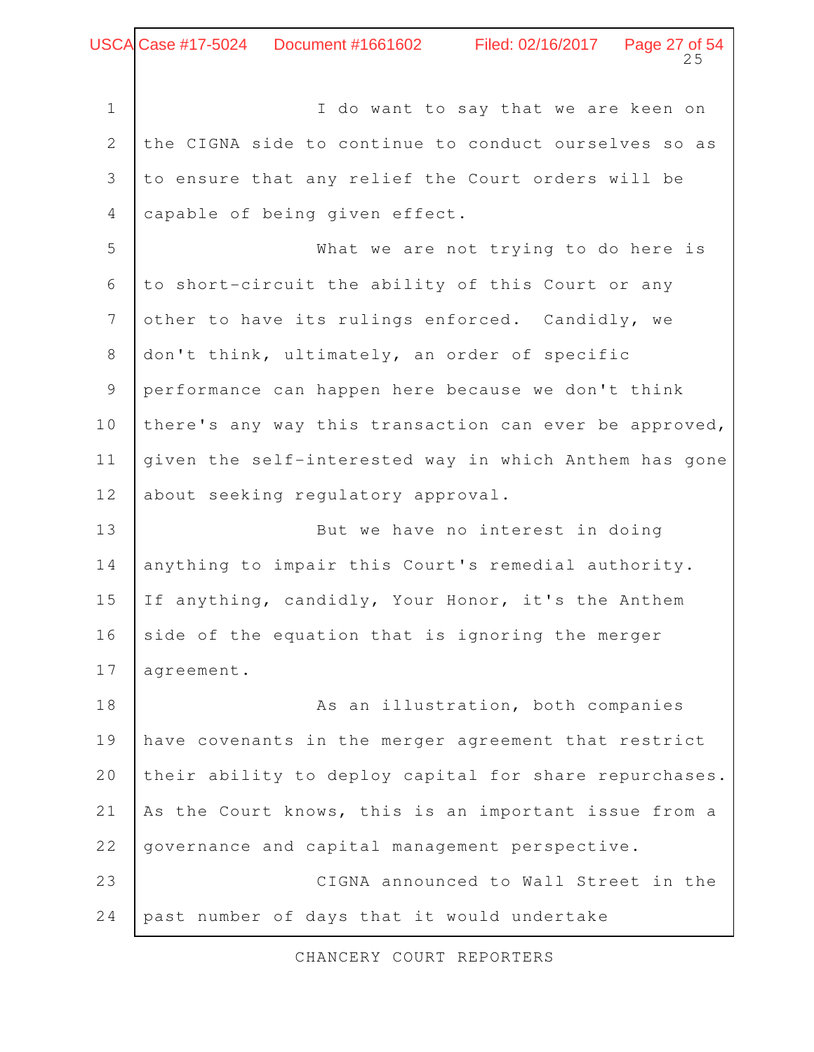I do want to say that we are keen on the CIGNA side to continue to conduct ourselves so as to ensure that any relief the Court orders will be capable of being given effect.

What we are not trying to do here is to short-circuit the ability of this Court or any other to have its rulings enforced. Candidly, we don't think, ultimately, an order of specific performance can happen here because we don't think there's any way this transaction can ever be approved, given the self-interested way in which Anthem has gone about seeking regulatory approval.

But we have no interest in doing anything to impair this Court's remedial authority. If anything, candidly, Your Honor, it's the Anthem side of the equation that is ignoring the merger agreement.

As an illustration, both companies have covenants in the merger agreement that restrict their ability to deploy capital for share repurchases. As the Court knows, this is an important issue from a governance and capital management perspective.

CIGNA announced to Wall Street in the past number of days that it would undertake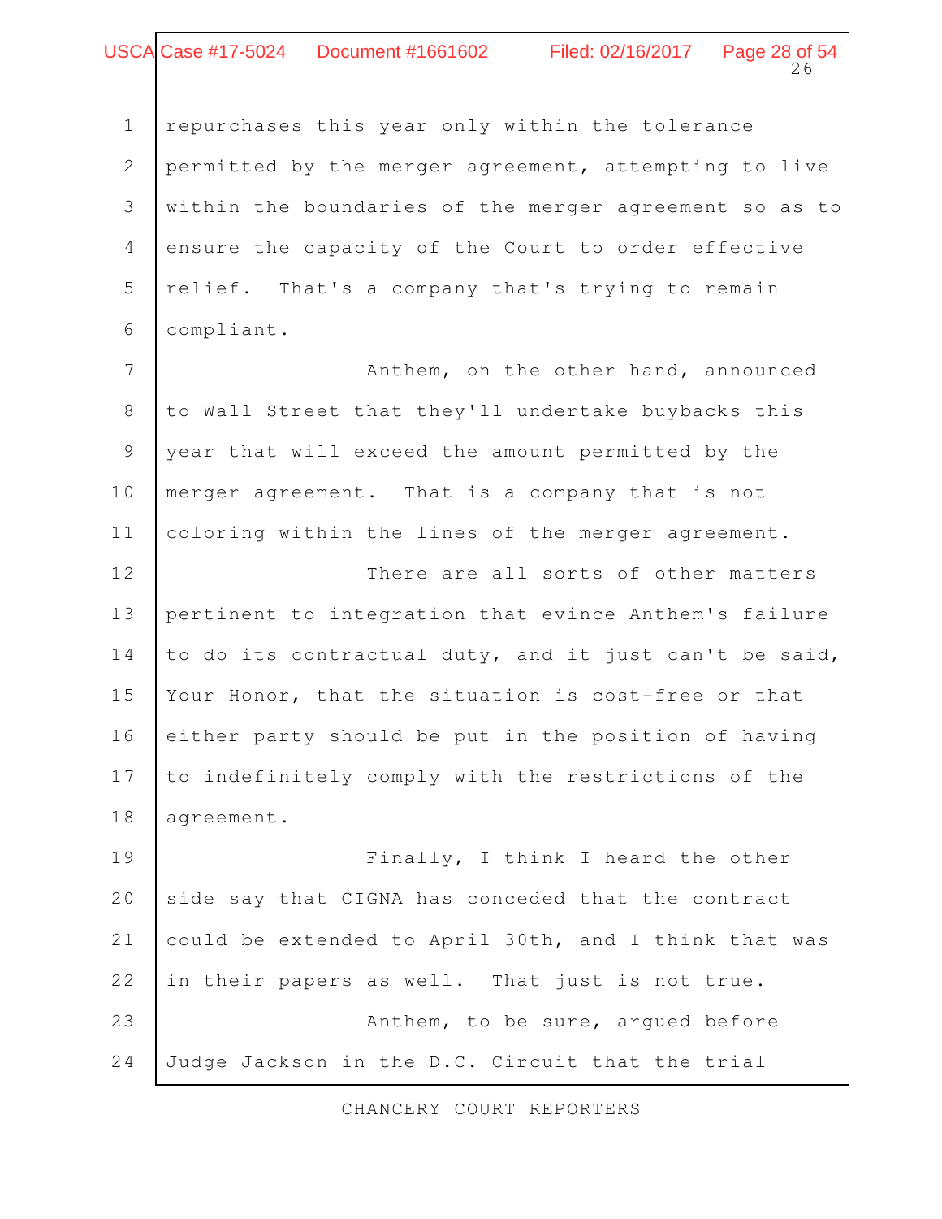repurchases this year only within the tolerance permitted by the merger agreement, attempting to live within the boundaries of the merger agreement so as to ensure the capacity of the Court to order effective relief. That's a company that's trying to remain compliant.

Anthem, on the other hand, announced to Wall Street that they'll undertake buybacks this year that will exceed the amount permitted by the merger agreement. That is a company that is not coloring within the lines of the merger agreement.

There are all sorts of other matters pertinent to integration that evince Anthem's failure to do its contractual duty, and it just can't be said, Your Honor, that the situation is cost-free or that either party should be put in the position of having to indefinitely comply with the restrictions of the agreement.

Finally, I think I heard the other side say that CIGNA has conceded that the contract could be extended to April 30th, and I think that was in their papers as well. That just is not true.

Anthem, to be sure, argued before Judge Jackson in the D.C. Circuit that the trial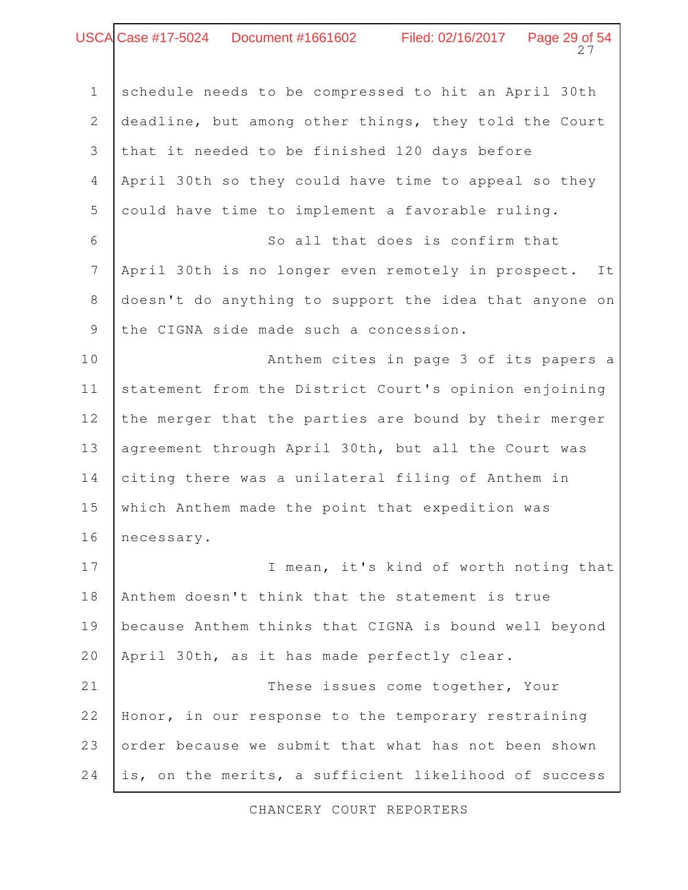schedule needs to be compressed to hit an April 30th deadline, but among other things, they told the Court that it needed to be finished 120 days before April 30th so they could have time to appeal so they could have time to implement a favorable ruling.

So all that does is confirm that April 30th is no longer even remotely in prospect. It doesn't do anything to support the idea that anyone on the CIGNA side made such a concession.

Anthem cites in page 3 of its papers a statement from the District Court's opinion enjoining the merger that the parties are bound by their merger agreement through April 30th, but all the Court was citing there was a unilateral filing of Anthem in which Anthem made the point that expedition was necessary.

I mean, it's kind of worth noting that Anthem doesn't think that the statement is true because Anthem thinks that CIGNA is bound well beyond April 30th, as it has made perfectly clear.

These issues come together, Your Honor, in our response to the temporary restraining order because we submit that what has not been shown is, on the merits, a sufficient likelihood of success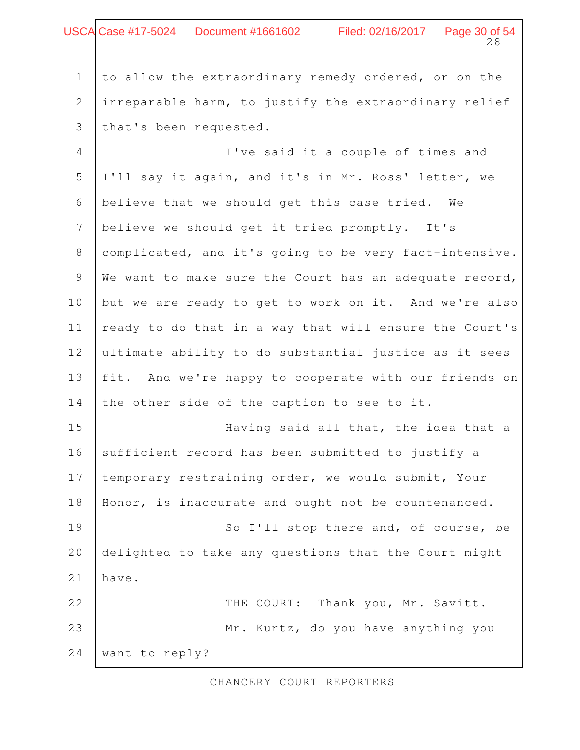1 to allow the extraordinary remedy ordered, or on the
2 irreparable harm, to justify the extraordinary relief
3 that's been requested.
4 I've said it a couple of times and
5 I'll say it again, and it's in Mr. Ross' letter, we
6 believe that we should get this case tried. We
7 believe we should get it tried promptly. It's
8 complicated, and it's going to be very fact-intensive.
9 We want to make sure the Court has an adequate record,
10 but we are ready to get to work on it. And we're also
11 ready to do that in a way that will ensure the Court's
12 ultimate ability to do substantial justice as it sees
13 fit. And we're happy to cooperate with our friends on
14 the other side of the caption to see to it.
15 Having said all that, the idea that a
16 sufficient record has been submitted to justify a
17 temporary restraining order, we would submit, Your
18 Honor, is inaccurate and ought not be countenanced.
19 So I'll stop there and, of course, be
20 delighted to take any questions that the Court might
21 have.
22 THE COURT: Thank you, Mr. Savitt.
23 Mr. Kurtz, do you have anything you
24 want to reply?

CHANCERY COURT REPORTERS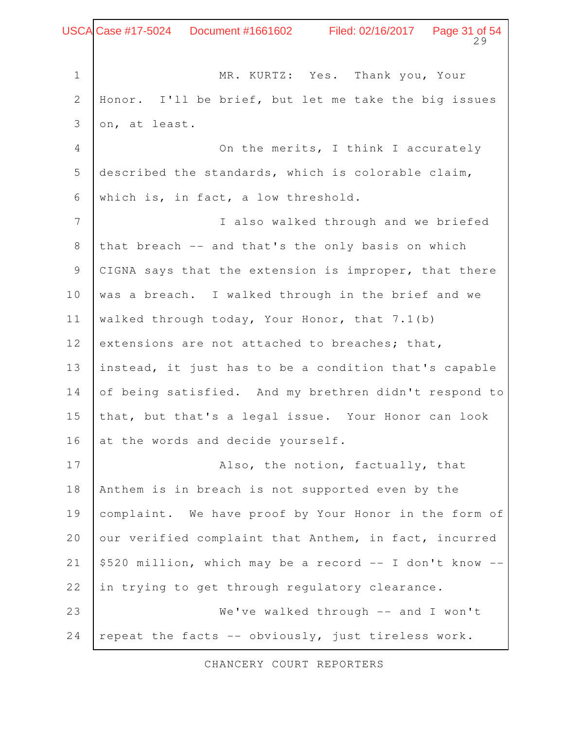MR. KURTZ: Yes. Thank you, Your Honor. I'll be brief, but let me take the big issues on, at least.

On the merits, I think I accurately described the standards, which is colorable claim, which is, in fact, a low threshold.

I also walked through and we briefed that breach -- and that's the only basis on which CIGNA says that the extension is improper, that there was a breach. I walked through in the brief and we walked through today, Your Honor, that 7.1(b) extensions are not attached to breaches; that, instead, it just has to be a condition that's capable of being satisfied. And my brethren didn't respond to that, but that's a legal issue. Your Honor can look at the words and decide yourself.

Also, the notion, factually, that Anthem is in breach is not supported even by the complaint. We have proof by Your Honor in the form of our verified complaint that Anthem, in fact, incurred $520 million, which may be a record -- I don't know -- in trying to get through regulatory clearance.

We've walked through -- and I won't repeat the facts -- obviously, just tireless work.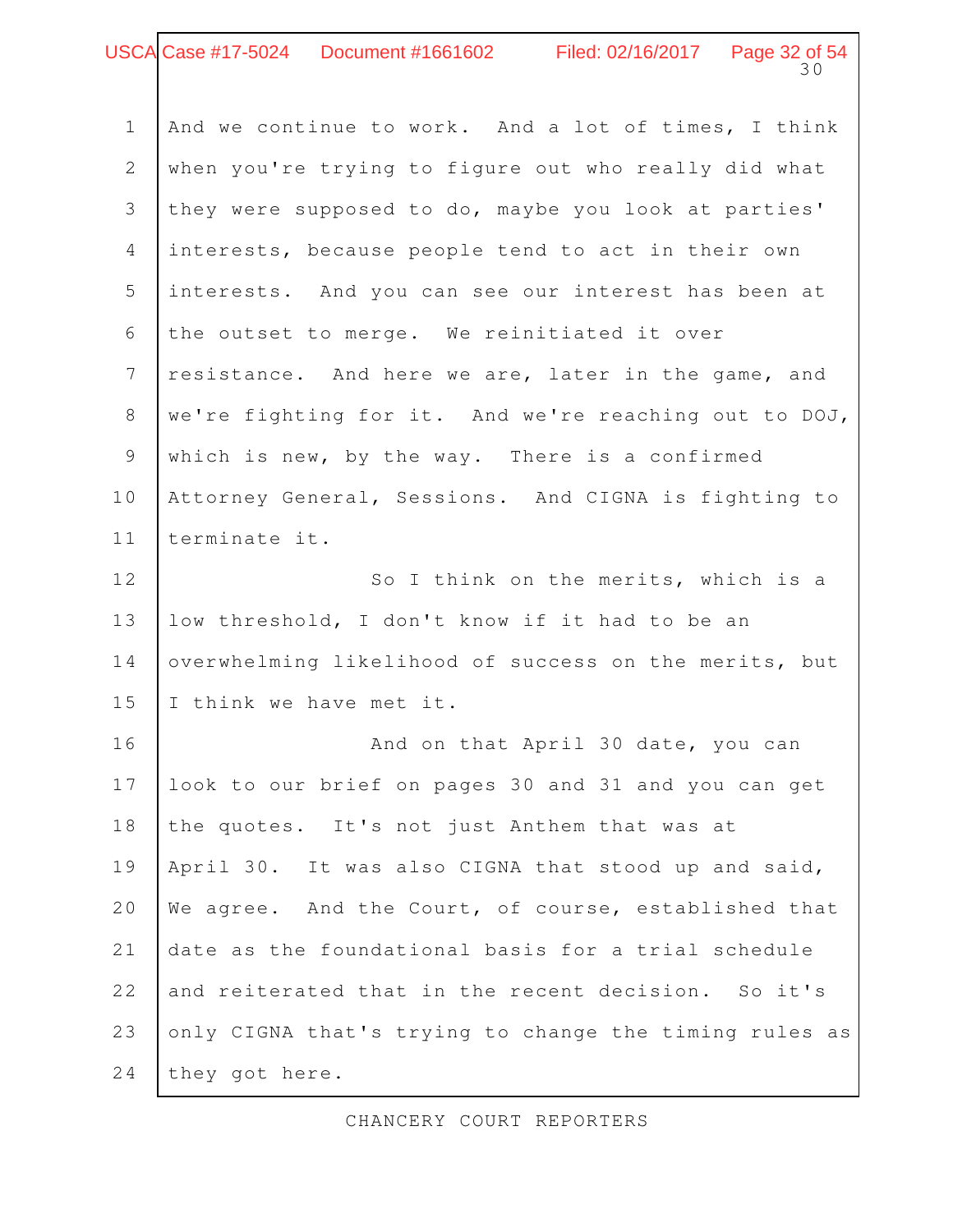And we continue to work. And a lot of times, I think when you're trying to figure out who really did what they were supposed to do, maybe you look at parties' interests, because people tend to act in their own interests. And you can see our interest has been at the outset to merge. We reinitiated it over resistance. And here we are, later in the game, and we're fighting for it. And we're reaching out to DOJ, which is new, by the way. There is a confirmed Attorney General, Sessions. And CIGNA is fighting to terminate it.

So I think on the merits, which is a low threshold, I don't know if it had to be an overwhelming likelihood of success on the merits, but I think we have met it.

And on that April 30 date, you can look to our brief on pages 30 and 31 and you can get the quotes. It's not just Anthem that was at April 30. It was also CIGNA that stood up and said, We agree. And the Court, of course, established that date as the foundational basis for a trial schedule and reiterated that in the recent decision. So it's only CIGNA that's trying to change the timing rules as they got here.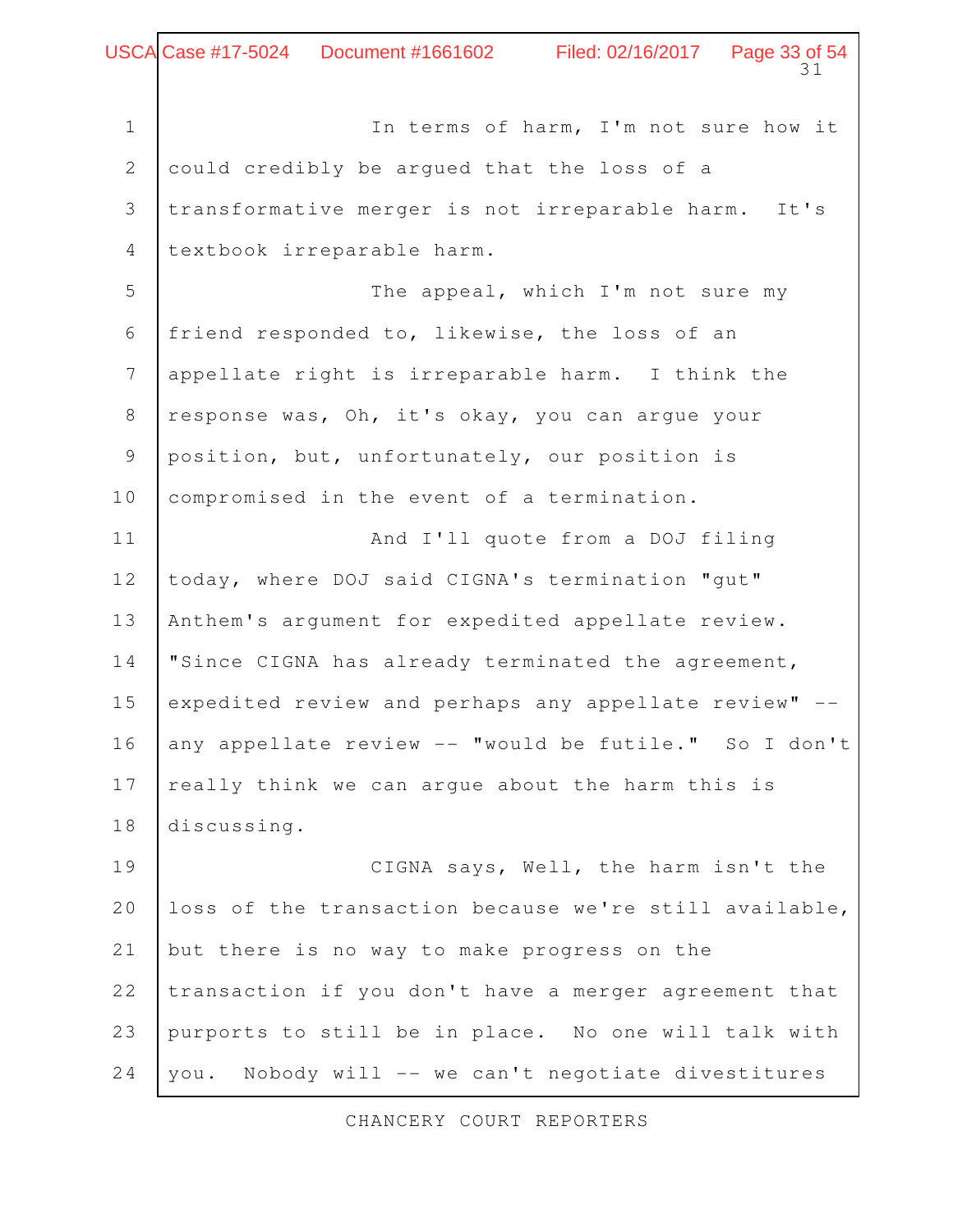In terms of harm, I'm not sure how it could credibly be argued that the loss of a transformative merger is not irreparable harm. It's textbook irreparable harm.

The appeal, which I'm not sure my friend responded to, likewise, the loss of an appellate right is irreparable harm. I think the response was, Oh, it's okay, you can argue your position, but, unfortunately, our position is compromised in the event of a termination.

And I'll quote from a DOJ filing today, where DOJ said CIGNA's termination "gut" Anthem's argument for expedited appellate review. "Since CIGNA has already terminated the agreement, expedited review and perhaps any appellate review" -- any appellate review -- "would be futile." So I don't really think we can argue about the harm this is discussing.

CIGNA says, Well, the harm isn't the loss of the transaction because we're still available, but there is no way to make progress on the transaction if you don't have a merger agreement that purports to still be in place. No one will talk with you. Nobody will -- we can't negotiate divestitures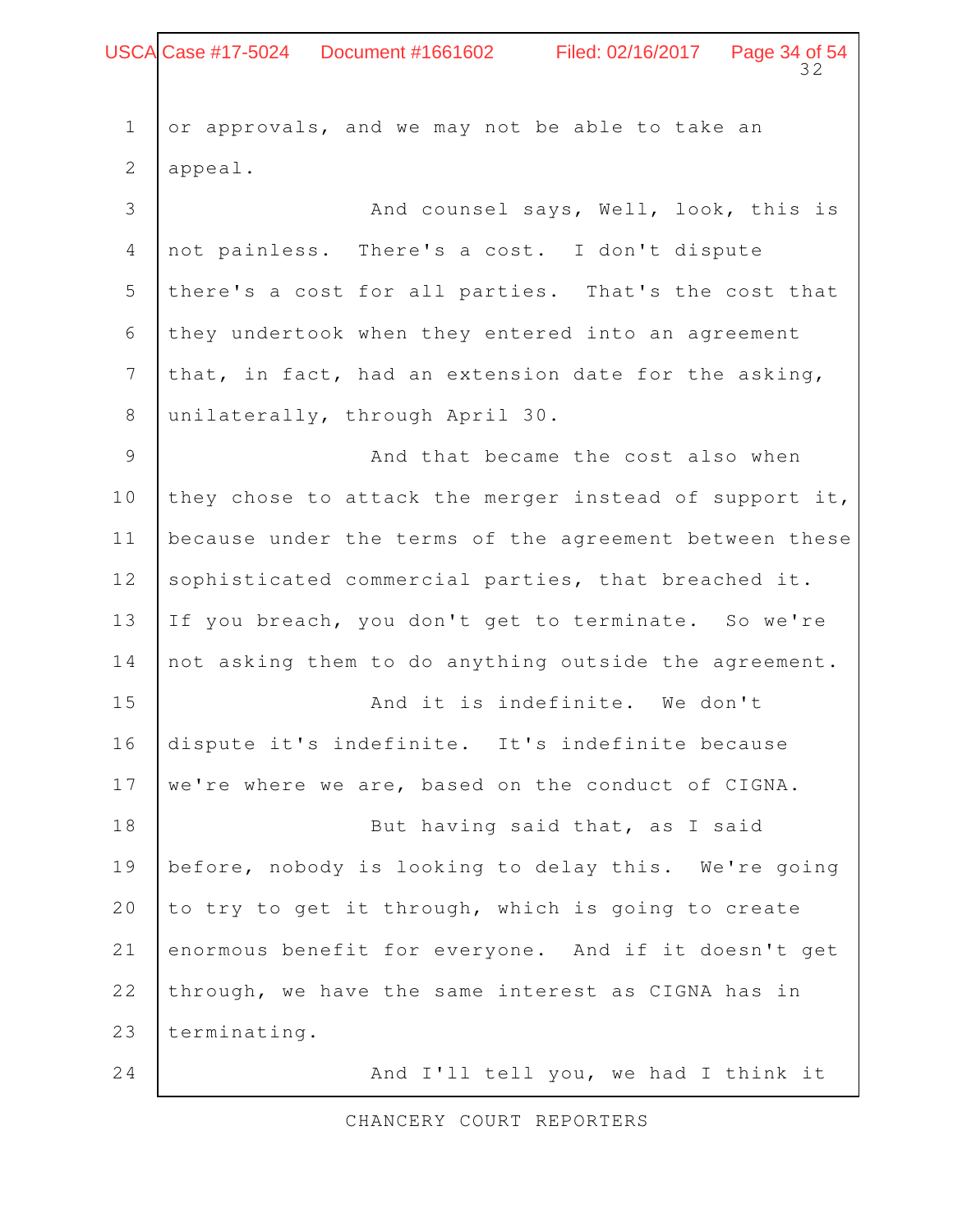or approvals, and we may not be able to take an appeal.

And counsel says, Well, look, this is not painless. There's a cost. I don't dispute there's a cost for all parties. That's the cost that they undertook when they entered into an agreement that, in fact, had an extension date for the asking, unilaterally, through April 30.

And that became the cost also when they chose to attack the merger instead of support it, because under the terms of the agreement between these sophisticated commercial parties, that breached it. If you breach, you don't get to terminate. So we're not asking them to do anything outside the agreement.

And it is indefinite. We don't dispute it's indefinite. It's indefinite because we're where we are, based on the conduct of CIGNA.

But having said that, as I said before, nobody is looking to delay this. We're going to try to get it through, which is going to create enormous benefit for everyone. And if it doesn't get through, we have the same interest as CIGNA has in terminating.

And I'll tell you, we had I think it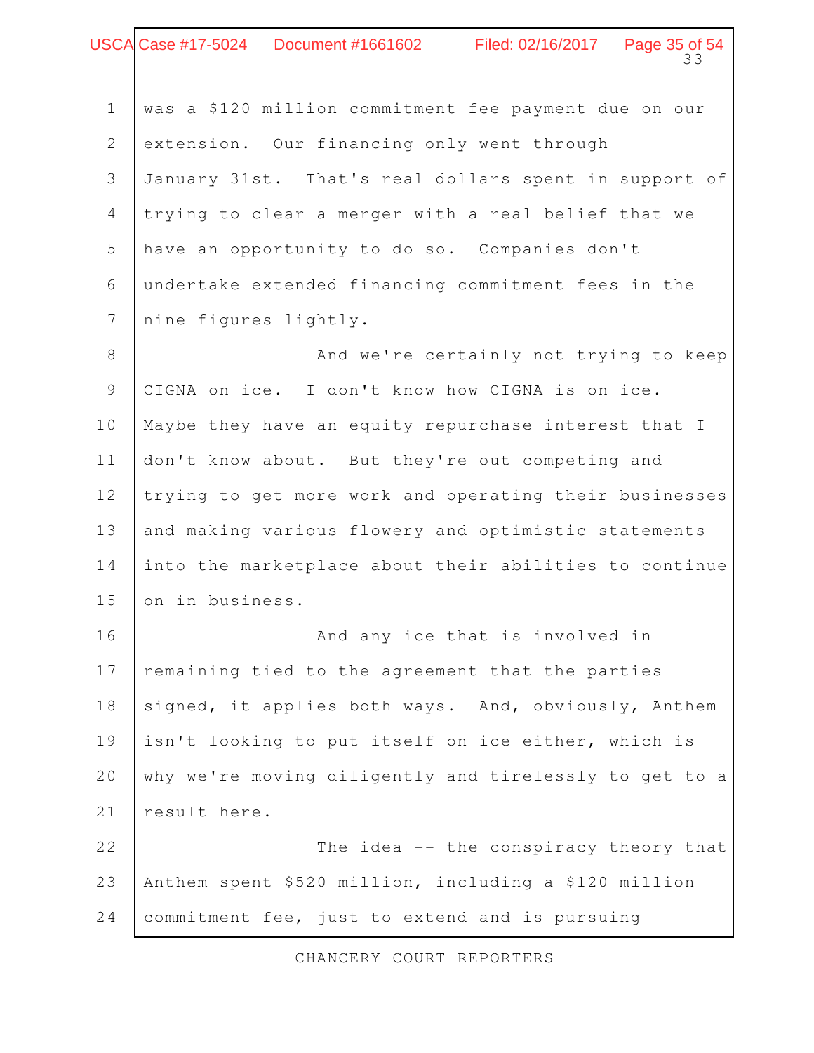was a $120 million commitment fee payment due on our extension. Our financing only went through January 31st. That's real dollars spent in support of trying to clear a merger with a real belief that we have an opportunity to do so. Companies don't undertake extended financing commitment fees in the nine figures lightly.

And we're certainly not trying to keep CIGNA on ice. I don't know how CIGNA is on ice. Maybe they have an equity repurchase interest that I don't know about. But they're out competing and trying to get more work and operating their businesses and making various flowery and optimistic statements into the marketplace about their abilities to continue on in business.

And any ice that is involved in remaining tied to the agreement that the parties signed, it applies both ways. And, obviously, Anthem isn't looking to put itself on ice either, which is why we're moving diligently and tirelessly to get to a result here.

The idea -- the conspiracy theory that Anthem spent $520 million, including a $120 million commitment fee, just to extend and is pursuing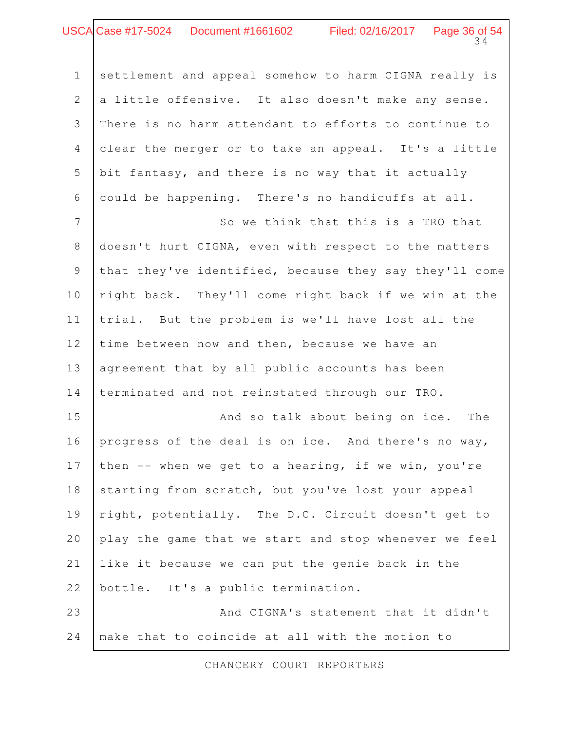settlement and appeal somehow to harm CIGNA really is a little offensive. It also doesn't make any sense. There is no harm attendant to efforts to continue to clear the merger or to take an appeal. It's a little bit fantasy, and there is no way that it actually could be happening. There's no handicuffs at all.

So we think that this is a TRO that doesn't hurt CIGNA, even with respect to the matters that they've identified, because they say they'll come right back. They'll come right back if we win at the trial. But the problem is we'll have lost all the time between now and then, because we have an agreement that by all public accounts has been terminated and not reinstated through our TRO.

And so talk about being on ice. The progress of the deal is on ice. And there's no way, then -- when we get to a hearing, if we win, you're starting from scratch, but you've lost your appeal right, potentially. The D.C. Circuit doesn't get to play the game that we start and stop whenever we feel like it because we can put the genie back in the bottle. It's a public termination.

And CIGNA's statement that it didn't make that to coincide at all with the motion to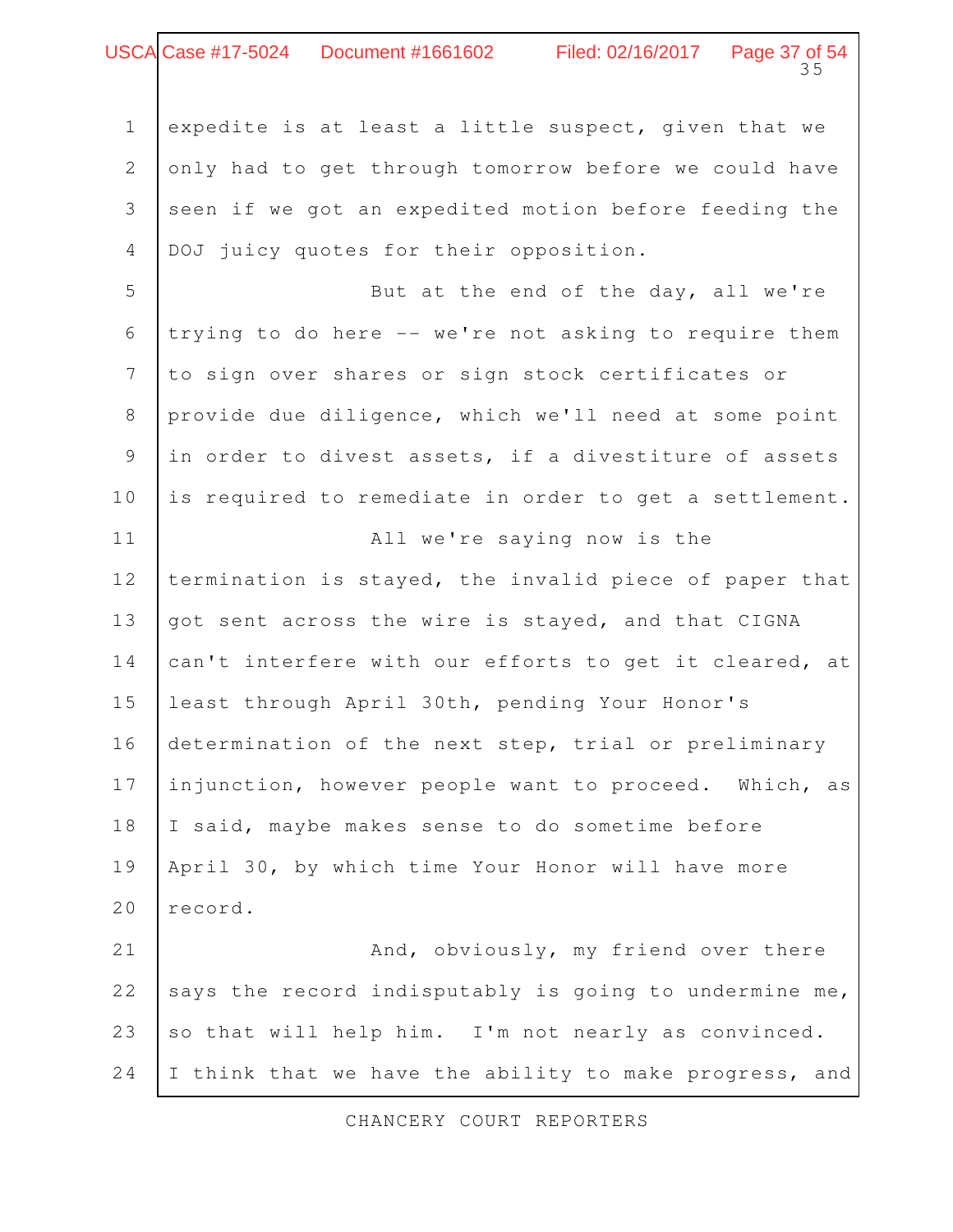expedite is at least a little suspect, given that we only had to get through tomorrow before we could have seen if we got an expedited motion before feeding the DOJ juicy quotes for their opposition.

But at the end of the day, all we're trying to do here -- we're not asking to require them to sign over shares or sign stock certificates or provide due diligence, which we'll need at some point in order to divest assets, if a divestiture of assets is required to remediate in order to get a settlement.

All we're saying now is the termination is stayed, the invalid piece of paper that got sent across the wire is stayed, and that CIGNA can't interfere with our efforts to get it cleared, at least through April 30th, pending Your Honor's determination of the next step, trial or preliminary injunction, however people want to proceed. Which, as I said, maybe makes sense to do sometime before April 30, by which time Your Honor will have more record.

And, obviously, my friend over there says the record indisputably is going to undermine me, so that will help him. I'm not nearly as convinced. I think that we have the ability to make progress, and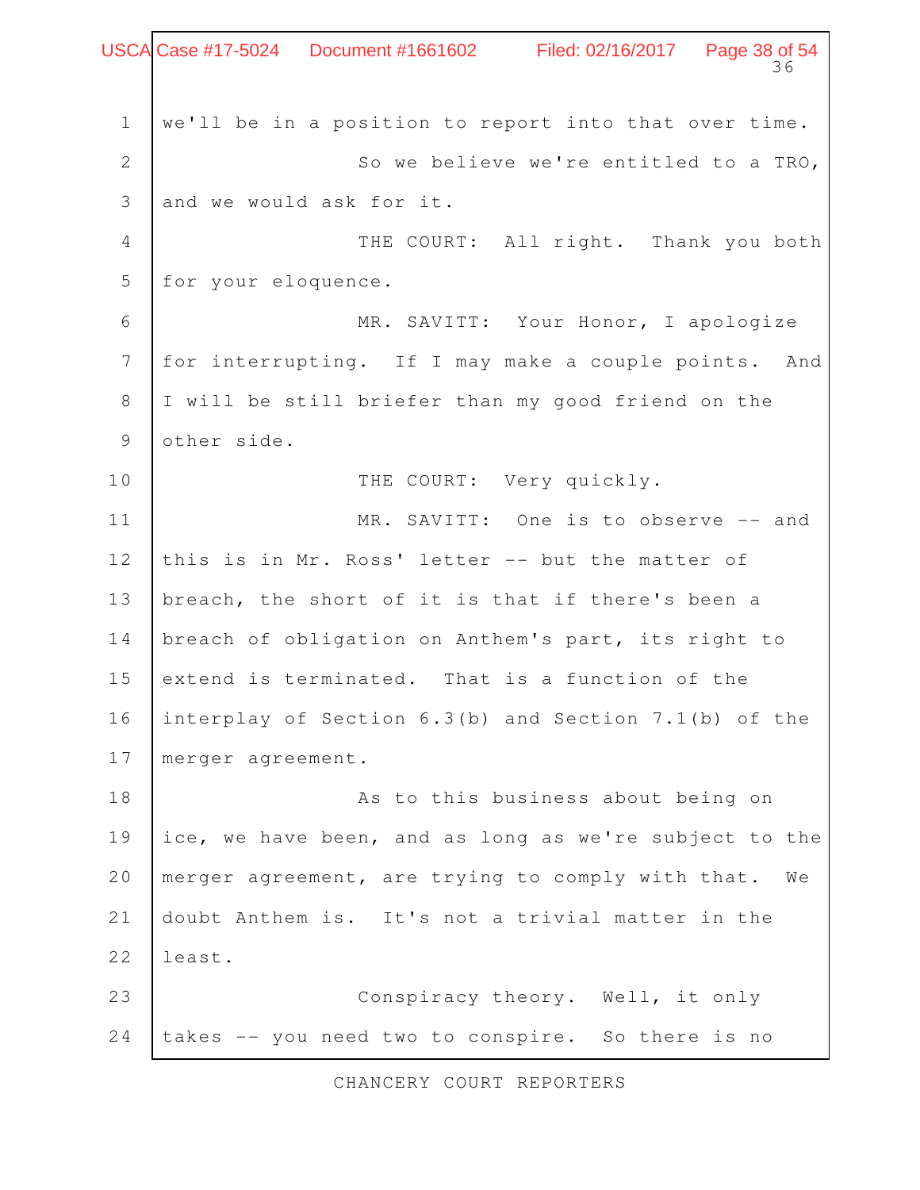we'll be in a position to report into that over time.

So we believe we're entitled to a TRO, and we would ask for it.

THE COURT: All right. Thank you both for your eloquence.

MR. SAVITT: Your Honor, I apologize for interrupting. If I may make a couple points. And I will be still briefer than my good friend on the other side.

THE COURT: Very quickly.

MR. SAVITT: One is to observe -- and this is in Mr. Ross' letter -- but the matter of breach, the short of it is that if there's been a breach of obligation on Anthem's part, its right to extend is terminated. That is a function of the interplay of Section 6.3(b) and Section 7.1(b) of the merger agreement.

As to this business about being on ice, we have been, and as long as we're subject to the merger agreement, are trying to comply with that. We doubt Anthem is. It's not a trivial matter in the least.

Conspiracy theory. Well, it only takes -- you need two to conspire. So there is no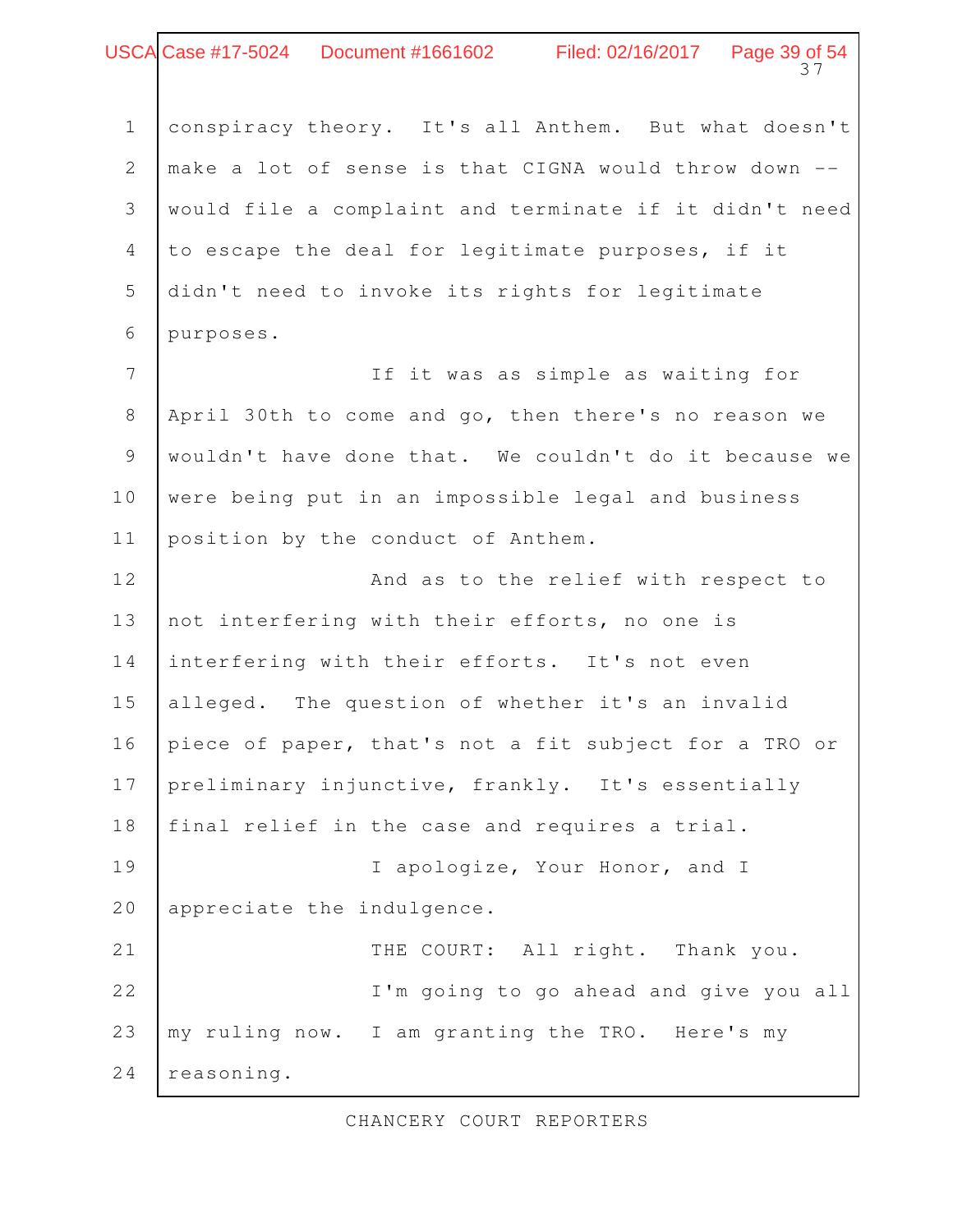conspiracy theory. It's all Anthem. But what doesn't make a lot of sense is that CIGNA would throw down -- would file a complaint and terminate if it didn't need to escape the deal for legitimate purposes, if it didn't need to invoke its rights for legitimate purposes.

If it was as simple as waiting for April 30th to come and go, then there's no reason we wouldn't have done that. We couldn't do it because we were being put in an impossible legal and business position by the conduct of Anthem.

And as to the relief with respect to not interfering with their efforts, no one is interfering with their efforts. It's not even alleged. The question of whether it's an invalid piece of paper, that's not a fit subject for a TRO or preliminary injunctive, frankly. It's essentially final relief in the case and requires a trial.

I apologize, Your Honor, and I appreciate the indulgence.

THE COURT: All right. Thank you.

I'm going to go ahead and give you all my ruling now. I am granting the TRO. Here's my reasoning.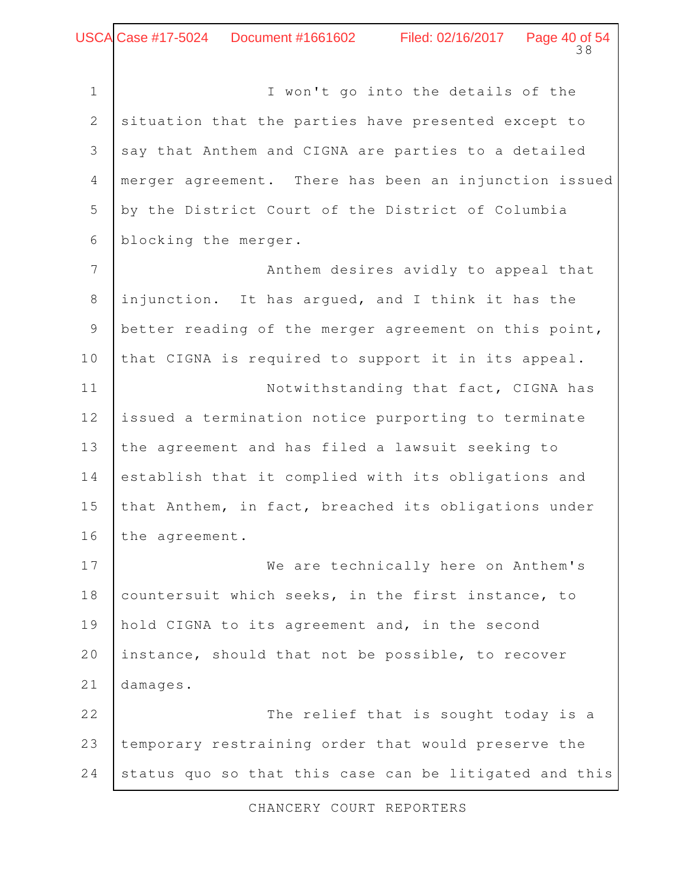I won't go into the details of the situation that the parties have presented except to say that Anthem and CIGNA are parties to a detailed merger agreement. There has been an injunction issued by the District Court of the District of Columbia blocking the merger.

Anthem desires avidly to appeal that injunction. It has argued, and I think it has the better reading of the merger agreement on this point, that CIGNA is required to support it in its appeal.

Notwithstanding that fact, CIGNA has issued a termination notice purporting to terminate the agreement and has filed a lawsuit seeking to establish that it complied with its obligations and that Anthem, in fact, breached its obligations under the agreement.

We are technically here on Anthem's countersuit which seeks, in the first instance, to hold CIGNA to its agreement and, in the second instance, should that not be possible, to recover damages.

The relief that is sought today is a temporary restraining order that would preserve the status quo so that this case can be litigated and this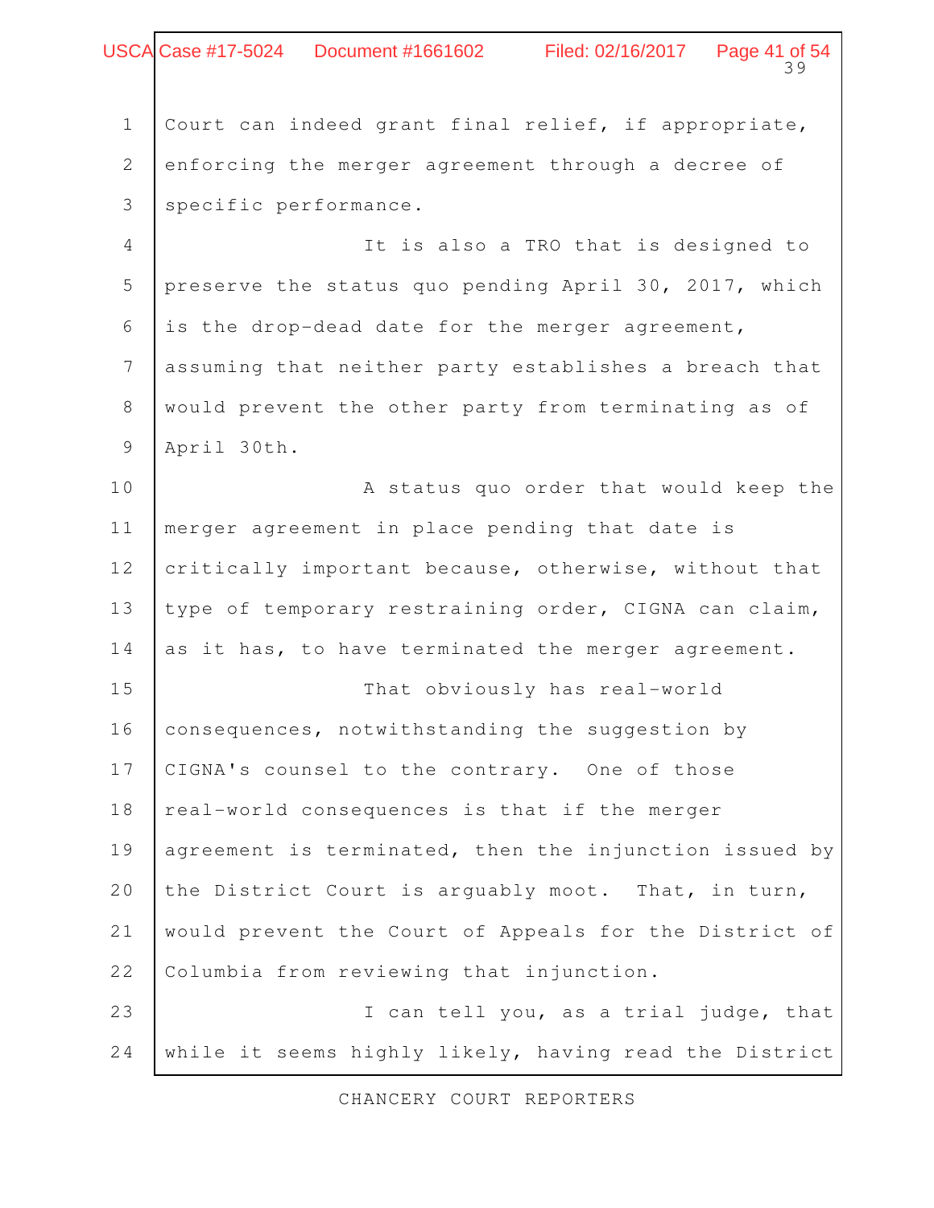Court can indeed grant final relief, if appropriate, enforcing the merger agreement through a decree of specific performance.

It is also a TRO that is designed to preserve the status quo pending April 30, 2017, which is the drop-dead date for the merger agreement, assuming that neither party establishes a breach that would prevent the other party from terminating as of April 30th.

A status quo order that would keep the merger agreement in place pending that date is critically important because, otherwise, without that type of temporary restraining order, CIGNA can claim, as it has, to have terminated the merger agreement.

That obviously has real-world consequences, notwithstanding the suggestion by CIGNA's counsel to the contrary. One of those real-world consequences is that if the merger agreement is terminated, then the injunction issued by the District Court is arguably moot. That, in turn, would prevent the Court of Appeals for the District of Columbia from reviewing that injunction.

I can tell you, as a trial judge, that while it seems highly likely, having read the District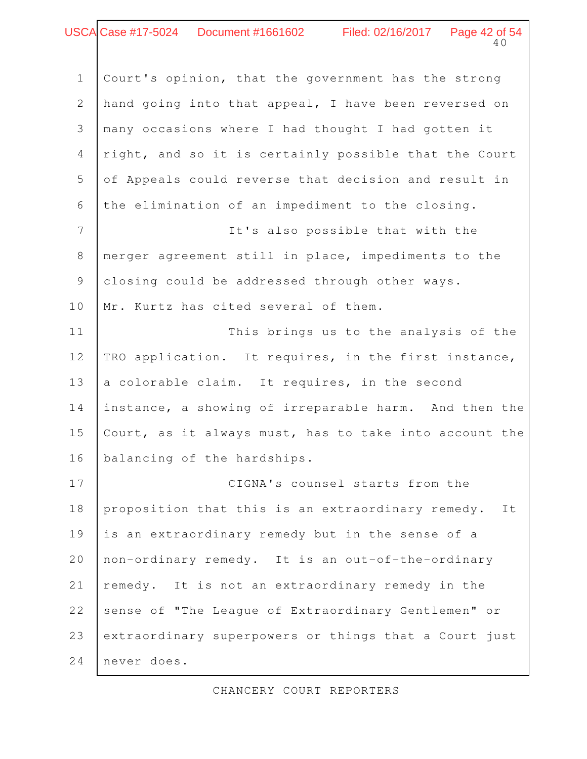Court's opinion, that the government has the strong hand going into that appeal, I have been reversed on many occasions where I had thought I had gotten it right, and so it is certainly possible that the Court of Appeals could reverse that decision and result in the elimination of an impediment to the closing.

It's also possible that with the merger agreement still in place, impediments to the closing could be addressed through other ways. Mr. Kurtz has cited several of them.

This brings us to the analysis of the TRO application. It requires, in the first instance, a colorable claim. It requires, in the second instance, a showing of irreparable harm. And then the Court, as it always must, has to take into account the balancing of the hardships.

CIGNA's counsel starts from the proposition that this is an extraordinary remedy. It is an extraordinary remedy but in the sense of a non-ordinary remedy. It is an out-of-the-ordinary remedy. It is not an extraordinary remedy in the sense of "The League of Extraordinary Gentlemen" or extraordinary superpowers or things that a Court just never does.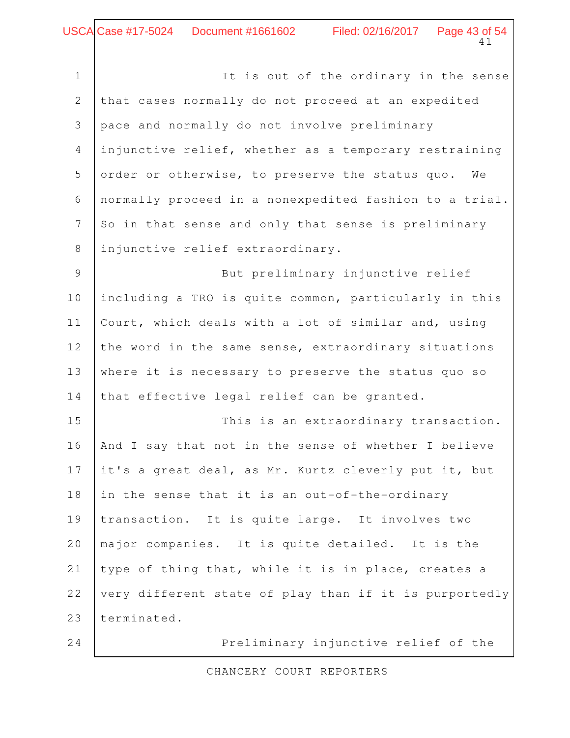It is out of the ordinary in the sense that cases normally do not proceed at an expedited pace and normally do not involve preliminary injunctive relief, whether as a temporary restraining order or otherwise, to preserve the status quo. We normally proceed in a nonexpedited fashion to a trial. So in that sense and only that sense is preliminary injunctive relief extraordinary.

But preliminary injunctive relief including a TRO is quite common, particularly in this Court, which deals with a lot of similar and, using the word in the same sense, extraordinary situations where it is necessary to preserve the status quo so that effective legal relief can be granted.

This is an extraordinary transaction. And I say that not in the sense of whether I believe it's a great deal, as Mr. Kurtz cleverly put it, but in the sense that it is an out-of-the-ordinary transaction. It is quite large. It involves two major companies. It is quite detailed. It is the type of thing that, while it is in place, creates a very different state of play than if it is purportedly terminated.

Preliminary injunctive relief of the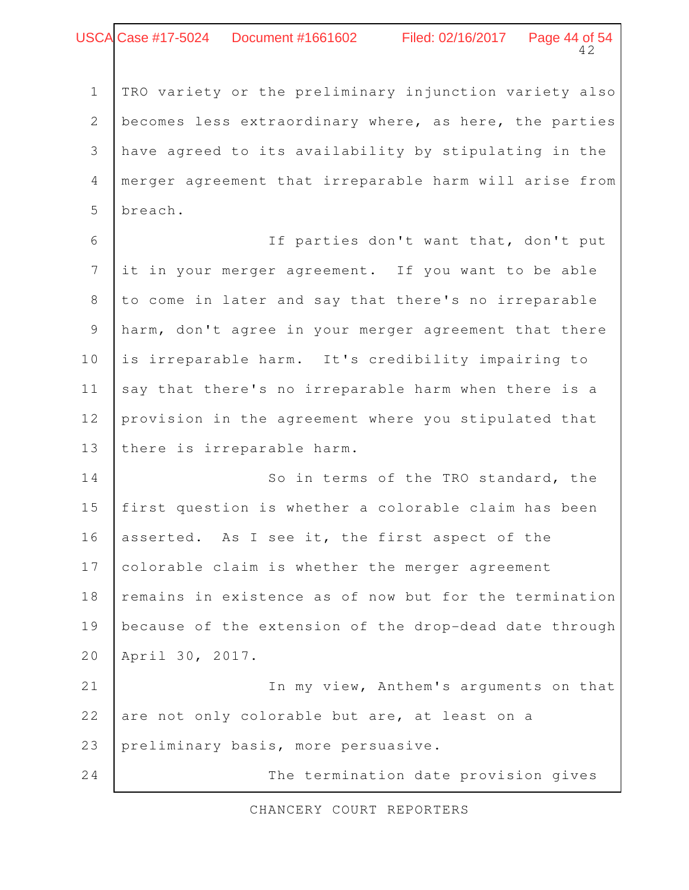TRO variety or the preliminary injunction variety also becomes less extraordinary where, as here, the parties have agreed to its availability by stipulating in the merger agreement that irreparable harm will arise from breach.

If parties don't want that, don't put it in your merger agreement. If you want to be able to come in later and say that there's no irreparable harm, don't agree in your merger agreement that there is irreparable harm. It's credibility impairing to say that there's no irreparable harm when there is a provision in the agreement where you stipulated that there is irreparable harm.

So in terms of the TRO standard, the first question is whether a colorable claim has been asserted. As I see it, the first aspect of the colorable claim is whether the merger agreement remains in existence as of now but for the termination because of the extension of the drop-dead date through April 30, 2017.

In my view, Anthem's arguments on that are not only colorable but are, at least on a preliminary basis, more persuasive.

The termination date provision gives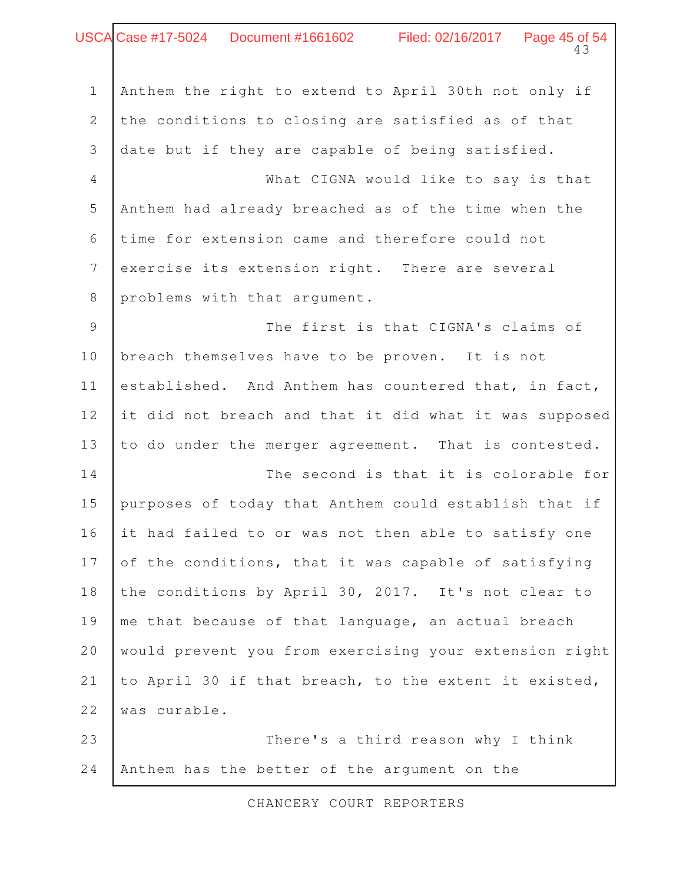Anthem the right to extend to April 30th not only if the conditions to closing are satisfied as of that date but if they are capable of being satisfied.

What CIGNA would like to say is that Anthem had already breached as of the time when the time for extension came and therefore could not exercise its extension right. There are several problems with that argument.

The first is that CIGNA's claims of breach themselves have to be proven. It is not established. And Anthem has countered that, in fact, it did not breach and that it did what it was supposed to do under the merger agreement. That is contested.

The second is that it is colorable for purposes of today that Anthem could establish that if it had failed to or was not then able to satisfy one of the conditions, that it was capable of satisfying the conditions by April 30, 2017. It's not clear to me that because of that language, an actual breach would prevent you from exercising your extension right to April 30 if that breach, to the extent it existed, was curable.

There's a third reason why I think Anthem has the better of the argument on the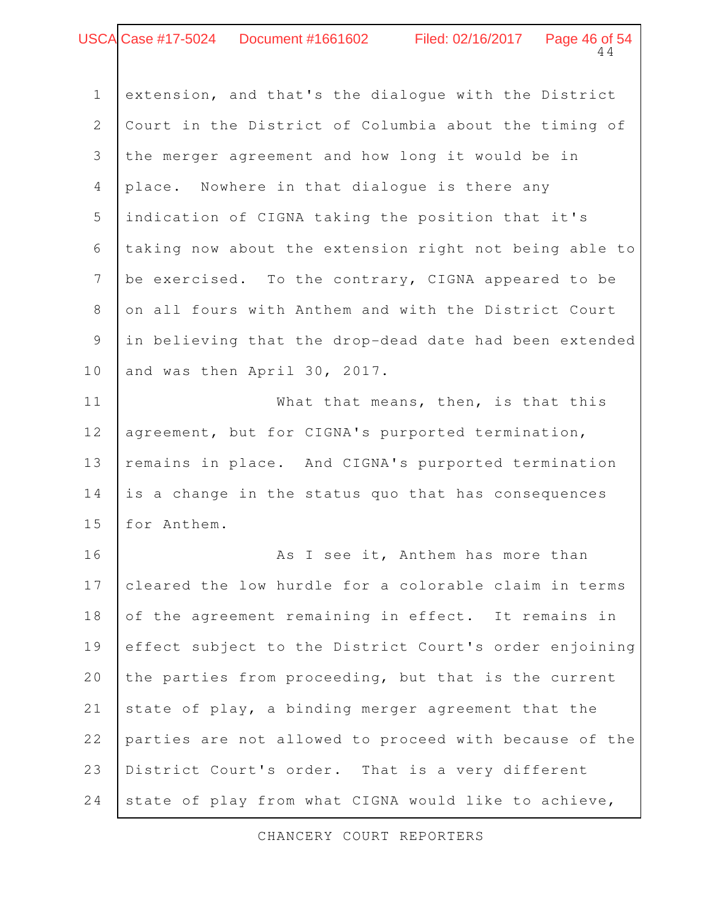extension, and that's the dialogue with the District Court in the District of Columbia about the timing of the merger agreement and how long it would be in place. Nowhere in that dialogue is there any indication of CIGNA taking the position that it's taking now about the extension right not being able to be exercised. To the contrary, CIGNA appeared to be on all fours with Anthem and with the District Court in believing that the drop-dead date had been extended and was then April 30, 2017.

What that means, then, is that this agreement, but for CIGNA's purported termination, remains in place. And CIGNA's purported termination is a change in the status quo that has consequences for Anthem.

As I see it, Anthem has more than cleared the low hurdle for a colorable claim in terms of the agreement remaining in effect. It remains in effect subject to the District Court's order enjoining the parties from proceeding, but that is the current state of play, a binding merger agreement that the parties are not allowed to proceed with because of the District Court's order. That is a very different state of play from what CIGNA would like to achieve,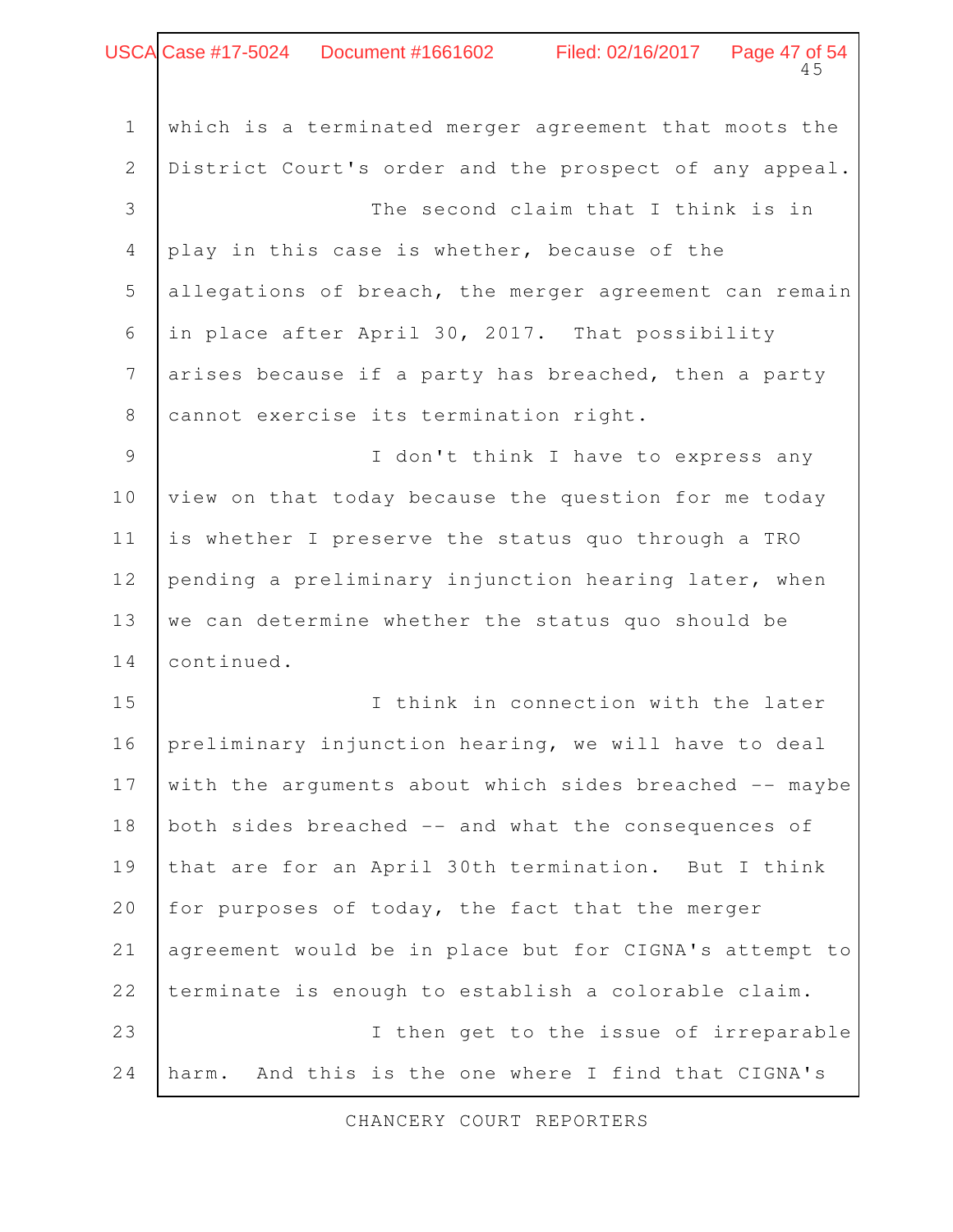which is a terminated merger agreement that moots the District Court's order and the prospect of any appeal.

The second claim that I think is in play in this case is whether, because of the allegations of breach, the merger agreement can remain in place after April 30, 2017. That possibility arises because if a party has breached, then a party cannot exercise its termination right.

I don't think I have to express any view on that today because the question for me today is whether I preserve the status quo through a TRO pending a preliminary injunction hearing later, when we can determine whether the status quo should be continued.

I think in connection with the later preliminary injunction hearing, we will have to deal with the arguments about which sides breached -- maybe both sides breached -- and what the consequences of that are for an April 30th termination. But I think for purposes of today, the fact that the merger agreement would be in place but for CIGNA's attempt to terminate is enough to establish a colorable claim.

I then get to the issue of irreparable harm. And this is the one where I find that CIGNA's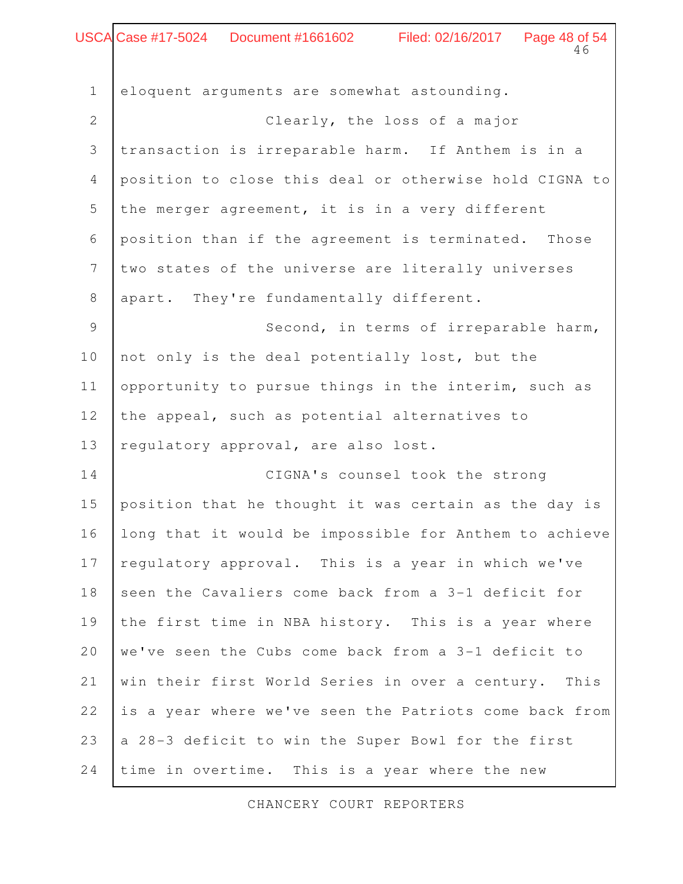eloquent arguments are somewhat astounding.

Clearly, the loss of a major transaction is irreparable harm. If Anthem is in a position to close this deal or otherwise hold CIGNA to the merger agreement, it is in a very different position than if the agreement is terminated. Those two states of the universe are literally universes apart. They're fundamentally different.

Second, in terms of irreparable harm, not only is the deal potentially lost, but the opportunity to pursue things in the interim, such as the appeal, such as potential alternatives to regulatory approval, are also lost.

CIGNA's counsel took the strong position that he thought it was certain as the day is long that it would be impossible for Anthem to achieve regulatory approval. This is a year in which we've seen the Cavaliers come back from a 3-1 deficit for the first time in NBA history. This is a year where we've seen the Cubs come back from a 3-1 deficit to win their first World Series in over a century. This is a year where we've seen the Patriots come back from a 28-3 deficit to win the Super Bowl for the first time in overtime. This is a year where the new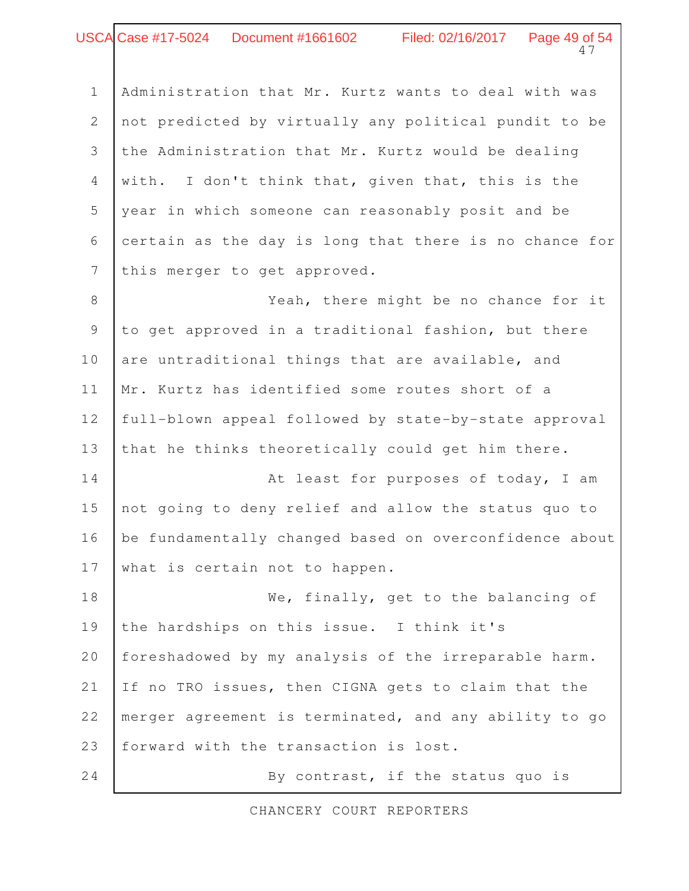Administration that Mr. Kurtz wants to deal with was not predicted by virtually any political pundit to be the Administration that Mr. Kurtz would be dealing with. I don't think that, given that, this is the year in which someone can reasonably posit and be certain as the day is long that there is no chance for this merger to get approved.

Yeah, there might be no chance for it to get approved in a traditional fashion, but there are untraditional things that are available, and Mr. Kurtz has identified some routes short of a full-blown appeal followed by state-by-state approval that he thinks theoretically could get him there.

At least for purposes of today, I am not going to deny relief and allow the status quo to be fundamentally changed based on overconfidence about what is certain not to happen.

We, finally, get to the balancing of the hardships on this issue. I think it's foreshadowed by my analysis of the irreparable harm. If no TRO issues, then CIGNA gets to claim that the merger agreement is terminated, and any ability to go forward with the transaction is lost.

By contrast, if the status quo is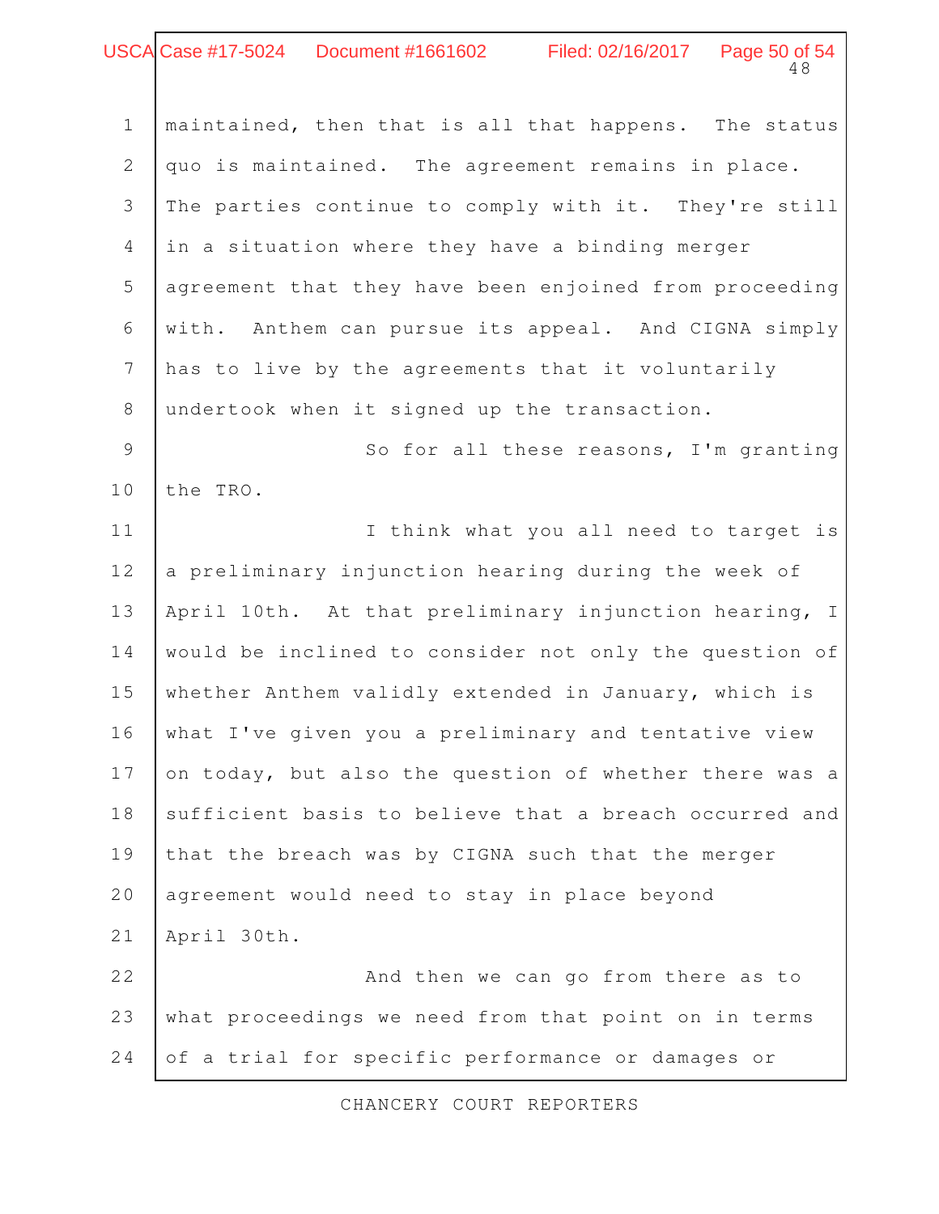maintained, then that is all that happens. The status quo is maintained. The agreement remains in place. The parties continue to comply with it. They're still in a situation where they have a binding merger agreement that they have been enjoined from proceeding with. Anthem can pursue its appeal. And CIGNA simply has to live by the agreements that it voluntarily undertook when it signed up the transaction.

So for all these reasons, I'm granting the TRO.

I think what you all need to target is a preliminary injunction hearing during the week of April 10th. At that preliminary injunction hearing, I would be inclined to consider not only the question of whether Anthem validly extended in January, which is what I've given you a preliminary and tentative view on today, but also the question of whether there was a sufficient basis to believe that a breach occurred and that the breach was by CIGNA such that the merger agreement would need to stay in place beyond April 30th.

And then we can go from there as to what proceedings we need from that point on in terms of a trial for specific performance or damages or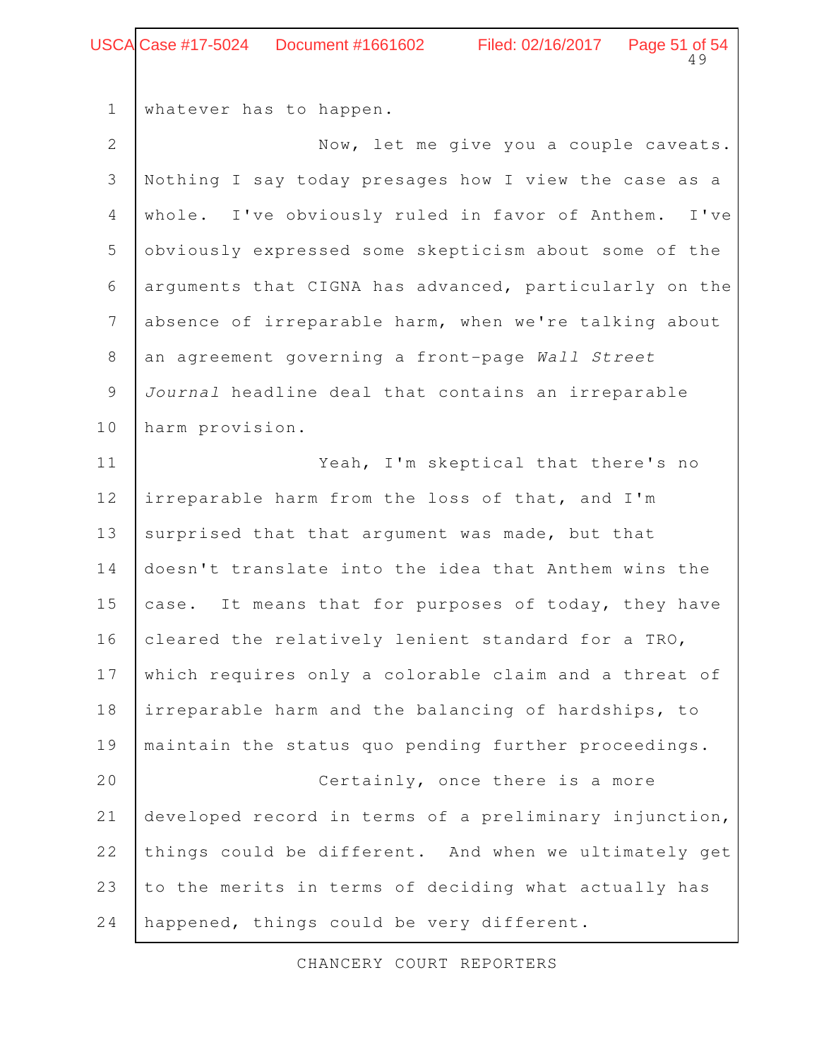whatever has to happen.

Now, let me give you a couple caveats. Nothing I say today presages how I view the case as a whole. I've obviously ruled in favor of Anthem. I've obviously expressed some skepticism about some of the arguments that CIGNA has advanced, particularly on the absence of irreparable harm, when we're talking about an agreement governing a front-page *Wall Street Journal* headline deal that contains an irreparable harm provision.

Yeah, I'm skeptical that there's no irreparable harm from the loss of that, and I'm surprised that that argument was made, but that doesn't translate into the idea that Anthem wins the case. It means that for purposes of today, they have cleared the relatively lenient standard for a TRO, which requires only a colorable claim and a threat of irreparable harm and the balancing of hardships, to maintain the status quo pending further proceedings.

Certainly, once there is a more developed record in terms of a preliminary injunction, things could be different. And when we ultimately get to the merits in terms of deciding what actually has happened, things could be very different.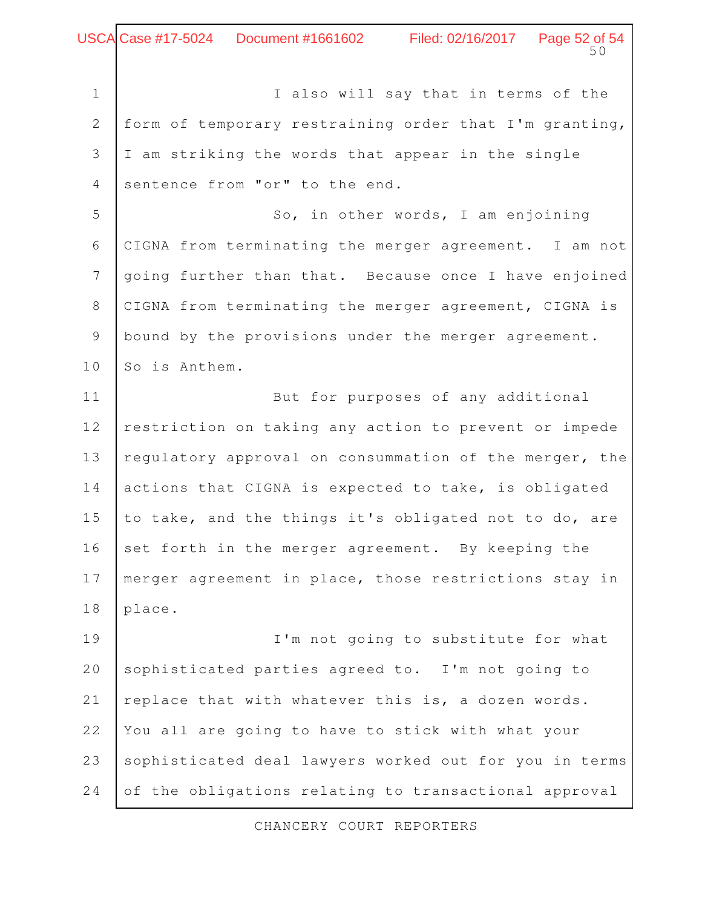I also will say that in terms of the form of temporary restraining order that I'm granting, I am striking the words that appear in the single sentence from "or" to the end.

So, in other words, I am enjoining CIGNA from terminating the merger agreement. I am not going further than that. Because once I have enjoined CIGNA from terminating the merger agreement, CIGNA is bound by the provisions under the merger agreement. So is Anthem.

But for purposes of any additional restriction on taking any action to prevent or impede regulatory approval on consummation of the merger, the actions that CIGNA is expected to take, is obligated to take, and the things it's obligated not to do, are set forth in the merger agreement. By keeping the merger agreement in place, those restrictions stay in place.

I'm not going to substitute for what sophisticated parties agreed to. I'm not going to replace that with whatever this is, a dozen words. You all are going to have to stick with what your sophisticated deal lawyers worked out for you in terms of the obligations relating to transactional approval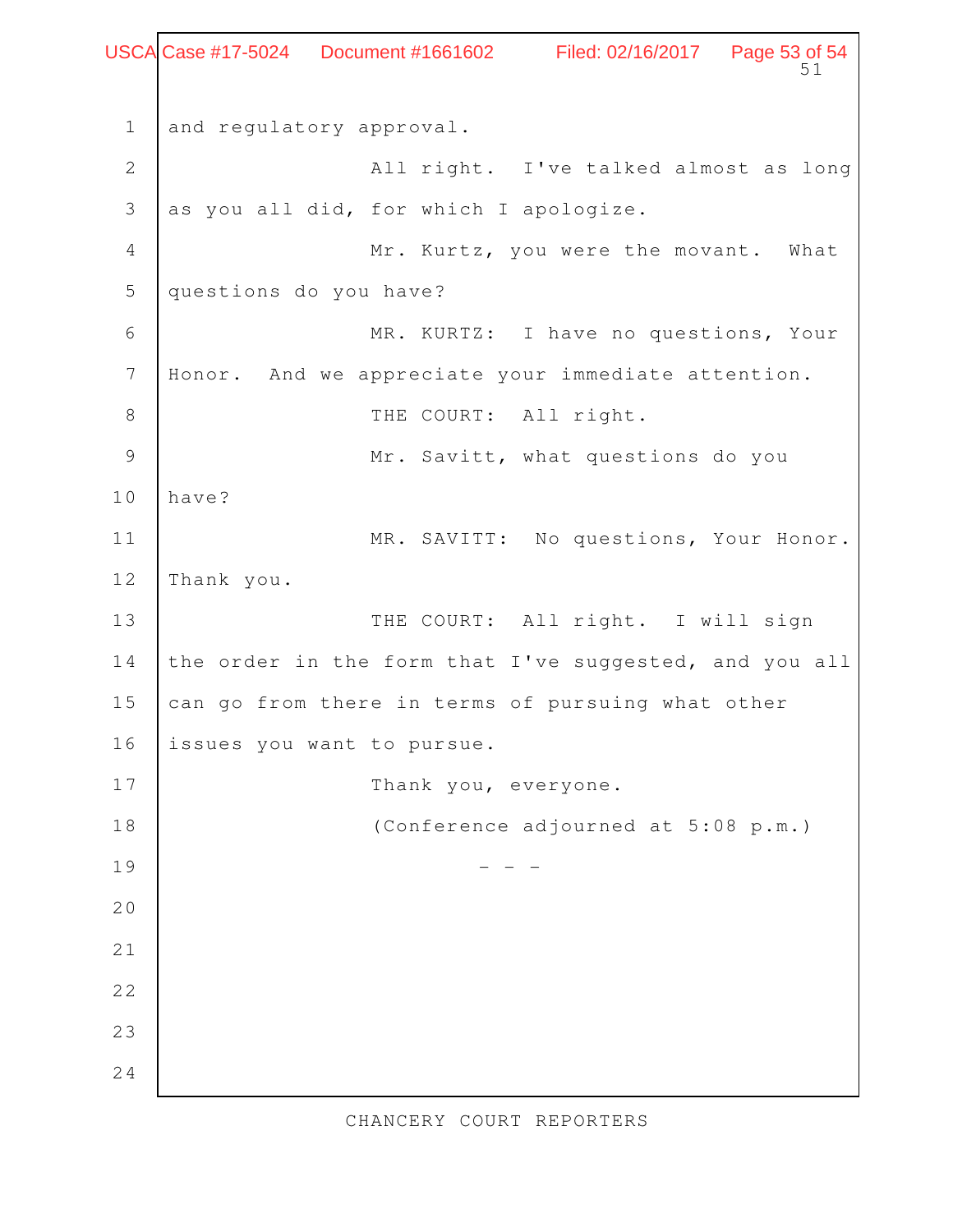and regulatory approval.

All right. I've talked almost as long as you all did, for which I apologize.

Mr. Kurtz, you were the movant. What questions do you have?

MR. KURTZ: I have no questions, Your Honor. And we appreciate your immediate attention.

THE COURT: All right.

Mr. Savitt, what questions do you have?

MR. SAVITT: No questions, Your Honor. Thank you.

THE COURT: All right. I will sign the order in the form that I've suggested, and you all can go from there in terms of pursuing what other issues you want to pursue.

Thank you, everyone.

(Conference adjourned at 5:08 p.m.)

- - -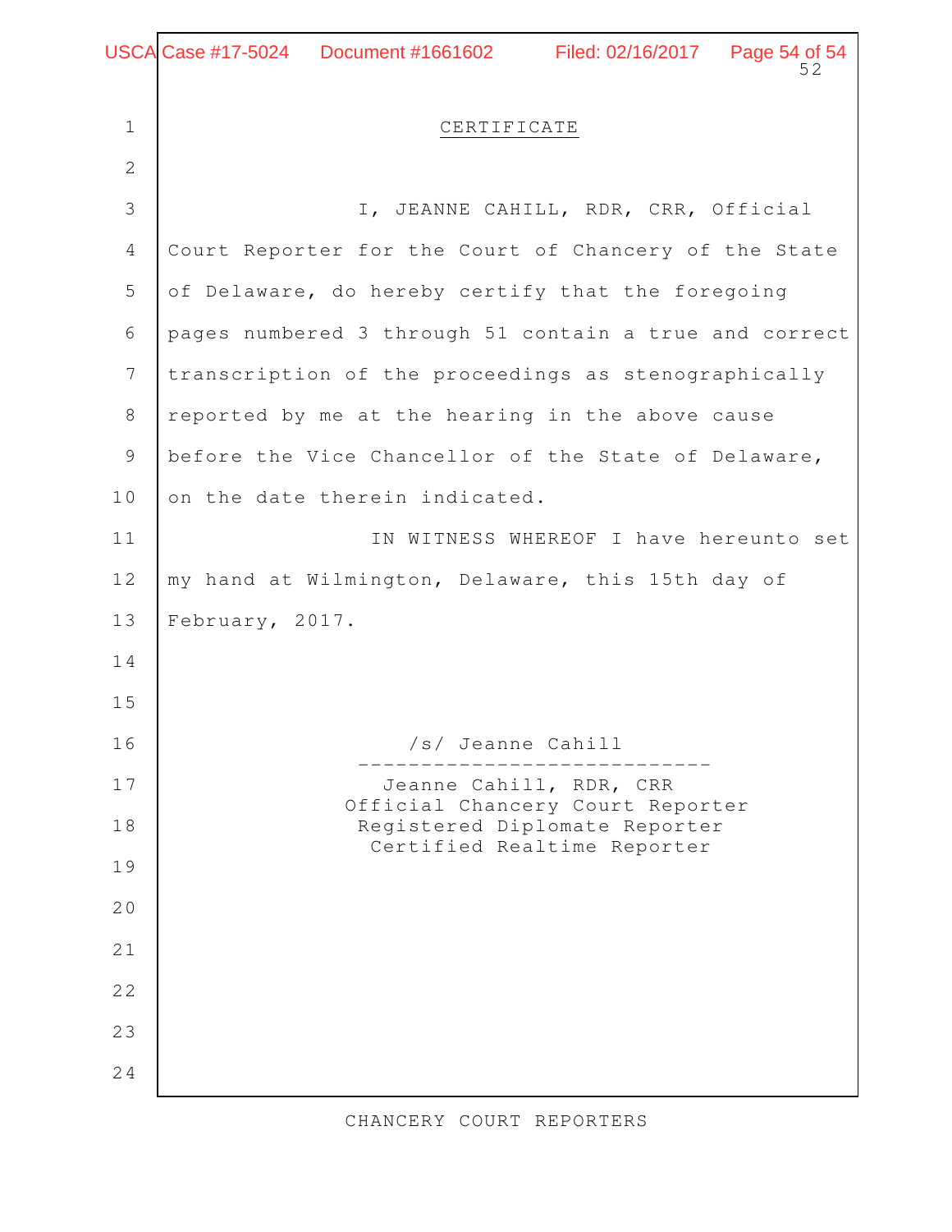# CERTIFICATE

I, JEANNE CAHILL, RDR, CRR, Official Court Reporter for the Court of Chancery of the State of Delaware, do hereby certify that the foregoing pages numbered 3 through 51 contain a true and correct transcription of the proceedings as stenographically reported by me at the hearing in the above cause before the Vice Chancellor of the State of Delaware, on the date therein indicated.

IN WITNESS WHEREOF I have hereunto set my hand at Wilmington, Delaware, this 15th day of February, 2017.

/s/ Jeanne Cahill

---

Jeanne Cahill, RDR, CRR
Official Chancery Court Reporter
Registered Diplomate Reporter
Certified Realtime Reporter